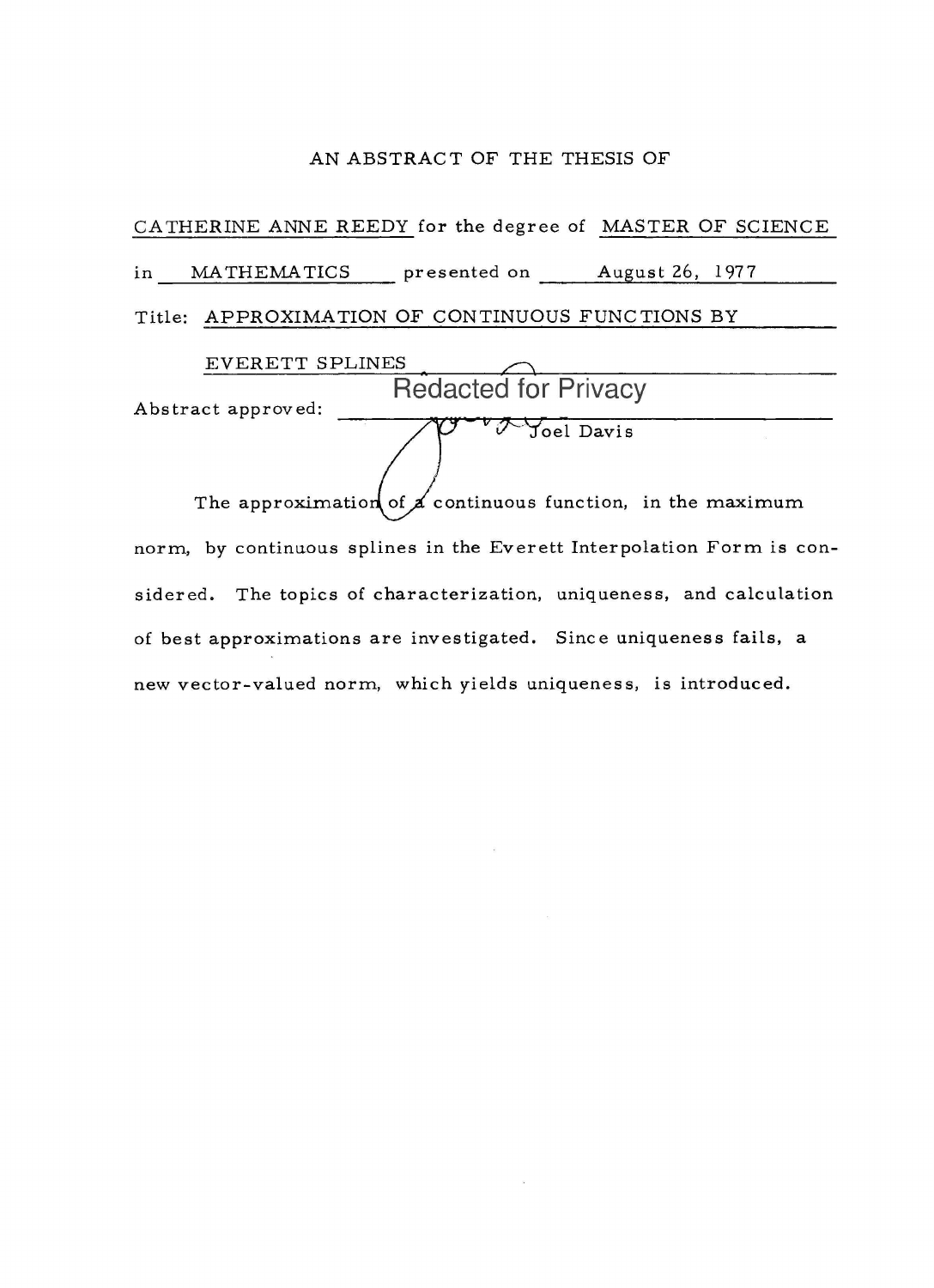AN ABSTRACT OF THE THESIS OF

CATHERINE ANNE REEDY for the degree of MASTER OF SCIENCE

in MATHEMATICS presented on August 26, 1977

Title: APPROXIMATION OF CONTINUOUS FUNCTIONS BY EVERETT SPLINES

Abstract approved: Redacted for Privacy

Joel Davis

The approximation of a continuous function, in the maximum norm, by continuous splines in the Everett Interpolation Form is considered. The topics of characterization, uniqueness, and calculation of best approximations are investigated. Since uniqueness fails, a new vector-valued norm, which yields uniqueness, is introduced.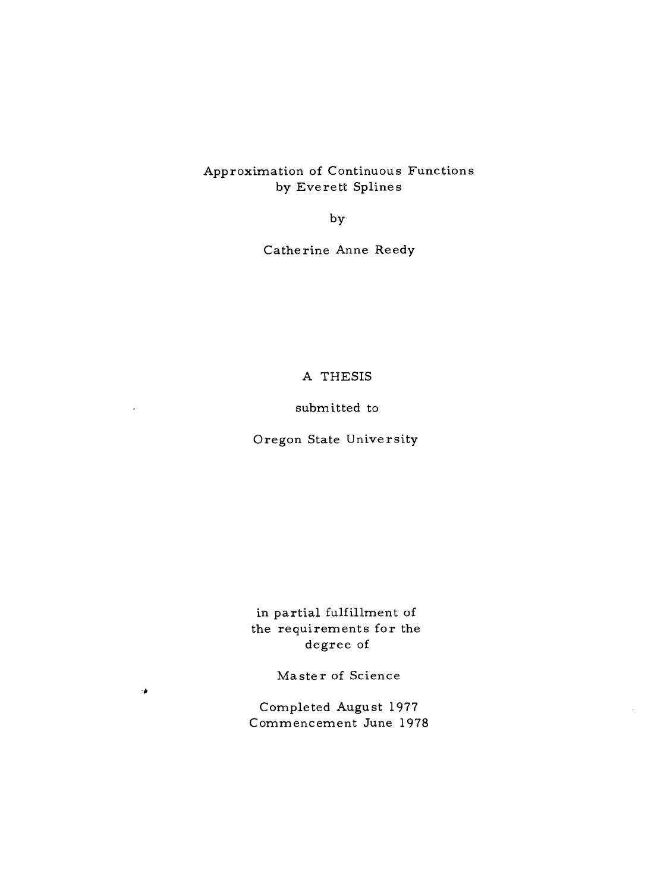Approximation of Continuous Functions
by Everett Splines

by

Catherine Anne Reedy

A THESIS

submitted to

Oregon State University

in partial fulfillment of
the requirements for the
degree of

Master of Science

Completed August 1977
Commencement June 1978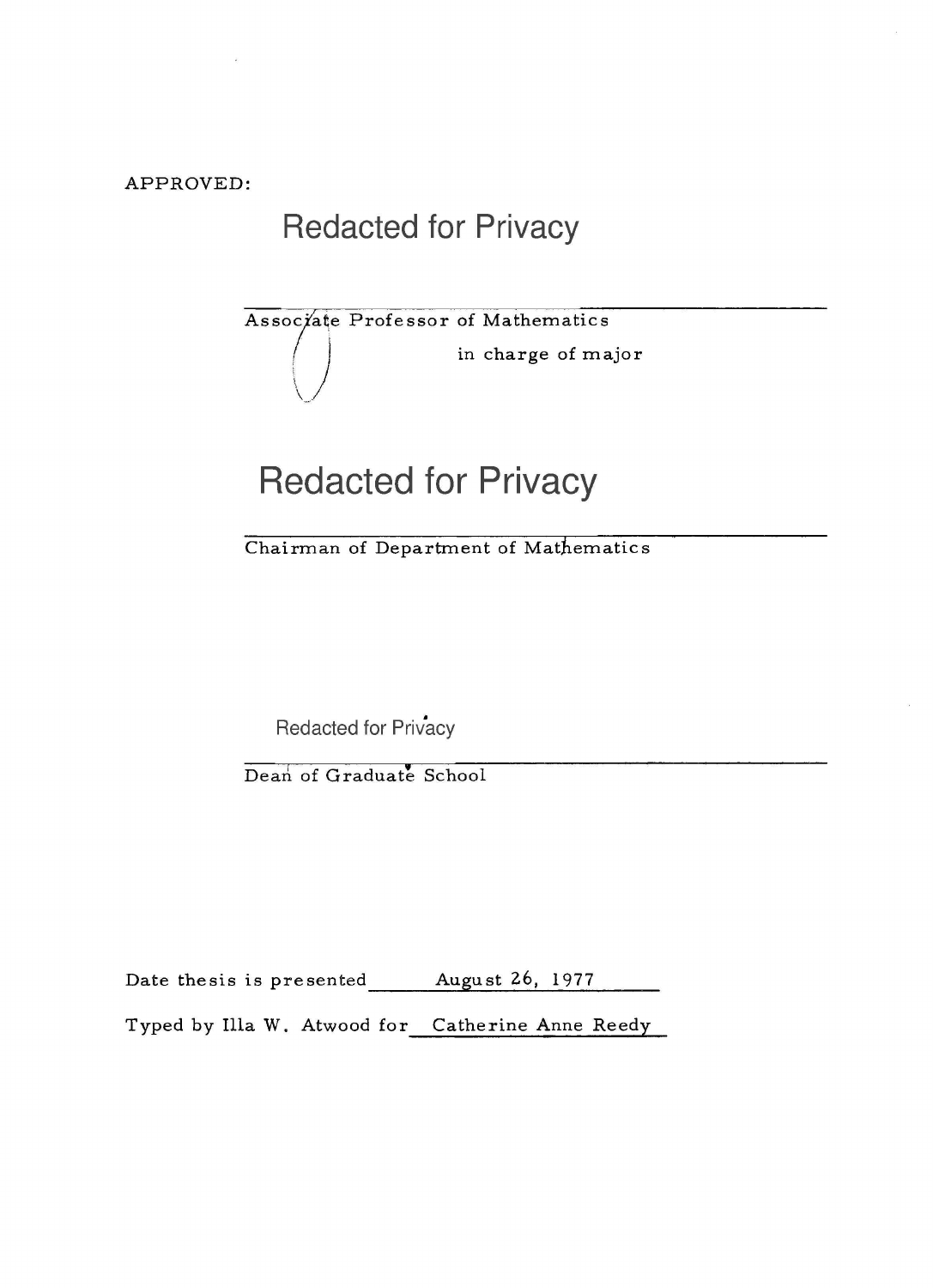APPROVED:

Redacted for Privacy

Associate Professor of Mathematics
in charge of major

Redacted for Privacy

Chairman of Department of Mathematics

Redacted for Privacy

Dean of Graduate School

Date thesis is presented August 26, 1977

Typed by Illa W. Atwood for Catherine Anne Reedy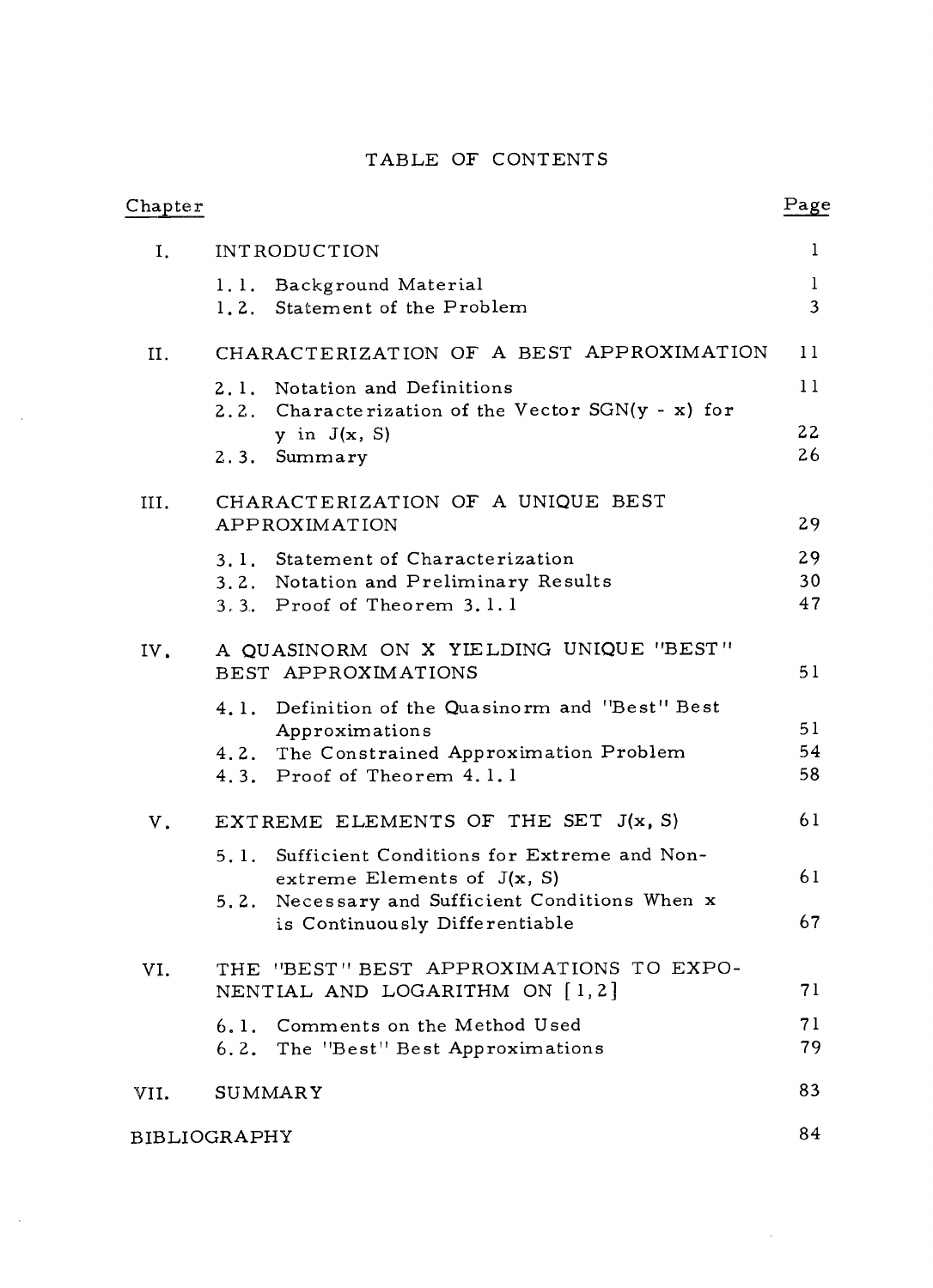# TABLE OF CONTENTS

| Chapter | | Page |
|---|---|---|
| I. | INTRODUCTION | 1 |
| | 1.1. Background Material | 1 |
| | 1.2. Statement of the Problem | 3 |
| II. | CHARACTERIZATION OF A BEST APPROXIMATION | 11 |
| | 2.1. Notation and Definitions | 11 |
| | 2.2. Characterization of the Vector SGN(y - x) for y in J(x, S) | 22 |
| | 2.3. Summary | 26 |
| III. | CHARACTERIZATION OF A UNIQUE BEST APPROXIMATION | 29 |
| | 3.1. Statement of Characterization | 29 |
| | 3.2. Notation and Preliminary Results | 30 |
| | 3.3. Proof of Theorem 3.1.1 | 47 |
| IV. | A QUASINORM ON X YIELDING UNIQUE "BEST" BEST APPROXIMATIONS | 51 |
| | 4.1. Definition of the Quasinorm and "Best" Best Approximations | 51 |
| | 4.2. The Constrained Approximation Problem | 54 |
| | 4.3. Proof of Theorem 4.1.1 | 58 |
| V. | EXTREME ELEMENTS OF THE SET J(x, S) | 61 |
| | 5.1. Sufficient Conditions for Extreme and Non-extreme Elements of J(x, S) | 61 |
| | 5.2. Necessary and Sufficient Conditions When x is Continuously Differentiable | 67 |
| VI. | THE "BEST" BEST APPROXIMATIONS TO EXPONENTIAL AND LOGARITHM ON [1,2] | 71 |
| | 6.1. Comments on the Method Used | 71 |
| | 6.2. The "Best" Best Approximations | 79 |
| VII. | SUMMARY | 83 |
| BIBLIOGRAPHY | | 84 |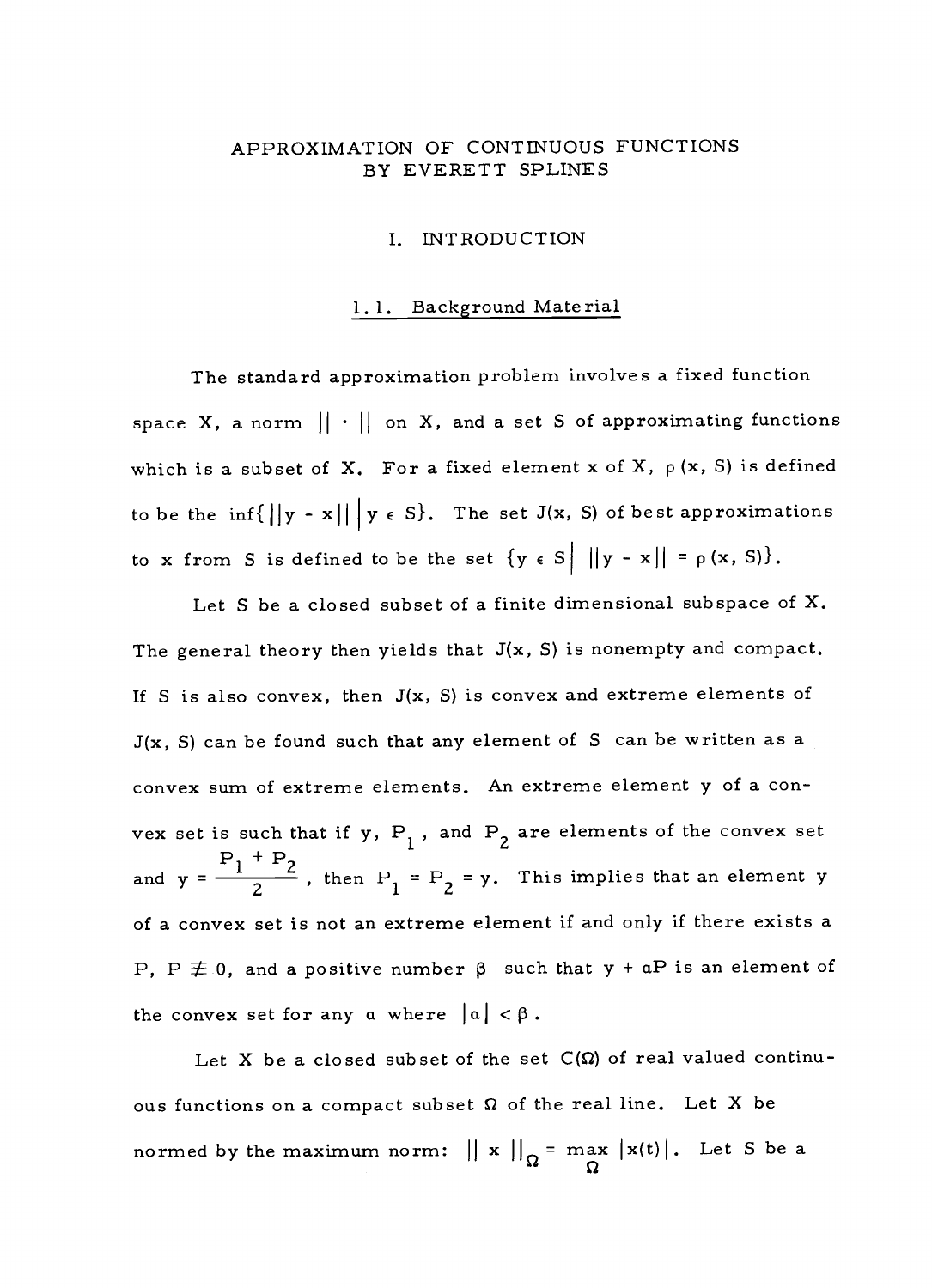# APPROXIMATION OF CONTINUOUS FUNCTIONS BY EVERETT SPLINES

## I. INTRODUCTION

### 1.1. Background Material

The standard approximation problem involves a fixed function space X, a norm $|| \cdot ||$ on X, and a set S of approximating functions which is a subset of X. For a fixed element x of X, $\rho(x, S)$ is defined to be the $\inf\{||y - x|| \mid y \in S\}$. The set J(x, S) of best approximations to x from S is defined to be the set $\{y \in S \mid ||y - x|| = \rho(x, S)\}$.

Let S be a closed subset of a finite dimensional subspace of X. The general theory then yields that J(x, S) is nonempty and compact. If S is also convex, then J(x, S) is convex and extreme elements of J(x, S) can be found such that any element of S can be written as a convex sum of extreme elements. An extreme element y of a convex set is such that if y, $P_1$, and $P_2$ are elements of the convex set and $y = \frac{P_1 + P_2}{2}$, then $P_1 = P_2 = y$. This implies that an element y of a convex set is not an extreme element if and only if there exists a P, $P \not\equiv 0$, and a positive number $\beta$ such that $y + \alpha P$ is an element of the convex set for any $\alpha$ where $|\alpha| < \beta$.

Let X be a closed subset of the set $C(\Omega)$ of real valued continuous functions on a compact subset $\Omega$ of the real line. Let X be normed by the maximum norm: $|| x ||_\Omega = \max_{\Omega} |x(t)|$. Let S be a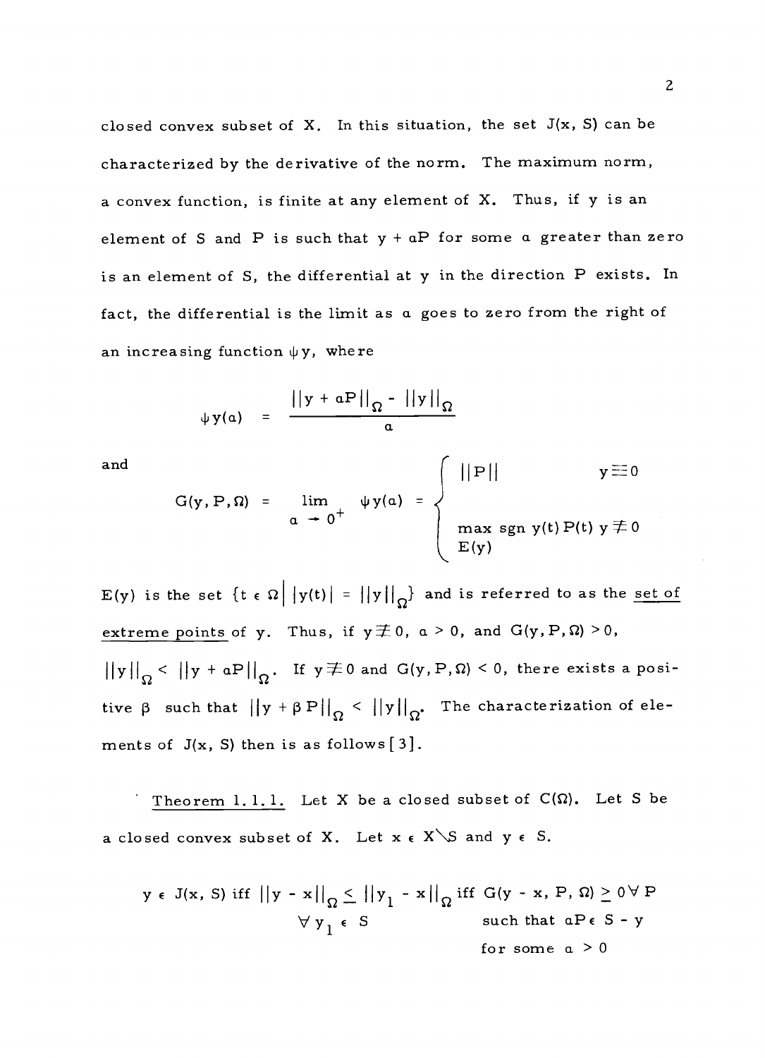closed convex subset of X. In this situation, the set $J(x, S)$ can be characterized by the derivative of the norm. The maximum norm, a convex function, is finite at any element of X. Thus, if y is an element of S and P is such that $y + \alpha P$ for some $\alpha$ greater than zero is an element of S, the differential at y in the direction P exists. In fact, the differential is the limit as $\alpha$ goes to zero from the right of an increasing function $\psi y$, where

$$\psi y(\alpha) = \frac{||y + \alpha P||_{\Omega} - ||y||_{\Omega}}{\alpha}$$

and

$$G(y, P, \Omega) = \lim_{\alpha \to 0^{+}} \psi y(\alpha) = \begin{cases} ||P|| & y \equiv 0 \\ \max\limits_{E(y)} \operatorname{sgn} y(t) P(t) & y \not\equiv 0 \end{cases}$$

$E(y)$ is the set $\{t \in \Omega \mid |y(t)| = ||y||_{\Omega}\}$ and is referred to as the <u>set of extreme points</u> of y. Thus, if $y \not\equiv 0$, $\alpha > 0$, and $G(y, P, \Omega) > 0$, $||y||_{\Omega} < ||y + \alpha P||_{\Omega}$. If $y \not\equiv 0$ and $G(y, P, \Omega) < 0$, there exists a positive $\beta$ such that $||y + \beta P||_{\Omega} < ||y||_{\Omega}$. The characterization of elements of $J(x, S)$ then is as follows [3].

<u>Theorem 1.1.1.</u> Let X be a closed subset of $C(\Omega)$. Let S be a closed convex subset of X. Let $x \in X \setminus S$ and $y \in S$.

$$y \in J(x, S) \text{ iff } ||y - x||_{\Omega} \leq ||y_1 - x||_{\Omega} \; \forall y_1 \in S \text{ iff } G(y - x, P, \Omega) \geq 0 \; \forall P \text{ such that } \alpha P \in S - y \text{ for some } \alpha > 0$$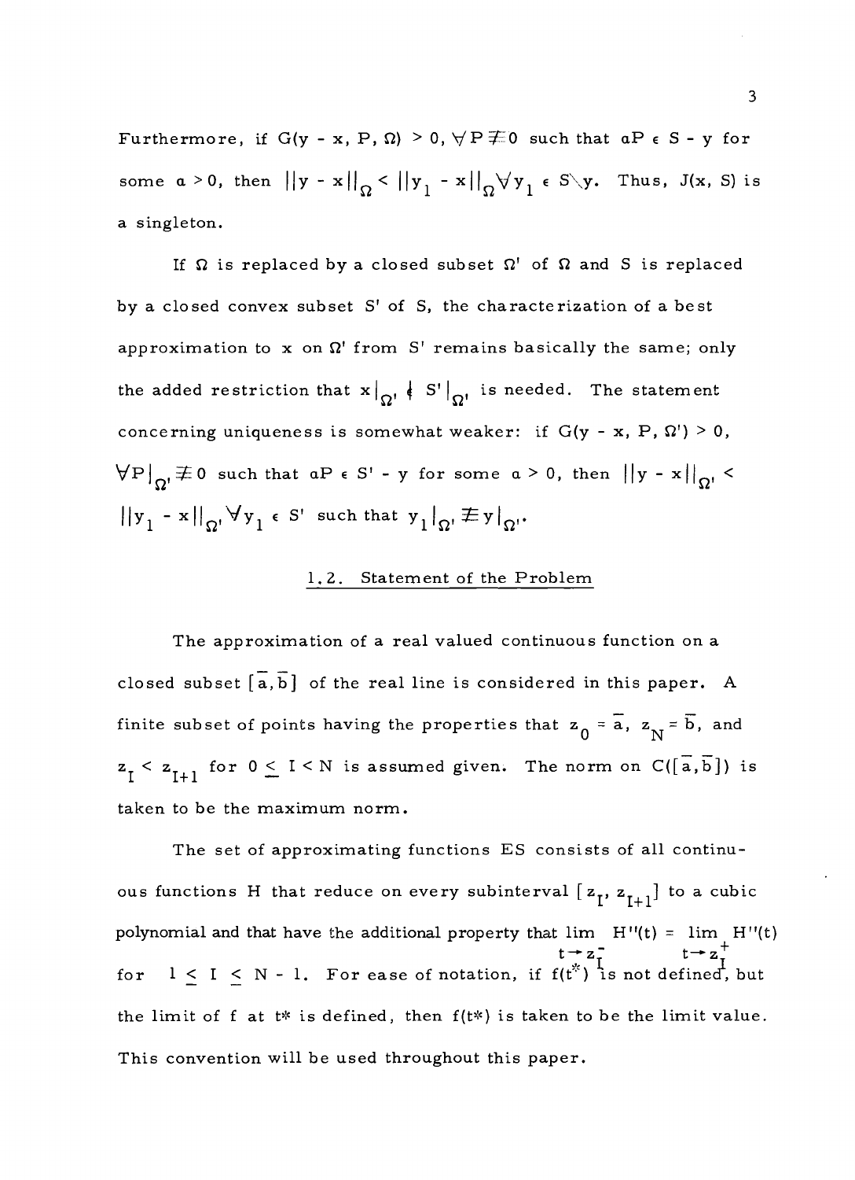Furthermore, if $G(y - x, P, \Omega) > 0, \forall P \not\equiv 0$ such that $\alpha P \in S - y$ for some $\alpha > 0$, then $||y - x||_\Omega < ||y_1 - x||_\Omega \forall y_1 \in S \setminus y$. Thus, $J(x, S)$ is a singleton.

If $\Omega$ is replaced by a closed subset $\Omega'$ of $\Omega$ and S is replaced by a closed convex subset S' of S, the characterization of a best approximation to x on $\Omega'$ from S' remains basically the same; only the added restriction that $x|_{\Omega'} \notin S'|_{\Omega'}$ is needed. The statement concerning uniqueness is somewhat weaker: if $G(y - x, P, \Omega') > 0$, $\forall P|_{\Omega'} \not\equiv 0$ such that $\alpha P \in S' - y$ for some $\alpha > 0$, then $||y - x||_{\Omega'} < ||y_1 - x||_{\Omega'} \forall y_1 \in S'$ such that $y_1|_{\Omega'} \not\equiv y|_{\Omega'}$.

## 1.2. Statement of the Problem

The approximation of a real valued continuous function on a closed subset $[\bar{a}, \bar{b}]$ of the real line is considered in this paper. A finite subset of points having the properties that $z_0 = \bar{a}$, $z_N = \bar{b}$, and $z_I < z_{I+1}$ for $0 \leq I < N$ is assumed given. The norm on $C([\bar{a}, \bar{b}])$ is taken to be the maximum norm.

The set of approximating functions ES consists of all continuous functions H that reduce on every subinterval $[z_I, z_{I+1}]$ to a cubic polynomial and that have the additional property that $\lim_{t \to z_I^-} H''(t) = \lim_{t \to z_I^+} H''(t)$ for $1 \leq I \leq N - 1$. For ease of notation, if $f(t^*)$ is not defined, but the limit of f at t* is defined, then f(t*) is taken to be the limit value. This convention will be used throughout this paper.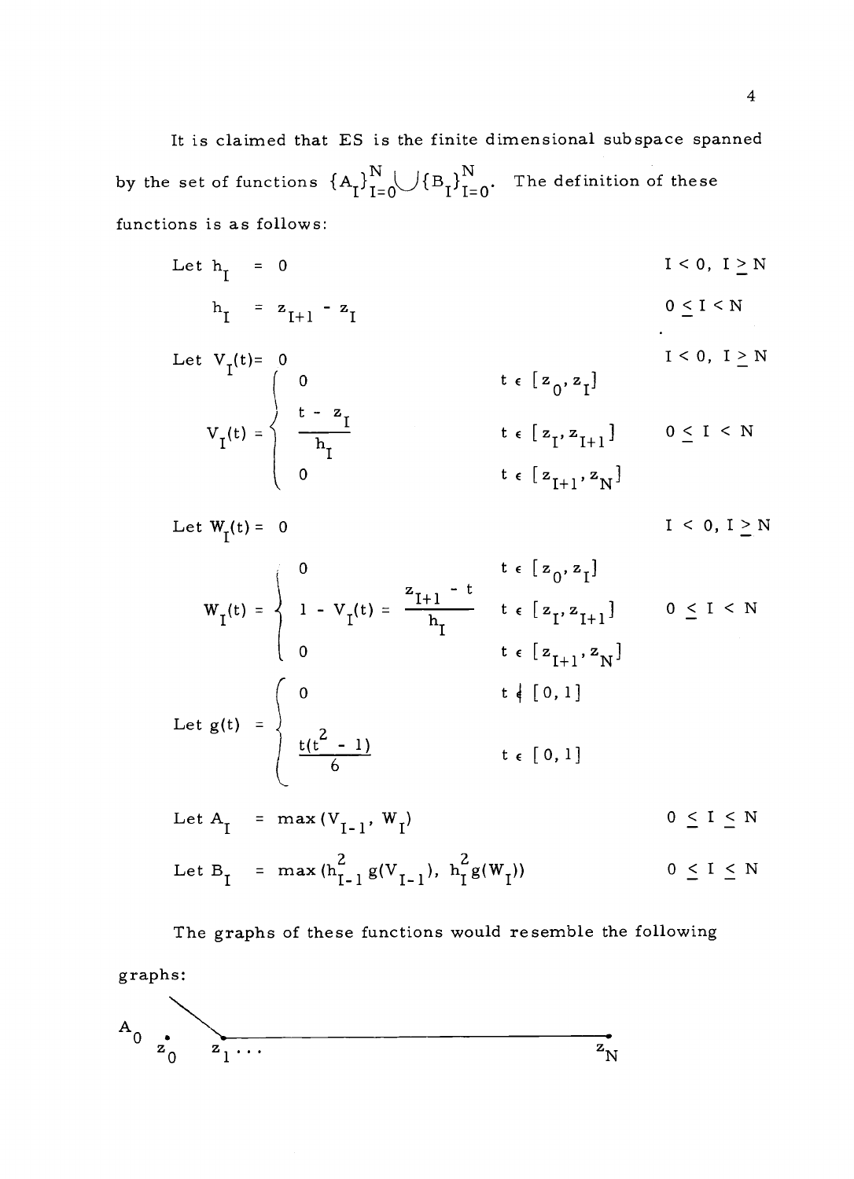It is claimed that ES is the finite dimensional subspace spanned by the set of functions $\{A_I\}_{I=0}^{N} \cup \{B_I\}_{I=0}^{N}$. The definition of these functions is as follows:

$$\text{Let } h_I = 0 \qquad\qquad I < 0,\ I \geq N$$

$$h_I = z_{I+1} - z_I \qquad\qquad 0 \leq I < N$$

$$\text{Let } V_I(t) = 0 \qquad\qquad I < 0,\ I \geq N$$

$$V_I(t) = \begin{cases} 0 & t \in [z_0, z_I] \\ \dfrac{t - z_I}{h_I} & t \in [z_I, z_{I+1}] \\ 0 & t \in [z_{I+1}, z_N] \end{cases} \qquad 0 \leq I < N$$

$$\text{Let } W_I(t) = 0 \qquad\qquad I < 0,\ I \geq N$$

$$W_I(t) = \begin{cases} 0 & t \in [z_0, z_I] \\ 1 - V_I(t) = \dfrac{z_{I+1} - t}{h_I} & t \in [z_I, z_{I+1}] \\ 0 & t \in [z_{I+1}, z_N] \end{cases} \qquad 0 \leq I < N$$

$$\text{Let } g(t) = \begin{cases} 0 & t \notin [0,1] \\ \dfrac{t(t^2 - 1)}{6} & t \in [0,1] \end{cases}$$

$$\text{Let } A_I = \max(V_{I-1}, W_I) \qquad\qquad 0 \leq I \leq N$$

$$\text{Let } B_I = \max(h_{I-1}^2\, g(V_{I-1}),\ h_I^2\, g(W_I)) \qquad\qquad 0 \leq I \leq N$$

The graphs of these functions would resemble the following graphs:

$A_0$

$z_0 \quad z_1 \ldots \qquad\qquad\qquad\qquad z_N$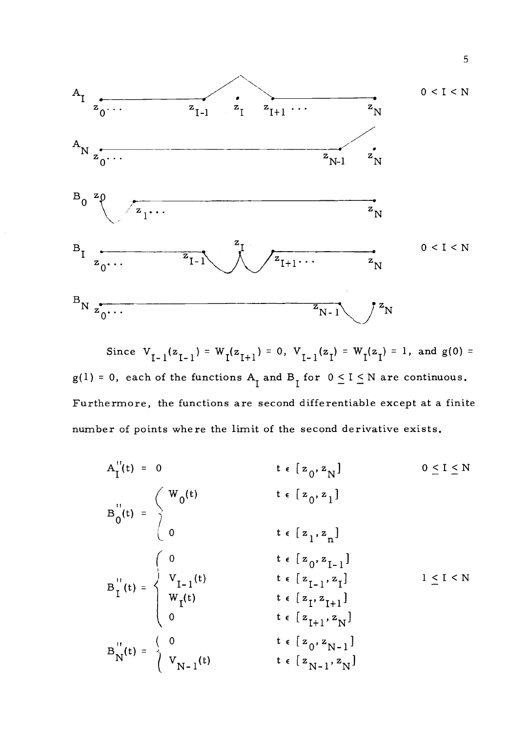$A_I$ $z_0 \cdots$ $z_{I-1}$ $z_I$ $z_{I+1} \cdots$ $z_N$ $0 < I < N$

$A_N$ $z_0 \cdots$ $z_{N-1}$ $z_N$

$B_0$ $z_0$ $z_1 \cdots$ $z_N$

$B_I$ $z_0 \cdots$ $z_{I-1}$ $z_I$ $z_{I+1} \cdots$ $z_N$ $0 < I < N$

$B_N$ $z_0 \cdots$ $z_{N-1}$ $z_N$

Since $V_{I-1}(z_{I-1}) = W_I(z_{I+1}) = 0$, $V_{I-1}(z_I) = W_I(z_I) = 1$, and $g(0) = g(1) = 0$, each of the functions $A_I$ and $B_I$ for $0 \leq I \leq N$ are continuous. Furthermore, the functions are second differentiable except at a finite number of points where the limit of the second derivative exists.

$$A_I''(t) = 0 \qquad t \in [z_0, z_N] \qquad 0 \leq I \leq N$$

$$B_0''(t) = \begin{cases} W_0(t) & t \in [z_0, z_1] \\ 0 & t \in [z_1, z_n] \end{cases}$$

$$B_I''(t) = \begin{cases} 0 & t \in [z_0, z_{I-1}] \\ V_{I-1}(t) & t \in [z_{I-1}, z_I] \\ W_I(t) & t \in [z_I, z_{I+1}] \\ 0 & t \in [z_{I+1}, z_N] \end{cases} \qquad 1 \leq I < N$$

$$B_N''(t) = \begin{cases} 0 & t \in [z_0, z_{N-1}] \\ V_{N-1}(t) & t \in [z_{N-1}, z_N] \end{cases}$$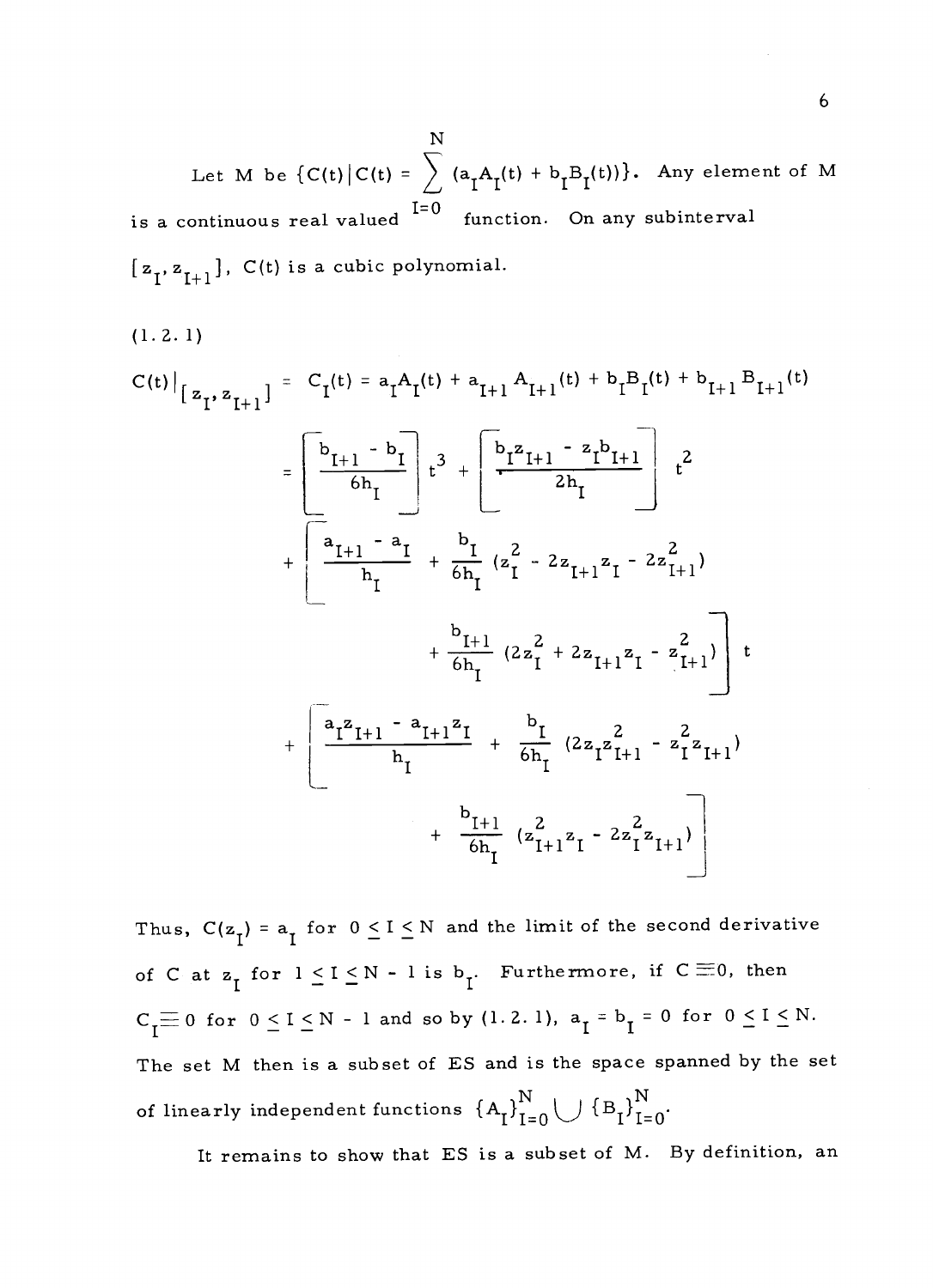Let $M$ be $\{C(t) | C(t) = \sum_{I=0}^{N} (a_I A_I(t) + b_I B_I(t))\}$. Any element of $M$ is a continuous real valued function. On any subinterval $[z_I, z_{I+1}]$, $C(t)$ is a cubic polynomial.

(1.2.1)

$$
\begin{aligned}
C(t)\Big|_{[z_I, z_{I+1}]} &= C_I(t) = a_I A_I(t) + a_{I+1} A_{I+1}(t) + b_I B_I(t) + b_{I+1} B_{I+1}(t) \\
&= \left[\frac{b_{I+1} - b_I}{6h_I}\right] t^3 + \left[\frac{b_I z_{I+1} - z_I b_{I+1}}{2h_I}\right] t^2 \\
&+ \left[\frac{a_{I+1} - a_I}{h_I} + \frac{b_I}{6h_I}(z_I^2 - 2z_{I+1} z_I - 2z_{I+1}^2) \right. \\
&\qquad \left. + \frac{b_{I+1}}{6h_I}(2z_I^2 + 2z_{I+1} z_I - z_{I+1}^2)\right] t \\
&+ \left[\frac{a_I z_{I+1} - a_{I+1} z_I}{h_I} + \frac{b_I}{6h_I}(2z_I z_{I+1}^2 - z_I^2 z_{I+1}) \right. \\
&\qquad \left. + \frac{b_{I+1}}{6h_I}(z_{I+1}^2 z_I - 2z_I^2 z_{I+1})\right]
\end{aligned}
$$

Thus, $C(z_I) = a_I$ for $0 \leq I \leq N$ and the limit of the second derivative of $C$ at $z_I$ for $1 \leq I \leq N - 1$ is $b_I$. Furthermore, if $C \equiv 0$, then $C_I \equiv 0$ for $0 \leq I \leq N - 1$ and so by (1.2.1), $a_I = b_I = 0$ for $0 \leq I \leq N$. The set $M$ then is a subset of ES and is the space spanned by the set of linearly independent functions $\{A_I\}_{I=0}^{N} \cup \{B_I\}_{I=0}^{N}$.

It remains to show that ES is a subset of $M$. By definition, an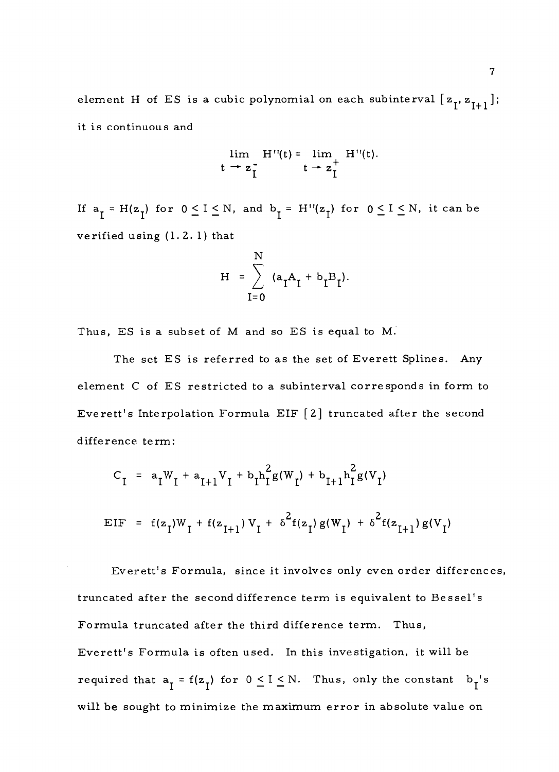element H of ES is a cubic polynomial on each subinterval $[z_I, z_{I+1}]$; it is continuous and

$$\lim_{t \to z_I^-} H''(t) = \lim_{t \to z_I^+} H''(t).$$

If $a_I = H(z_I)$ for $0 \leq I \leq N$, and $b_I = H''(z_I)$ for $0 \leq I \leq N$, it can be verified using (1.2.1) that

$$H = \sum_{I=0}^{N} (a_I A_I + b_I B_I).$$

Thus, ES is a subset of M and so ES is equal to M.

The set ES is referred to as the set of Everett Splines. Any element C of ES restricted to a subinterval corresponds in form to Everett's Interpolation Formula EIF [2] truncated after the second difference term:

$$C_I = a_I W_I + a_{I+1} V_I + b_I h_I^2 g(W_I) + b_{I+1} h_I^2 g(V_I)$$

$$\text{EIF} = f(z_I) W_I + f(z_{I+1}) V_I + \delta^2 f(z_I) g(W_I) + \delta^2 f(z_{I+1}) g(V_I)$$

Everett's Formula, since it involves only even order differences, truncated after the second difference term is equivalent to Bessel's Formula truncated after the third difference term. Thus, Everett's Formula is often used. In this investigation, it will be required that $a_I = f(z_I)$ for $0 \leq I \leq N$. Thus, only the constant $b_I$'s will be sought to minimize the maximum error in absolute value on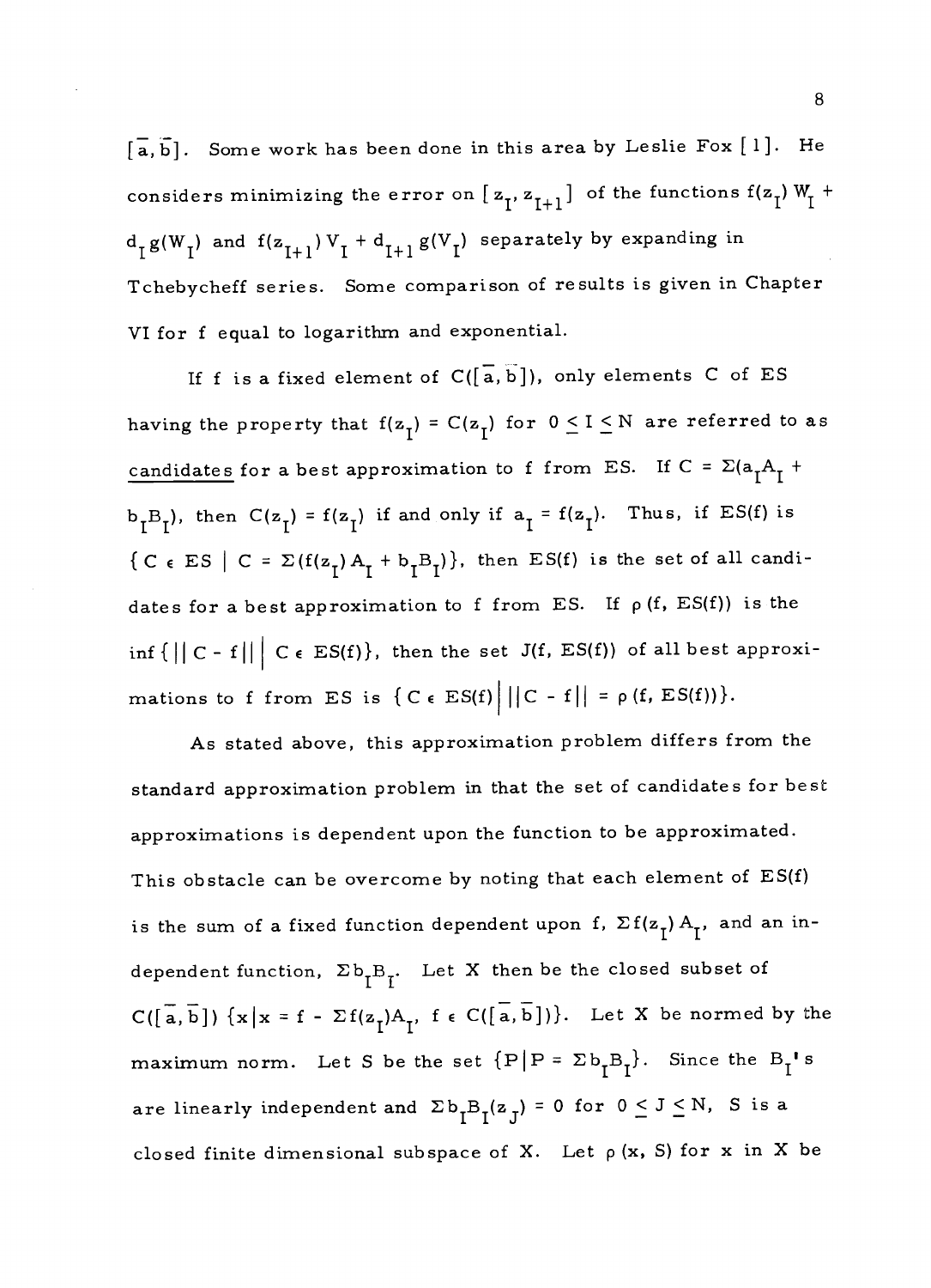$[\bar{a}, \bar{b}]$. Some work has been done in this area by Leslie Fox [1]. He considers minimizing the error on $[z_I, z_{I+1}]$ of the functions $f(z_I) W_I + d_I g(W_I)$ and $f(z_{I+1}) V_I + d_{I+1} g(V_I)$ separately by expanding in Tchebycheff series. Some comparison of results is given in Chapter VI for f equal to logarithm and exponential.

If f is a fixed element of $C([\bar{a}, \bar{b}])$, only elements C of ES having the property that $f(z_I) = C(z_I)$ for $0 \leq I \leq N$ are referred to as candidates for a best approximation to f from ES. If $C = \Sigma(a_I A_I + b_I B_I)$, then $C(z_I) = f(z_I)$ if and only if $a_I = f(z_I)$. Thus, if ES(f) is $\{C \in ES \mid C = \Sigma(f(z_I) A_I + b_I B_I)\}$, then ES(f) is the set of all candidates for a best approximation to f from ES. If $\rho(f, ES(f))$ is the $\inf\{\|C - f\| \mid C \in ES(f)\}$, then the set $J(f, ES(f))$ of all best approximations to f from ES is $\{C \in ES(f) \mid \|C - f\| = \rho(f, ES(f))\}$.

As stated above, this approximation problem differs from the standard approximation problem in that the set of candidates for best approximations is dependent upon the function to be approximated. This obstacle can be overcome by noting that each element of ES(f) is the sum of a fixed function dependent upon f, $\Sigma f(z_I) A_I$, and an independent function, $\Sigma b_I B_I$. Let X then be the closed subset of $C([\bar{a}, \bar{b}])$ $\{x \mid x = f - \Sigma f(z_I) A_I,\ f \in C([\bar{a}, \bar{b}])\}$. Let X be normed by the maximum norm. Let S be the set $\{P \mid P = \Sigma b_I B_I\}$. Since the $B_I$'s are linearly independent and $\Sigma b_I B_I(z_J) = 0$ for $0 \leq J \leq N$, S is a closed finite dimensional subspace of X. Let $\rho(x, S)$ for x in X be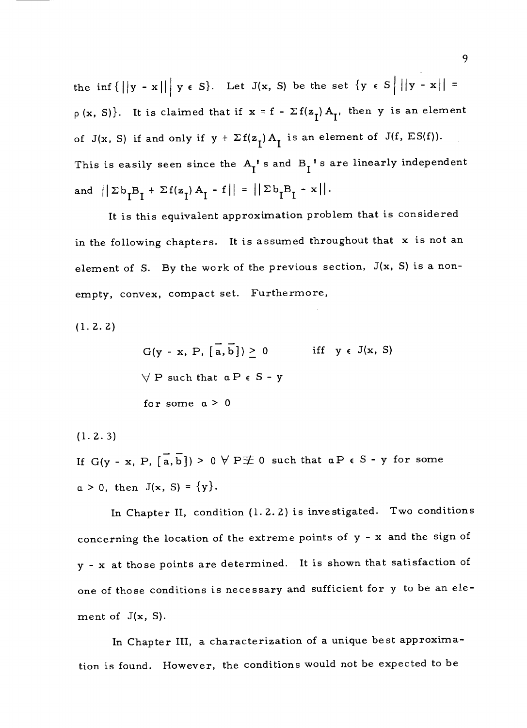the $\inf\{||y - x|| \mid y \in S\}$. Let $J(x, S)$ be the set $\{y \in S \mid ||y - x|| = \rho(x, S)\}$. It is claimed that if $x = f - \Sigma f(z_I) A_I$, then $y$ is an element of $J(x, S)$ if and only if $y + \Sigma f(z_I) A_I$ is an element of $J(f, ES(f))$. This is easily seen since the $A_I$'s and $B_I$'s are linearly independent and $||\Sigma b_I B_I + \Sigma f(z_I) A_I - f|| = ||\Sigma b_I B_I - x||$.

It is this equivalent approximation problem that is considered in the following chapters. It is assumed throughout that $x$ is not an element of $S$. By the work of the previous section, $J(x, S)$ is a non-empty, convex, compact set. Furthermore,

(1.2.2)

$$G(y - x, P, [\bar{a}, \bar{b}]) \geq 0 \qquad \text{iff} \quad y \in J(x, S)$$

$$\forall\, P \text{ such that } \alpha P \in S - y$$

$$\text{for some } \alpha > 0$$

(1.2.3)

If $G(y - x, P, [\bar{a}, \bar{b}]) > 0 \;\forall\, P \not\equiv 0$ such that $\alpha P \in S - y$ for some $\alpha > 0$, then $J(x, S) = \{y\}$.

In Chapter II, condition (1.2.2) is investigated. Two conditions concerning the location of the extreme points of $y - x$ and the sign of $y - x$ at those points are determined. It is shown that satisfaction of one of those conditions is necessary and sufficient for $y$ to be an element of $J(x, S)$.

In Chapter III, a characterization of a unique best approximation is found. However, the conditions would not be expected to be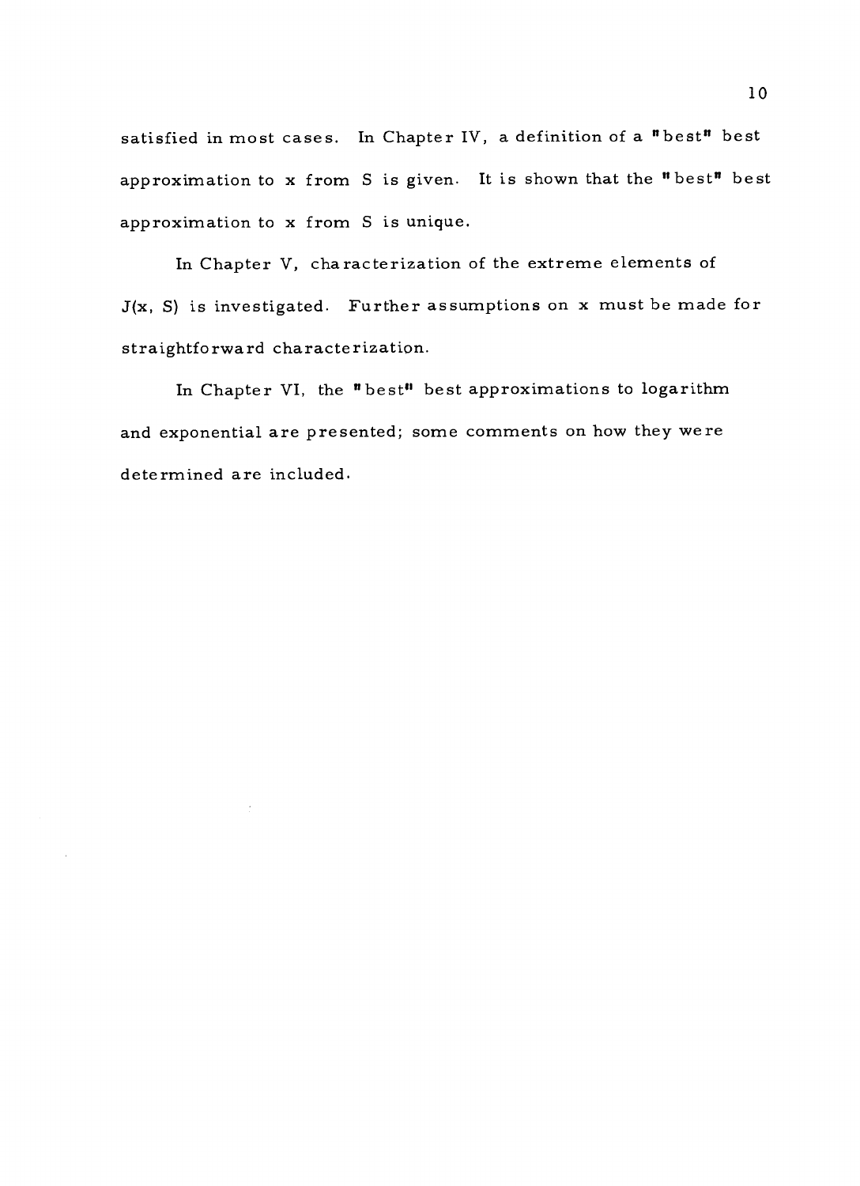satisfied in most cases. In Chapter IV, a definition of a "best" best approximation to $x$ from $S$ is given. It is shown that the "best" best approximation to $x$ from $S$ is unique.

In Chapter V, characterization of the extreme elements of $J(x, S)$ is investigated. Further assumptions on $x$ must be made for straightforward characterization.

In Chapter VI, the "best" best approximations to logarithm and exponential are presented; some comments on how they were determined are included.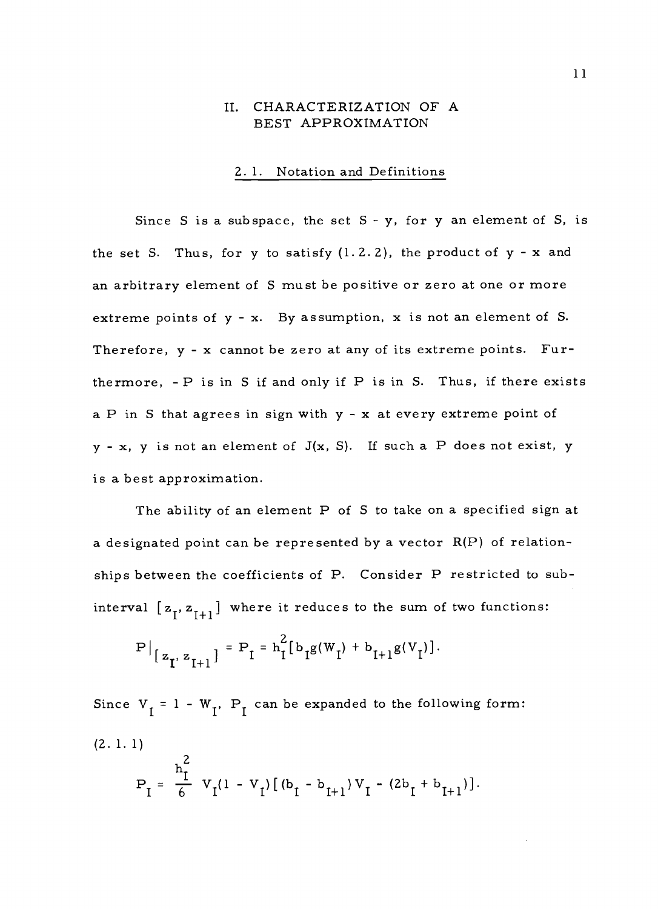## II. CHARACTERIZATION OF A BEST APPROXIMATION

### 2.1. Notation and Definitions

Since S is a subspace, the set S - y, for y an element of S, is the set S. Thus, for y to satisfy (1.2.2), the product of y - x and an arbitrary element of S must be positive or zero at one or more extreme points of y - x. By assumption, x is not an element of S. Therefore, y - x cannot be zero at any of its extreme points. Furthermore, - P is in S if and only if P is in S. Thus, if there exists a P in S that agrees in sign with y - x at every extreme point of y - x, y is not an element of J(x, S). If such a P does not exist, y is a best approximation.

The ability of an element P of S to take on a specified sign at a designated point can be represented by a vector R(P) of relationships between the coefficients of P. Consider P restricted to subinterval $[z_I, z_{I+1}]$ where it reduces to the sum of two functions:

$$P|_{[z_I, z_{I+1}]} = P_I = h_I^2 [b_I g(W_I) + b_{I+1} g(V_I)].$$

Since $V_I = 1 - W_I$, $P_I$ can be expanded to the following form:

(2.1.1)

$$P_I = \frac{h_I^2}{6} V_I(1 - V_I)[(b_I - b_{I+1})V_I - (2b_I + b_{I+1})].$$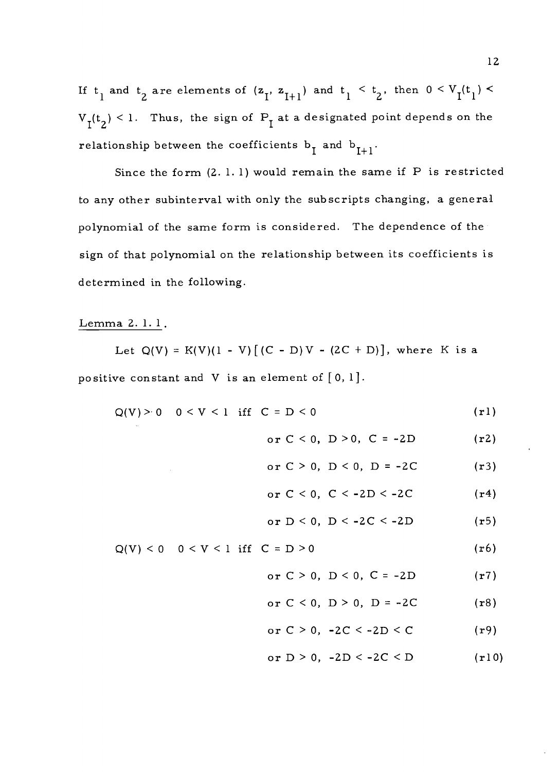If $t_1$ and $t_2$ are elements of $(z_I, z_{I+1})$ and $t_1 < t_2$, then $0 < V_I(t_1) < V_I(t_2) < 1$. Thus, the sign of $P_I$ at a designated point depends on the relationship between the coefficients $b_I$ and $b_{I+1}$.

Since the form (2.1.1) would remain the same if P is restricted to any other subinterval with only the subscripts changing, a general polynomial of the same form is considered. The dependence of the sign of that polynomial on the relationship between its coefficients is determined in the following.

Lemma 2.1.1.

Let $Q(V) = K(V)(1 - V)[(C - D)V - (2C + D)]$, where K is a positive constant and V is an element of $[0, 1]$.

$$Q(V) > 0 \quad 0 < V < 1 \text{ iff } C = D < 0 \qquad \text{(r1)}$$

$$\text{or } C < 0,\ D > 0,\ C = -2D \qquad \text{(r2)}$$

$$\text{or } C > 0,\ D < 0,\ D = -2C \qquad \text{(r3)}$$

$$\text{or } C < 0,\ C < -2D < -2C \qquad \text{(r4)}$$

$$\text{or } D < 0,\ D < -2C < -2D \qquad \text{(r5)}$$

$$Q(V) < 0 \quad 0 < V < 1 \text{ iff } C = D > 0 \qquad \text{(r6)}$$

$$\text{or } C > 0,\ D < 0,\ C = -2D \qquad \text{(r7)}$$

$$\text{or } C < 0,\ D > 0,\ D = -2C \qquad \text{(r8)}$$

$$\text{or } C > 0,\ -2C < -2D < C \qquad \text{(r9)}$$

$$\text{or } D > 0,\ -2D < -2C < D \qquad \text{(r10)}$$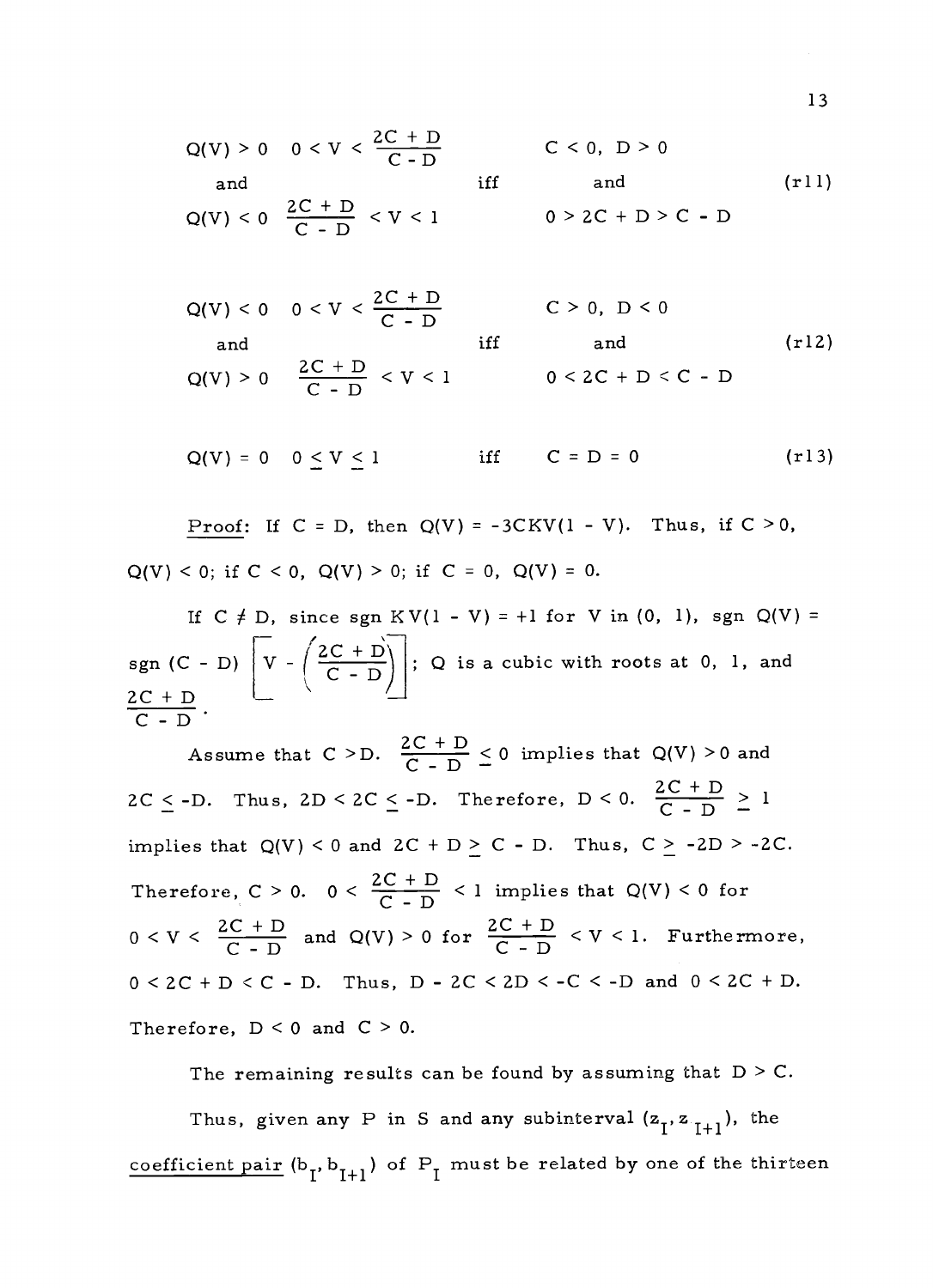$$Q(V) > 0 \quad 0 < V < \frac{2C + D}{C - D} \qquad\qquad C < 0,\ D > 0$$

$$\text{and} \qquad\qquad\qquad \text{iff} \qquad\qquad \text{and} \qquad\qquad (r11)$$

$$Q(V) < 0 \quad \frac{2C + D}{C - D} < V < 1 \qquad\qquad 0 > 2C + D > C - D$$

$$Q(V) < 0 \quad 0 < V < \frac{2C + D}{C - D} \qquad\qquad C > 0,\ D < 0$$

$$\text{and} \qquad\qquad\qquad \text{iff} \qquad\qquad \text{and} \qquad\qquad (r12)$$

$$Q(V) > 0 \quad \frac{2C + D}{C - D} < V < 1 \qquad\qquad 0 < 2C + D < C - D$$

$$Q(V) = 0 \quad 0 \leq V \leq 1 \qquad \text{iff} \qquad C = D = 0 \qquad\qquad (r13)$$

Proof: If $C = D$, then $Q(V) = -3CKV(1 - V)$. Thus, if $C > 0$, $Q(V) < 0$; if $C < 0$, $Q(V) > 0$; if $C = 0$, $Q(V) = 0$.

If $C \neq D$, since sgn $KV(1 - V) = +1$ for $V$ in $(0, 1)$, sgn $Q(V) =$ sgn $(C - D)\left[V - \left(\frac{2C + D}{C - D}\right)\right]$; $Q$ is a cubic with roots at 0, 1, and $\frac{2C + D}{C - D}$.

Assume that $C > D$. $\frac{2C + D}{C - D} \leq 0$ implies that $Q(V) > 0$ and $2C \leq -D$. Thus, $2D < 2C \leq -D$. Therefore, $D < 0$. $\frac{2C + D}{C - D} \geq 1$ implies that $Q(V) < 0$ and $2C + D \geq C - D$. Thus, $C \geq -2D > -2C$. Therefore, $C > 0$. $0 < \frac{2C + D}{C - D} < 1$ implies that $Q(V) < 0$ for $0 < V < \frac{2C + D}{C - D}$ and $Q(V) > 0$ for $\frac{2C + D}{C - D} < V < 1$. Furthermore, $0 < 2C + D < C - D$. Thus, $D - 2C < 2D < -C < -D$ and $0 < 2C + D$. Therefore, $D < 0$ and $C > 0$.

The remaining results can be found by assuming that $D > C$.

Thus, given any $P$ in $S$ and any subinterval $(z_I, z_{I+1})$, the <u>coefficient pair</u> $(b_I, b_{I+1})$ of $P_I$ must be related by one of the thirteen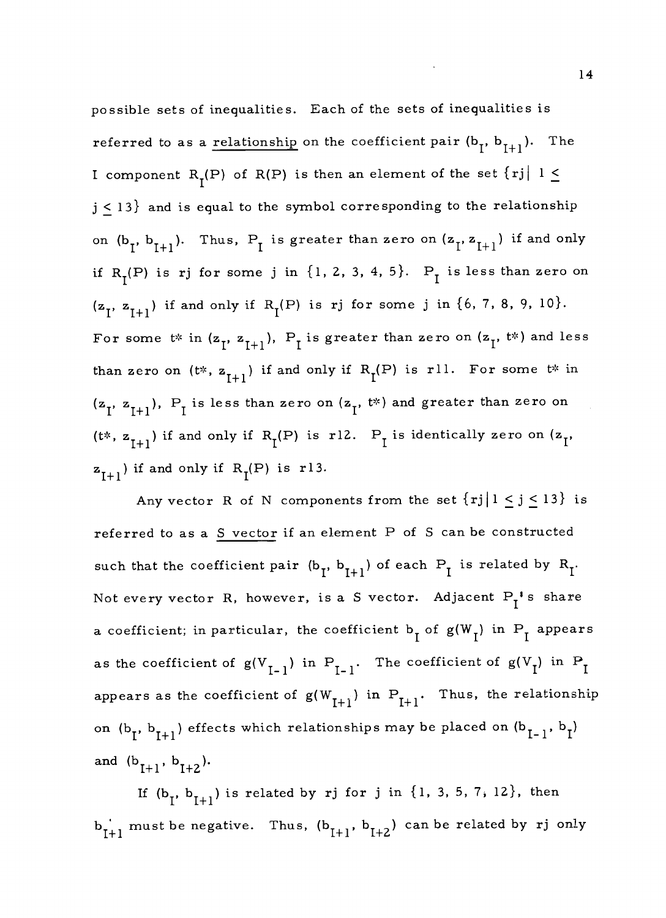possible sets of inequalities. Each of the sets of inequalities is referred to as a <u>relationship</u> on the coefficient pair $(b_I, b_{I+1})$. The I component $R_I(P)$ of $R(P)$ is then an element of the set $\{rj \mid 1 \leq j \leq 13\}$ and is equal to the symbol corresponding to the relationship on $(b_I, b_{I+1})$. Thus, $P_I$ is greater than zero on $(z_I, z_{I+1})$ if and only if $R_I(P)$ is rj for some j in $\{1, 2, 3, 4, 5\}$. $P_I$ is less than zero on $(z_I, z_{I+1})$ if and only if $R_I(P)$ is rj for some j in $\{6, 7, 8, 9, 10\}$. For some $t^*$ in $(z_I, z_{I+1})$, $P_I$ is greater than zero on $(z_I, t^*)$ and less than zero on $(t^*, z_{I+1})$ if and only if $R_I(P)$ is r11. For some $t^*$ in $(z_I, z_{I+1})$, $P_I$ is less than zero on $(z_I, t^*)$ and greater than zero on $(t^*, z_{I+1})$ if and only if $R_I(P)$ is r12. $P_I$ is identically zero on $(z_I, z_{I+1})$ if and only if $R_I(P)$ is r13.

Any vector R of N components from the set $\{rj \mid 1 \leq j \leq 13\}$ is referred to as a <u>S vector</u> if an element P of S can be constructed such that the coefficient pair $(b_I, b_{I+1})$ of each $P_I$ is related by $R_I$. Not every vector R, however, is a S vector. Adjacent $P_I$'s share a coefficient; in particular, the coefficient $b_I$ of $g(W_I)$ in $P_I$ appears as the coefficient of $g(V_{I-1})$ in $P_{I-1}$. The coefficient of $g(V_I)$ in $P_I$ appears as the coefficient of $g(W_{I+1})$ in $P_{I+1}$. Thus, the relationship on $(b_I, b_{I+1})$ effects which relationships may be placed on $(b_{I-1}, b_I)$ and $(b_{I+1}, b_{I+2})$.

If $(b_I, b_{I+1})$ is related by rj for j in $\{1, 3, 5, 7, 12\}$, then $b_{I+1}'$ must be negative. Thus, $(b_{I+1}, b_{I+2})$ can be related by rj only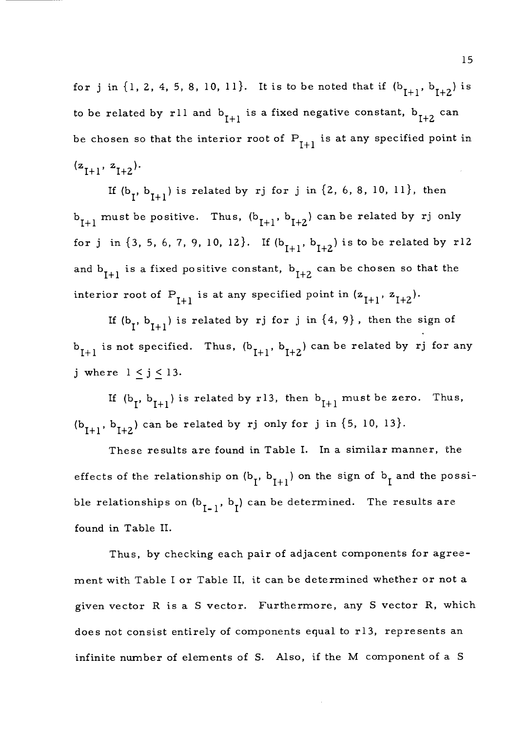for j in {1, 2, 4, 5, 8, 10, 11}. It is to be noted that if $(b_{I+1}, b_{I+2})$ is to be related by r11 and $b_{I+1}$ is a fixed negative constant, $b_{I+2}$ can be chosen so that the interior root of $P_{I+1}$ is at any specified point in $(z_{I+1}, z_{I+2})$.

If $(b_I, b_{I+1})$ is related by rj for j in {2, 6, 8, 10, 11}, then $b_{I+1}$ must be positive. Thus, $(b_{I+1}, b_{I+2})$ can be related by rj only for j in {3, 5, 6, 7, 9, 10, 12}. If $(b_{I+1}, b_{I+2})$ is to be related by r12 and $b_{I+1}$ is a fixed positive constant, $b_{I+2}$ can be chosen so that the interior root of $P_{I+1}$ is at any specified point in $(z_{I+1}, z_{I+2})$.

If $(b_I, b_{I+1})$ is related by rj for j in {4, 9}, then the sign of $b_{I+1}$ is not specified. Thus, $(b_{I+1}, b_{I+2})$ can be related by rj for any j where $1 \leq j \leq 13$.

If $(b_I, b_{I+1})$ is related by r13, then $b_{I+1}$ must be zero. Thus, $(b_{I+1}, b_{I+2})$ can be related by rj only for j in {5, 10, 13}.

These results are found in Table I. In a similar manner, the effects of the relationship on $(b_I, b_{I+1})$ on the sign of $b_I$ and the possible relationships on $(b_{I-1}, b_I)$ can be determined. The results are found in Table II.

Thus, by checking each pair of adjacent components for agreement with Table I or Table II, it can be determined whether or not a given vector R is a S vector. Furthermore, any S vector R, which does not consist entirely of components equal to r13, represents an infinite number of elements of S. Also, if the M component of a S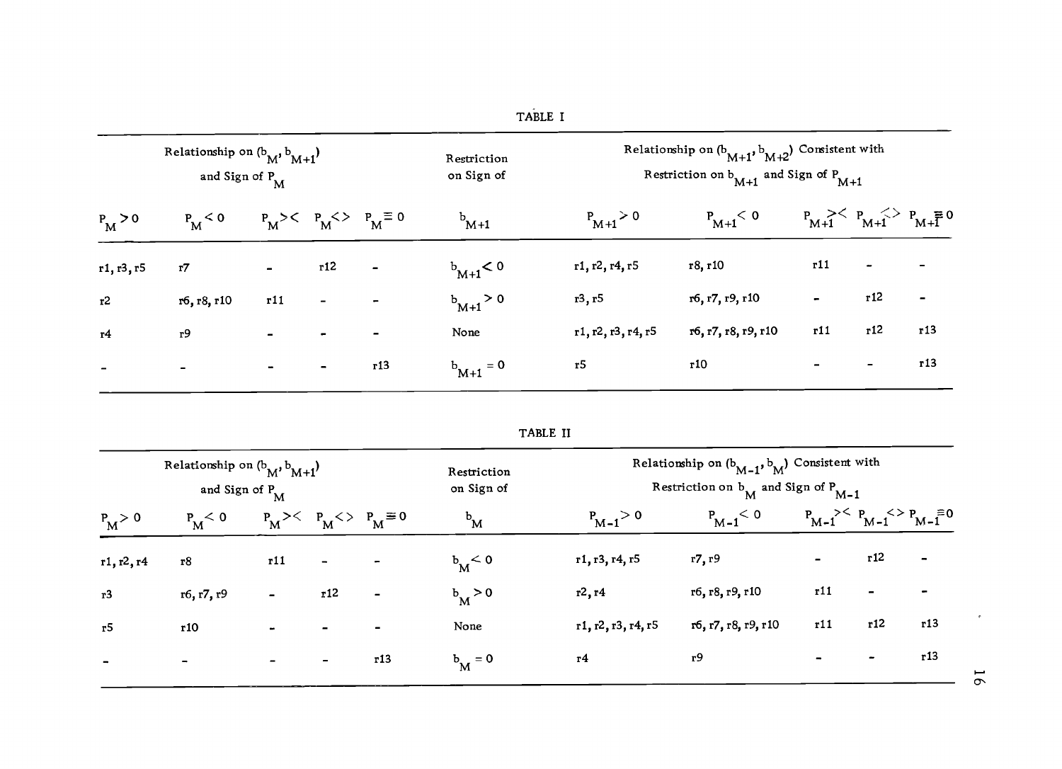TABLE I

| Relationship on $(b_M, b_{M+1})$ and Sign of $P_M$ | | | | | Restriction on Sign of | Relationship on $(b_{M+1}, b_{M+2})$ Consistent with Restriction on $b_{M+1}$ and Sign of $P_{M+1}$ | | | | |
|---|---|---|---|---|---|---|---|---|---|---|
| $P_M > 0$ | $P_M < 0$ | $P_M >\!<$ | $P_M <\!>$ | $P_M \equiv 0$ | $b_{M+1}$ | $P_{M+1} > 0$ | $P_{M+1} < 0$ | $P_{M+1} >\!<$ | $P_{M+1} <\!>$ | $P_{M+1} \equiv 0$ |
| r1, r3, r5 | r7 | - | r12 | - | $b_{M+1} < 0$ | r1, r2, r4, r5 | r8, r10 | r11 | - | - |
| r2 | r6, r8, r10 | r11 | - | - | $b_{M+1} > 0$ | r3, r5 | r6, r7, r9, r10 | - | r12 | - |
| r4 | r9 | - | - | - | None | r1, r2, r3, r4, r5 | r6, r7, r8, r9, r10 | r11 | r12 | r13 |
| - | - | - | - | r13 | $b_{M+1} = 0$ | r5 | r10 | - | - | r13 |

TABLE II

| Relationship on $(b_M, b_{M+1})$ and Sign of $P_M$ | | | | | Restriction on Sign of | Relationship on $(b_{M-1}, b_M)$ Consistent with Restriction on $b_M$ and Sign of $P_{M-1}$ | | | | |
|---|---|---|---|---|---|---|---|---|---|---|
| $P_M > 0$ | $P_M < 0$ | $P_M >\!<$ | $P_M <\!>$ | $P_M \equiv 0$ | $b_M$ | $P_{M-1} > 0$ | $P_{M-1} < 0$ | $P_{M-1} >\!<$ | $P_{M-1} <\!>$ | $P_{M-1} \equiv 0$ |
| r1, r2, r4 | r8 | r11 | - | - | $b_M < 0$ | r1, r3, r4, r5 | r7, r9 | - | r12 | - |
| r3 | r6, r7, r9 | - | r12 | - | $b_M > 0$ | r2, r4 | r6, r8, r9, r10 | r11 | - | - |
| r5 | r10 | - | - | - | None | r1, r2, r3, r4, r5 | r6, r7, r8, r9, r10 | r11 | r12 | r13 |
| - | - | - | - | r13 | $b_M = 0$ | r4 | r9 | - | - | r13 |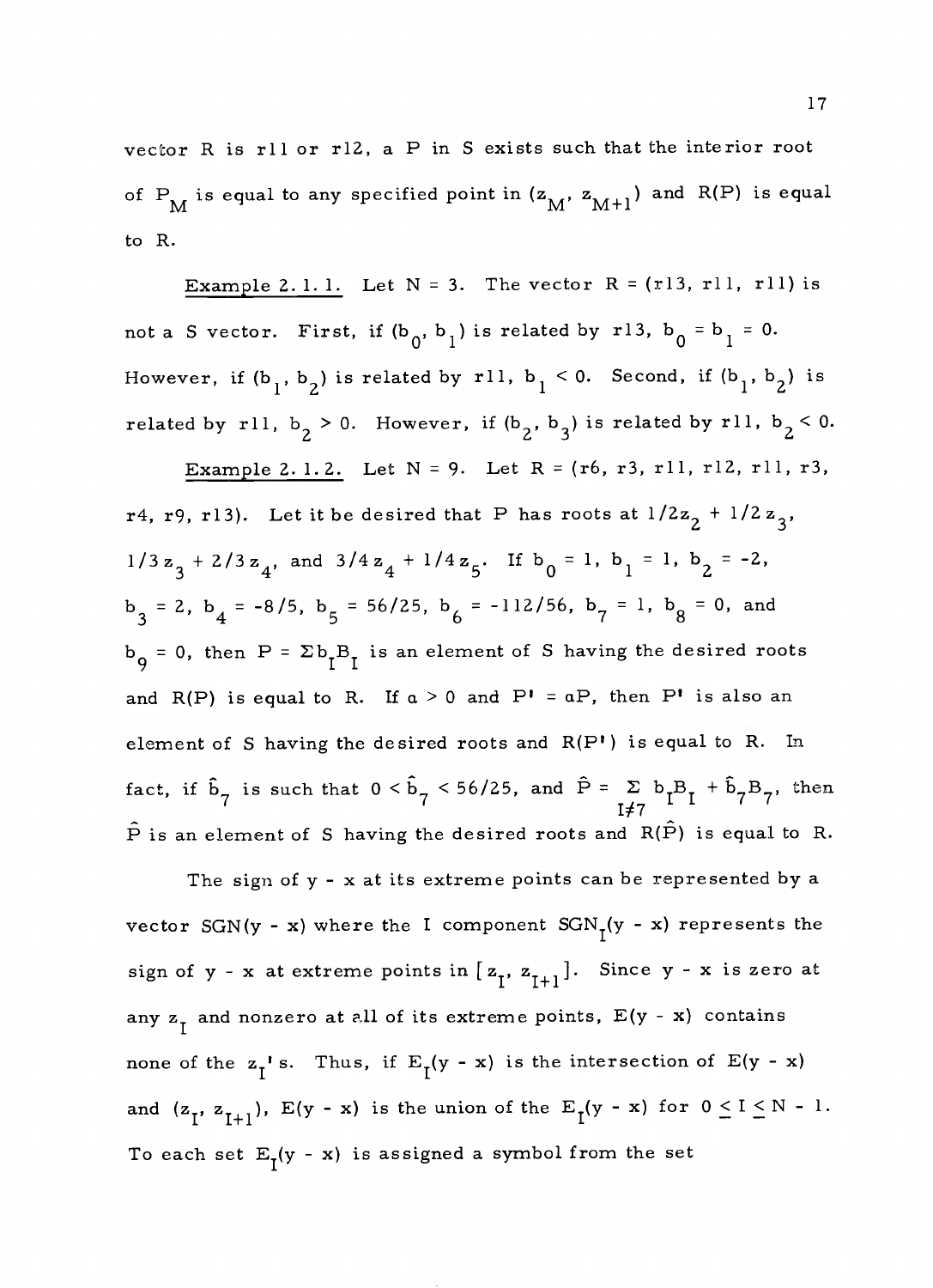vector R is r11 or r12, a P in S exists such that the interior root of $P_M$ is equal to any specified point in $(z_M, z_{M+1})$ and R(P) is equal to R.

Example 2.1.1. Let N = 3. The vector R = (r13, r11, r11) is not a S vector. First, if $(b_0, b_1)$ is related by r13, $b_0 = b_1 = 0$. However, if $(b_1, b_2)$ is related by r11, $b_1 < 0$. Second, if $(b_1, b_2)$ is related by r11, $b_2 > 0$. However, if $(b_2, b_3)$ is related by r11, $b_2 < 0$.

Example 2.1.2. Let N = 9. Let R = (r6, r3, r11, r12, r11, r3, r4, r9, r13). Let it be desired that P has roots at $1/2 z_2 + 1/2 z_3$, $1/3 z_3 + 2/3 z_4$, and $3/4 z_4 + 1/4 z_5$. If $b_0 = 1$, $b_1 = 1$, $b_2 = -2$, $b_3 = 2$, $b_4 = -8/5$, $b_5 = 56/25$, $b_6 = -112/56$, $b_7 = 1$, $b_8 = 0$, and $b_9 = 0$, then $P = \Sigma b_I B_I$ is an element of S having the desired roots and R(P) is equal to R. If $\alpha > 0$ and $P' = \alpha P$, then $P'$ is also an element of S having the desired roots and R(P') is equal to R. In fact, if $\hat{b}_7$ is such that $0 < \hat{b}_7 < 56/25$, and $\hat{P} = \sum_{I \neq 7} b_I B_I + \hat{b}_7 B_7$, then $\hat{P}$ is an element of S having the desired roots and $R(\hat{P})$ is equal to R.

The sign of y - x at its extreme points can be represented by a vector SGN(y - x) where the I component $SGN_I(y - x)$ represents the sign of y - x at extreme points in $[z_I, z_{I+1}]$. Since y - x is zero at any $z_I$ and nonzero at all of its extreme points, E(y - x) contains none of the $z_I$'s. Thus, if $E_I(y - x)$ is the intersection of E(y - x) and $(z_I, z_{I+1})$, E(y - x) is the union of the $E_I(y - x)$ for $0 \leq I \leq N - 1$. To each set $E_I(y - x)$ is assigned a symbol from the set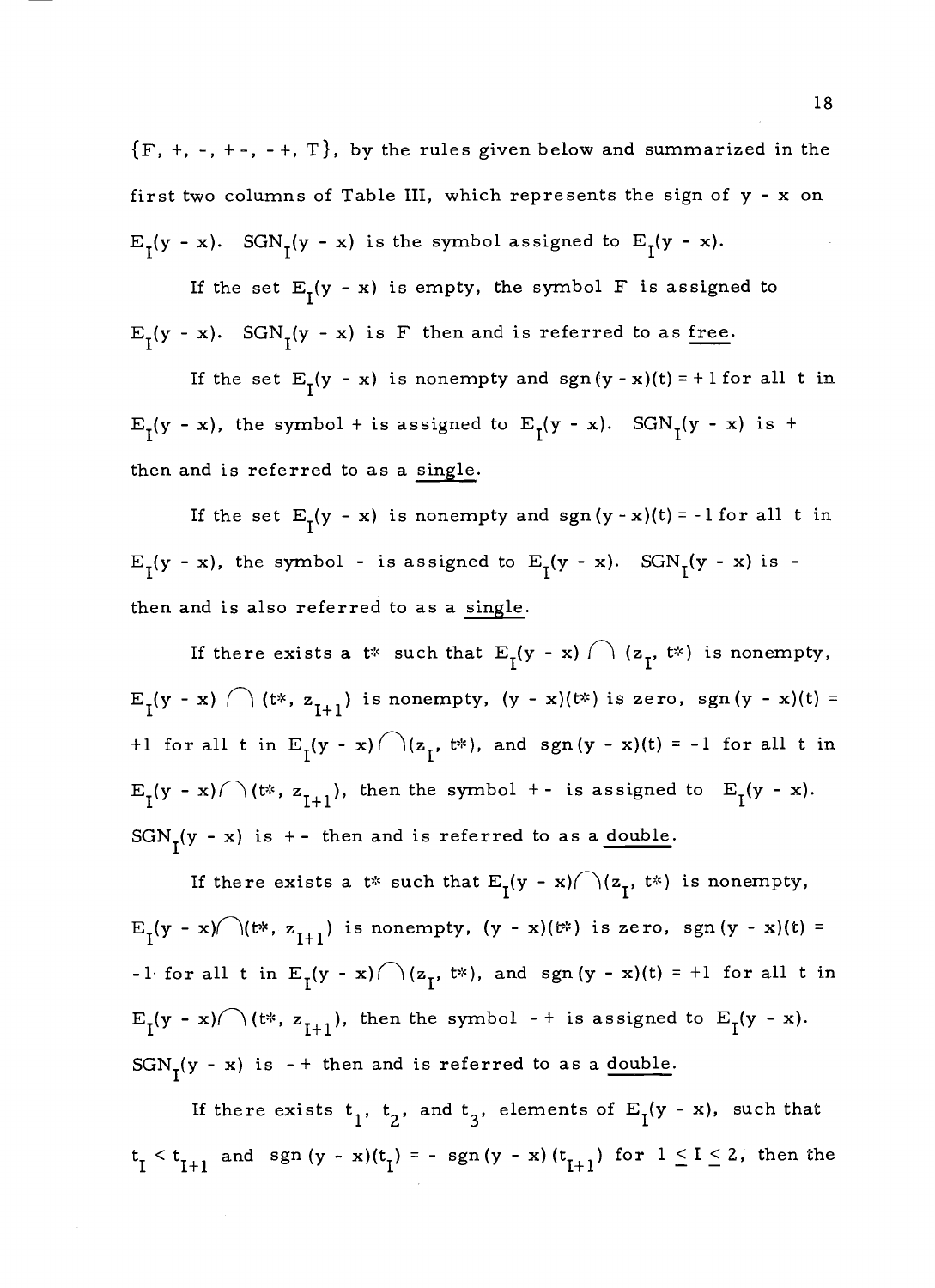$\{F, +, -, +-, -+, T\}$, by the rules given below and summarized in the first two columns of Table III, which represents the sign of $y - x$ on $E_I(y - x)$. $SGN_I(y - x)$ is the symbol assigned to $E_I(y - x)$.

If the set $E_I(y - x)$ is empty, the symbol F is assigned to $E_I(y - x)$. $SGN_I(y - x)$ is F then and is referred to as <u>free</u>.

If the set $E_I(y - x)$ is nonempty and $\operatorname{sgn}(y - x)(t) = +1$ for all $t$ in $E_I(y - x)$, the symbol + is assigned to $E_I(y - x)$. $SGN_I(y - x)$ is + then and is referred to as a <u>single</u>.

If the set $E_I(y - x)$ is nonempty and $\operatorname{sgn}(y - x)(t) = -1$ for all $t$ in $E_I(y - x)$, the symbol - is assigned to $E_I(y - x)$. $SGN_I(y - x)$ is - then and is also referred to as a <u>single</u>.

If there exists a $t^*$ such that $E_I(y - x) \cap (z_I, t^*)$ is nonempty, $E_I(y - x) \cap (t^*, z_{I+1})$ is nonempty, $(y - x)(t^*)$ is zero, $\operatorname{sgn}(y - x)(t) = +1$ for all $t$ in $E_I(y - x) \cap (z_I, t^*)$, and $\operatorname{sgn}(y - x)(t) = -1$ for all $t$ in $E_I(y - x) \cap (t^*, z_{I+1})$, then the symbol +- is assigned to $E_I(y - x)$. $SGN_I(y - x)$ is +- then and is referred to as a <u>double</u>.

If there exists a $t^*$ such that $E_I(y - x) \cap (z_I, t^*)$ is nonempty, $E_I(y - x) \cap (t^*, z_{I+1})$ is nonempty, $(y - x)(t^*)$ is zero, $\operatorname{sgn}(y - x)(t) = -1$ for all $t$ in $E_I(y - x) \cap (z_I, t^*)$, and $\operatorname{sgn}(y - x)(t) = +1$ for all $t$ in $E_I(y - x) \cap (t^*, z_{I+1})$, then the symbol -+ is assigned to $E_I(y - x)$. $SGN_I(y - x)$ is -+ then and is referred to as a <u>double</u>.

If there exists $t_1$, $t_2$, and $t_3$, elements of $E_I(y - x)$, such that $t_I < t_{I+1}$ and $\operatorname{sgn}(y - x)(t_I) = -\operatorname{sgn}(y - x)(t_{I+1})$ for $1 \leq I \leq 2$, then the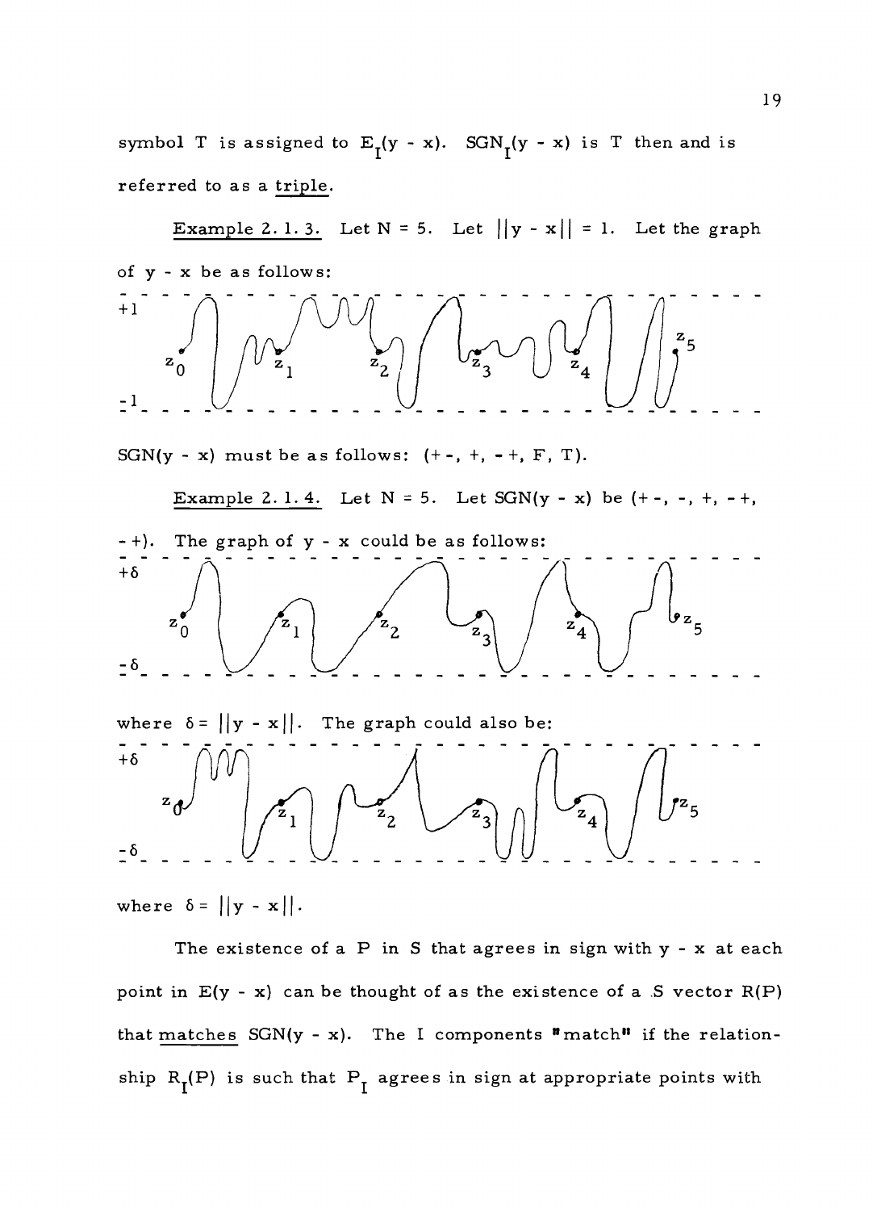symbol T is assigned to $E_I(y - x)$. $SGN_I(y - x)$ is T then and is referred to as a <u>triple</u>.

<u>Example 2.1.3.</u> Let N = 5. Let $||y - x|| = 1$. Let the graph of y - x be as follows:

SGN(y - x) must be as follows: (+ -, +, - +, F, T).

<u>Example 2.1.4.</u> Let N = 5. Let SGN(y - x) be (+ -, -, +, - +, - +). The graph of y - x could be as follows:

where $\delta = ||y - x||$. The graph could also be:

where $\delta = ||y - x||$.

The existence of a P in S that agrees in sign with y - x at each point in E(y - x) can be thought of as the existence of a S vector R(P) that <u>matches</u> SGN(y - x). The I components "match" if the relationship $R_I(P)$ is such that $P_I$ agrees in sign at appropriate points with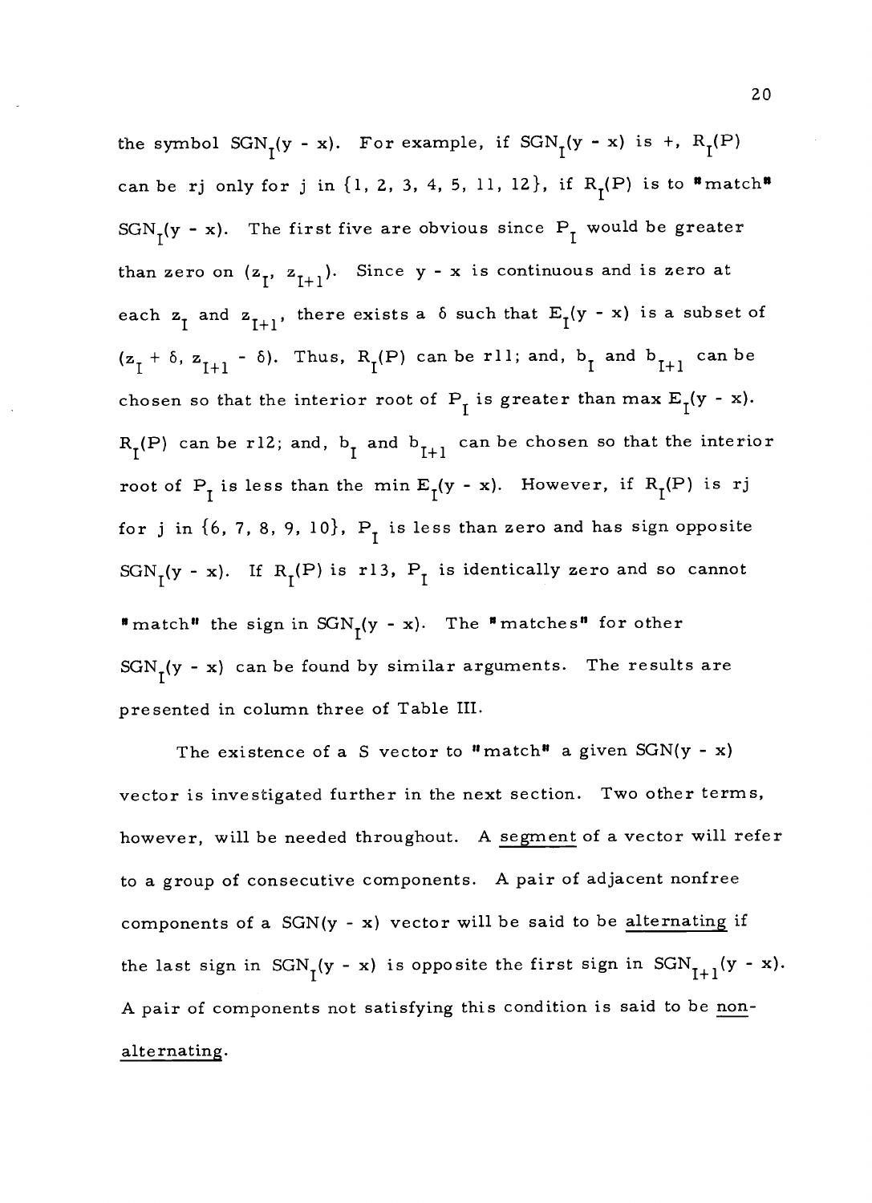the symbol $SGN_I(y - x)$. For example, if $SGN_I(y - x)$ is +, $R_I(P)$ can be rj only for j in {1, 2, 3, 4, 5, 11, 12}, if $R_I(P)$ is to "match" $SGN_I(y - x)$. The first five are obvious since $P_I$ would be greater than zero on $(z_I, z_{I+1})$. Since y - x is continuous and is zero at each $z_I$ and $z_{I+1}$, there exists a $\delta$ such that $E_I(y - x)$ is a subset of $(z_I + \delta, z_{I+1} - \delta)$. Thus, $R_I(P)$ can be r11; and, $b_I$ and $b_{I+1}$ can be chosen so that the interior root of $P_I$ is greater than max $E_I(y - x)$. $R_I(P)$ can be r12; and, $b_I$ and $b_{I+1}$ can be chosen so that the interior root of $P_I$ is less than the min $E_I(y - x)$. However, if $R_I(P)$ is rj for j in {6, 7, 8, 9, 10}, $P_I$ is less than zero and has sign opposite $SGN_I(y - x)$. If $R_I(P)$ is r13, $P_I$ is identically zero and so cannot "match" the sign in $SGN_I(y - x)$. The "matches" for other $SGN_I(y - x)$ can be found by similar arguments. The results are presented in column three of Table III.

The existence of a S vector to "match" a given SGN(y - x) vector is investigated further in the next section. Two other terms, however, will be needed throughout. A <u>segment</u> of a vector will refer to a group of consecutive components. A pair of adjacent nonfree components of a SGN(y - x) vector will be said to be <u>alternating</u> if the last sign in $SGN_I(y - x)$ is opposite the first sign in $SGN_{I+1}(y - x)$. A pair of components not satisfying this condition is said to be <u>non-alternating</u>.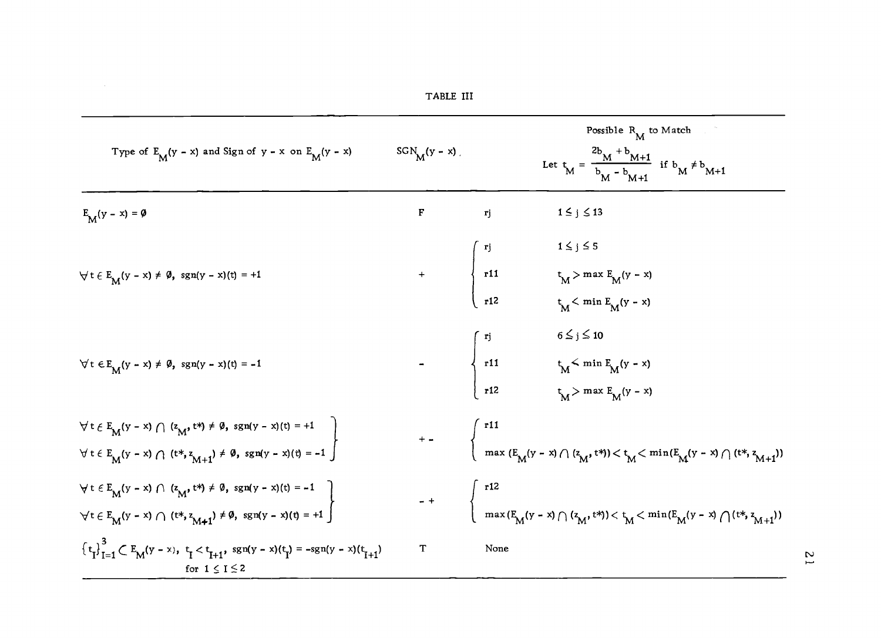TABLE III

| Type of $E_M(y-x)$ and Sign of $y-x$ on $E_M(y-x)$ | $SGN_M(y-x)$ | Possible $R_M$ to Match | Let $t_M = \dfrac{2b_M + b_{M+1}}{b_M - b_{M+1}}$ if $b_M \neq b_{M+1}$ |
|---|---|---|---|
| $E_M(y-x) = \emptyset$ | F | rj | $1 \leq j \leq 13$ |
| $\forall t \in E_M(y-x) \neq \emptyset,\ \mathrm{sgn}(y-x)(t) = +1$ | + | rj | $1 \leq j \leq 5$ |
| | | r11 | $t_M > \max E_M(y-x)$ |
| | | r12 | $t_M < \min E_M(y-x)$ |
| $\forall t \in E_M(y-x) \neq \emptyset,\ \mathrm{sgn}(y-x)(t) = -1$ | - | rj | $6 \leq j \leq 10$ |
| | | r11 | $t_M < \min E_M(y-x)$ |
| | | r12 | $t_M > \max E_M(y-x)$ |
| $\forall t \in E_M(y-x) \cap (z_M, t^*) \neq \emptyset,\ \mathrm{sgn}(y-x)(t) = +1$; $\forall t \in E_M(y-x) \cap (t^*, z_{M+1}) \neq \emptyset,\ \mathrm{sgn}(y-x)(t) = -1$ | + - | r11 | $\max(E_M(y-x) \cap (z_M, t^*)) < t_M < \min(E_M(y-x) \cap (t^*, z_{M+1}))$ |
| $\forall t \in E_M(y-x) \cap (z_M, t^*) \neq \emptyset,\ \mathrm{sgn}(y-x)(t) = -1$; $\forall t \in E_M(y-x) \cap (t^*, z_{M+1}) \neq \emptyset,\ \mathrm{sgn}(y-x)(t) = +1$ | - + | r12 | $\max(E_M(y-x) \cap (z_M, t^*)) < t_M < \min(E_M(y-x) \cap (t^*, z_{M+1}))$ |
| $\{t_I\}_{I=1}^{3} \subset E_M(y-x),\ t_I < t_{I+1},\ \mathrm{sgn}(y-x)(t_I) = -\mathrm{sgn}(y-x)(t_{I+1})$ for $1 \leq I \leq 2$ | T | None | |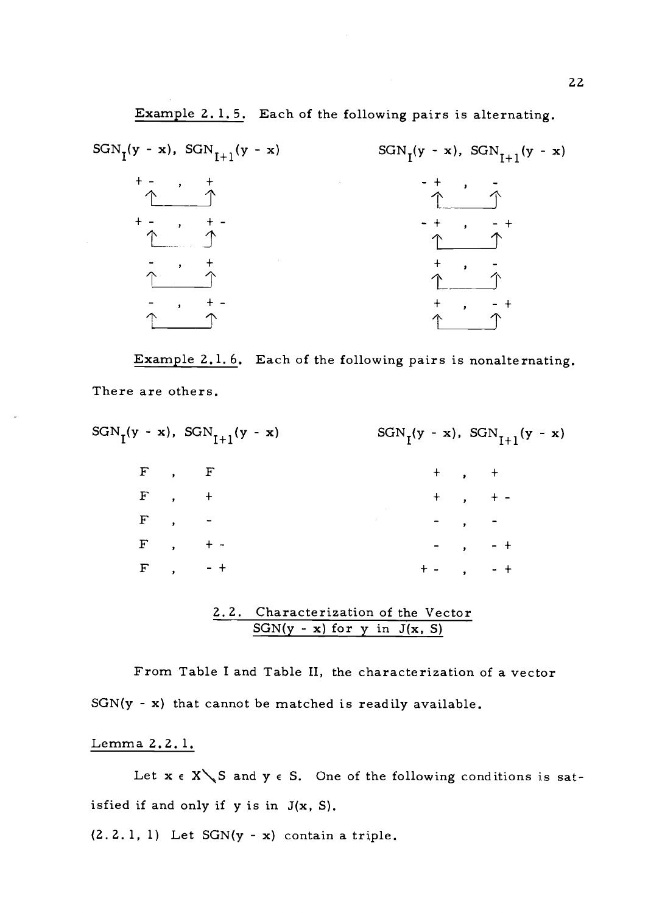Example 2.1.5. Each of the following pairs is alternating.

| $SGN_I(y - x)$, $SGN_{I+1}(y - x)$ | $SGN_I(y - x)$, $SGN_{I+1}(y - x)$ |
|---|---|
| + - , + | - + , - |
| + - , + - | - + , - + |
| - , + | + , - |
| - , + - | + , - + |

Example 2.1.6. Each of the following pairs is nonalternating. There are others.

| $SGN_I(y - x)$, $SGN_{I+1}(y - x)$ | $SGN_I(y - x)$, $SGN_{I+1}(y - x)$ |
|---|---|
| F , F | + , + |
| F , + | + , + - |
| F , - | - , - |
| F , + - | - , - + |
| F , - + | + - , - + |

## 2.2. Characterization of the Vector SGN(y - x) for y in J(x, S)

From Table I and Table II, the characterization of a vector SGN(y - x) that cannot be matched is readily available.

Lemma 2.2.1.

Let $x \in X \setminus S$ and $y \in S$. One of the following conditions is satisfied if and only if y is in J(x, S).

(2.2.1, 1) Let SGN(y - x) contain a triple.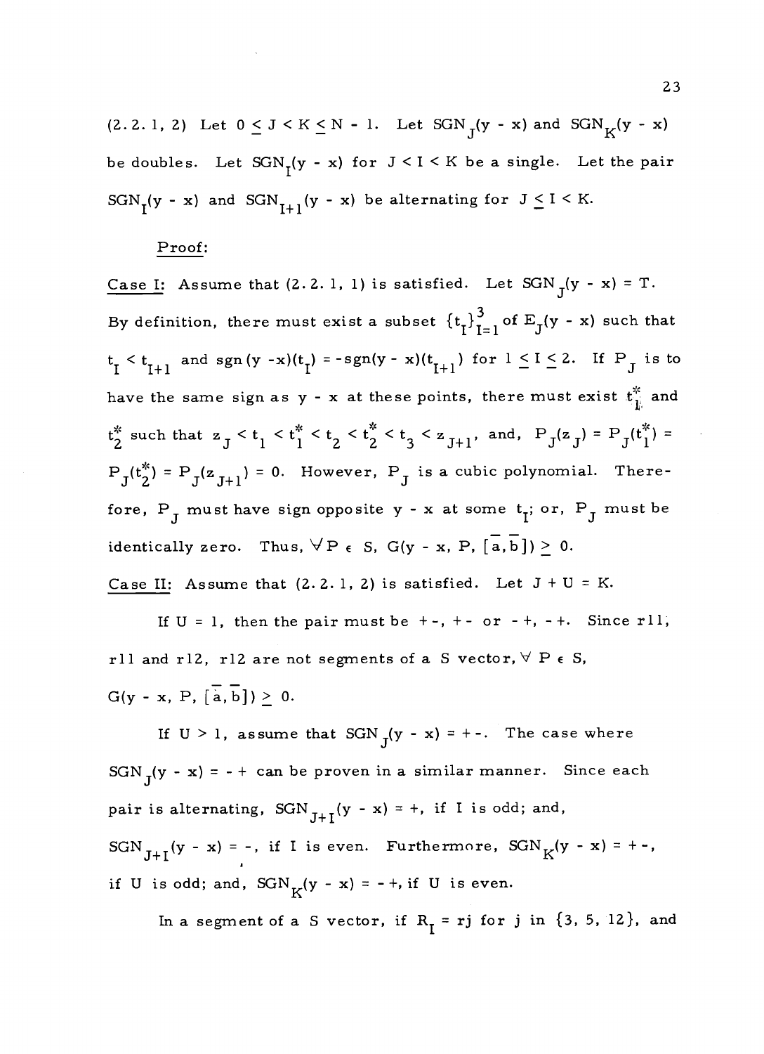(2.2.1, 2) Let $0 \leq J < K \leq N - 1$. Let $SGN_J(y - x)$ and $SGN_K(y - x)$ be doubles. Let $SGN_I(y - x)$ for $J < I < K$ be a single. Let the pair $SGN_I(y - x)$ and $SGN_{I+1}(y - x)$ be alternating for $J \leq I < K$.

<u>Proof:</u>

<u>Case I:</u> Assume that (2.2.1, 1) is satisfied. Let $SGN_J(y - x) = T$. By definition, there must exist a subset $\{t_I\}_{I=1}^{3}$ of $E_J(y - x)$ such that $t_I < t_{I+1}$ and $sgn(y - x)(t_I) = -sgn(y - x)(t_{I+1})$ for $1 \leq I \leq 2$. If $P_J$ is to have the same sign as $y - x$ at these points, there must exist $t_1^*$ and $t_2^*$ such that $z_J < t_1 < t_1^* < t_2 < t_2^* < t_3 < z_{J+1}$, and, $P_J(z_J) = P_J(t_1^*) = P_J(t_2^*) = P_J(z_{J+1}) = 0$. However, $P_J$ is a cubic polynomial. Therefore, $P_J$ must have sign opposite $y - x$ at some $t_I$; or, $P_J$ must be identically zero. Thus, $\forall P \in S$, $G(y - x, P, [\bar{a}, \bar{b}]) \geq 0$.

<u>Case II:</u> Assume that (2.2.1, 2) is satisfied. Let $J + U = K$.

If $U = 1$, then the pair must be $+-$, $+-$ or $-+$, $-+$. Since r11, r11 and r12, r12 are not segments of a S vector, $\forall P \in S$, $G(y - x, P, [\bar{a}, \bar{b}]) \geq 0$.

If $U > 1$, assume that $SGN_J(y - x) = +-$. The case where $SGN_J(y - x) = -+$ can be proven in a similar manner. Since each pair is alternating, $SGN_{J+I}(y - x) = +$, if I is odd; and, $SGN_{J+I}(y - x) = -$, if I is even. Furthermore, $SGN_K(y - x) = +-$, if U is odd; and, $SGN_K(y - x) = -+$, if U is even.

In a segment of a S vector, if $R_I = rj$ for j in $\{3, 5, 12\}$, and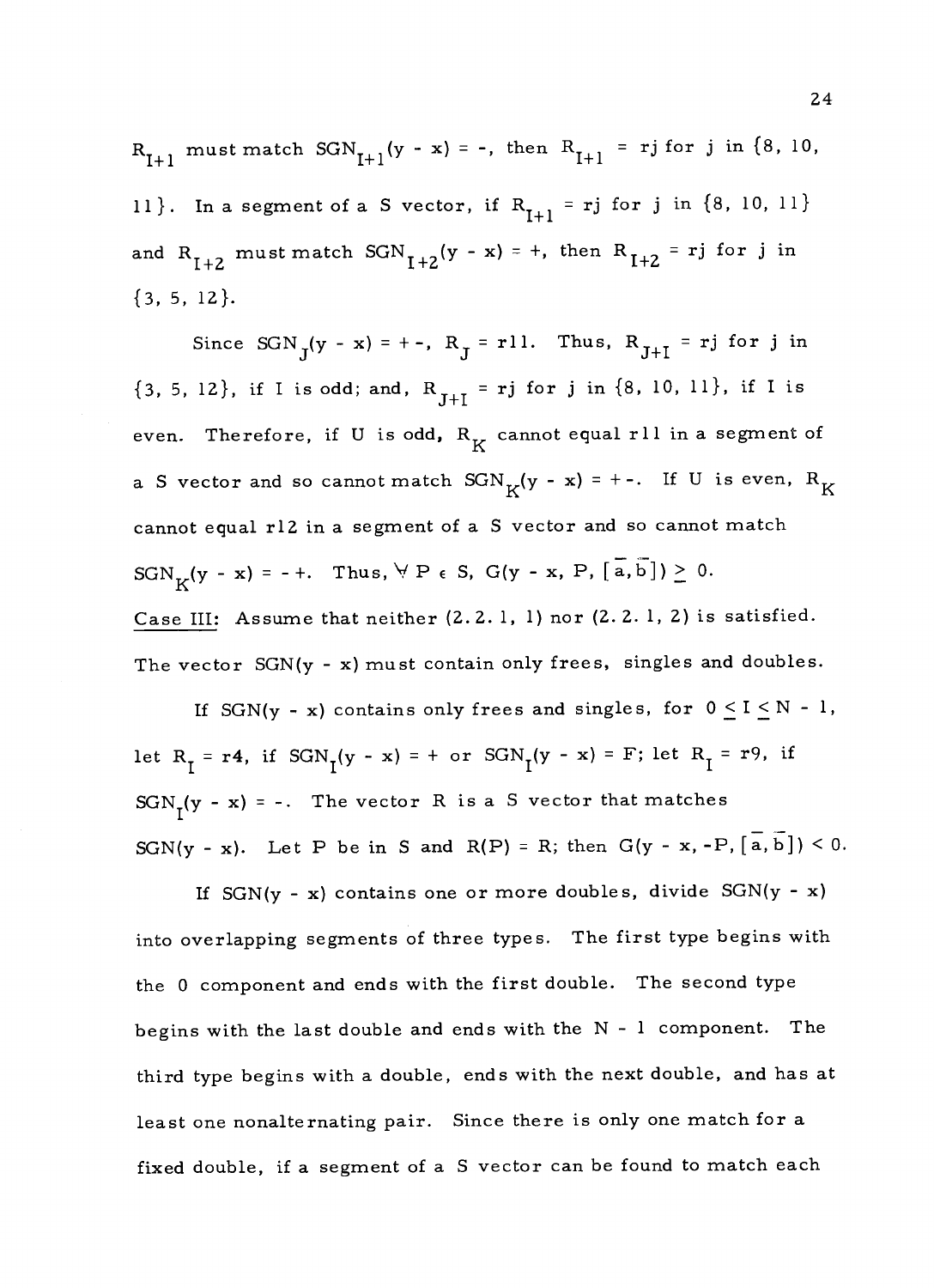$R_{I+1}$ must match $SGN_{I+1}(y - x) = -$, then $R_{I+1} = rj$ for j in {8, 10, 11}. In a segment of a S vector, if $R_{I+1} = rj$ for j in {8, 10, 11} and $R_{I+2}$ must match $SGN_{I+2}(y - x) = +$, then $R_{I+2} = rj$ for j in {3, 5, 12}.

Since $SGN_J(y - x) = + -$, $R_J = r11$. Thus, $R_{J+I} = rj$ for j in {3, 5, 12}, if I is odd; and, $R_{J+I} = rj$ for j in {8, 10, 11}, if I is even. Therefore, if U is odd, $R_K$ cannot equal r11 in a segment of a S vector and so cannot match $SGN_K(y - x) = + -$. If U is even, $R_K$ cannot equal r12 in a segment of a S vector and so cannot match $SGN_K(y - x) = - +$. Thus, $\forall P \in S$, $G(y - x, P, [\bar{a}, \bar{b}]) \geq 0$.

<u>Case III:</u> Assume that neither (2.2.1, 1) nor (2.2.1, 2) is satisfied. The vector $SGN(y - x)$ must contain only frees, singles and doubles.

If $SGN(y - x)$ contains only frees and singles, for $0 \leq I \leq N - 1$, let $R_I = r4$, if $SGN_I(y - x) = +$ or $SGN_I(y - x) = F$; let $R_I = r9$, if $SGN_I(y - x) = -$. The vector R is a S vector that matches $SGN(y - x)$. Let P be in S and $R(P) = R$; then $G(y - x, -P, [\bar{a}, \bar{b}]) < 0$.

If $SGN(y - x)$ contains one or more doubles, divide $SGN(y - x)$ into overlapping segments of three types. The first type begins with the 0 component and ends with the first double. The second type begins with the last double and ends with the N - 1 component. The third type begins with a double, ends with the next double, and has at least one nonalternating pair. Since there is only one match for a fixed double, if a segment of a S vector can be found to match each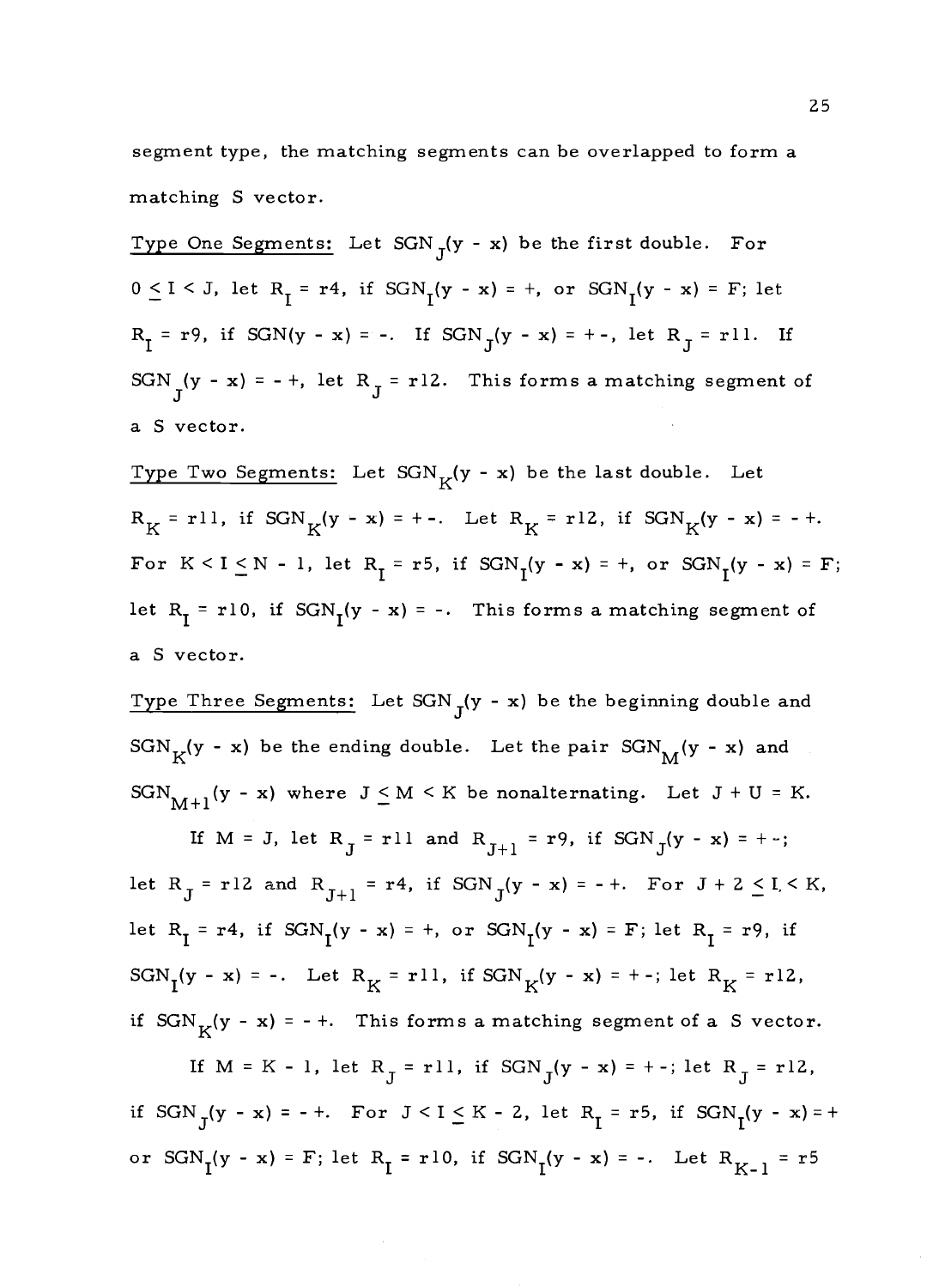segment type, the matching segments can be overlapped to form a matching S vector.

Type One Segments: Let $SGN_J(y - x)$ be the first double. For $0 \leq I < J$, let $R_I = r4$, if $SGN_I(y - x) = +$, or $SGN_I(y - x) = F$; let $R_I = r9$, if $SGN(y - x) = -$. If $SGN_J(y - x) = + -$, let $R_J = r11$. If $SGN_J(y - x) = - +$, let $R_J = r12$. This forms a matching segment of a S vector.

Type Two Segments: Let $SGN_K(y - x)$ be the last double. Let $R_K = r11$, if $SGN_K(y - x) = + -$. Let $R_K = r12$, if $SGN_K(y - x) = - +$. For $K < I \leq N - 1$, let $R_I = r5$, if $SGN_I(y - x) = +$, or $SGN_I(y - x) = F$; let $R_I = r10$, if $SGN_I(y - x) = -$. This forms a matching segment of a S vector.

Type Three Segments: Let $SGN_J(y - x)$ be the beginning double and $SGN_K(y - x)$ be the ending double. Let the pair $SGN_M(y - x)$ and $SGN_{M+1}(y - x)$ where $J \leq M < K$ be nonalternating. Let $J + U = K$.

If $M = J$, let $R_J = r11$ and $R_{J+1} = r9$, if $SGN_J(y - x) = + -$; let $R_J = r12$ and $R_{J+1} = r4$, if $SGN_J(y - x) = - +$. For $J + 2 \leq I < K$, let $R_I = r4$, if $SGN_I(y - x) = +$, or $SGN_I(y - x) = F$; let $R_I = r9$, if $SGN_I(y - x) = -$. Let $R_K = r11$, if $SGN_K(y - x) = + -$; let $R_K = r12$, if $SGN_K(y - x) = - +$. This forms a matching segment of a S vector.

If $M = K - 1$, let $R_J = r11$, if $SGN_J(y - x) = + -$; let $R_J = r12$, if $SGN_J(y - x) = - +$. For $J < I \leq K - 2$, let $R_I = r5$, if $SGN_I(y - x) = +$ or $SGN_I(y - x) = F$; let $R_I = r10$, if $SGN_I(y - x) = -$. Let $R_{K-1} = r5$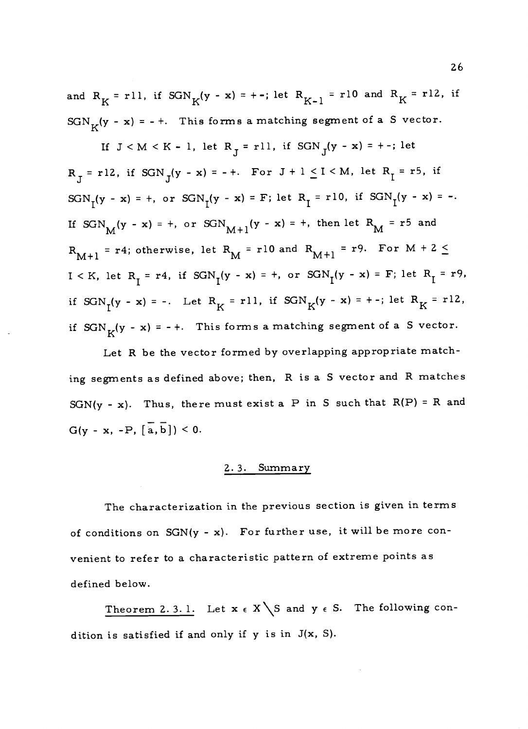and $R_K = r11$, if $SGN_K(y - x) = +-$; let $R_{K-1} = r10$ and $R_K = r12$, if $SGN_K(y - x) = -+$. This forms a matching segment of a S vector.

If $J < M < K - 1$, let $R_J = r11$, if $SGN_J(y - x) = +-$; let $R_J = r12$, if $SGN_J(y - x) = -+$. For $J + 1 \leq I < M$, let $R_I = r5$, if $SGN_I(y - x) = +$, or $SGN_I(y - x) = F$; let $R_I = r10$, if $SGN_I(y - x) = -$. If $SGN_M(y - x) = +$, or $SGN_{M+1}(y - x) = +$, then let $R_M = r5$ and $R_{M+1} = r4$; otherwise, let $R_M = r10$ and $R_{M+1} = r9$. For $M + 2 \leq I < K$, let $R_I = r4$, if $SGN_I(y - x) = +$, or $SGN_I(y - x) = F$; let $R_I = r9$, if $SGN_I(y - x) = -$. Let $R_K = r11$, if $SGN_K(y - x) = +-$; let $R_K = r12$, if $SGN_K(y - x) = -+$. This forms a matching segment of a S vector.

Let R be the vector formed by overlapping appropriate matching segments as defined above; then, R is a S vector and R matches $SGN(y - x)$. Thus, there must exist a P in S such that $R(P) = R$ and $G(y - x, -P, [\bar{a}, \bar{b}]) < 0$.

## 2.3. Summary

The characterization in the previous section is given in terms of conditions on $SGN(y - x)$. For further use, it will be more convenient to refer to a characteristic pattern of extreme points as defined below.

Theorem 2.3.1. Let $x \in X \setminus S$ and $y \in S$. The following condition is satisfied if and only if y is in $J(x, S)$.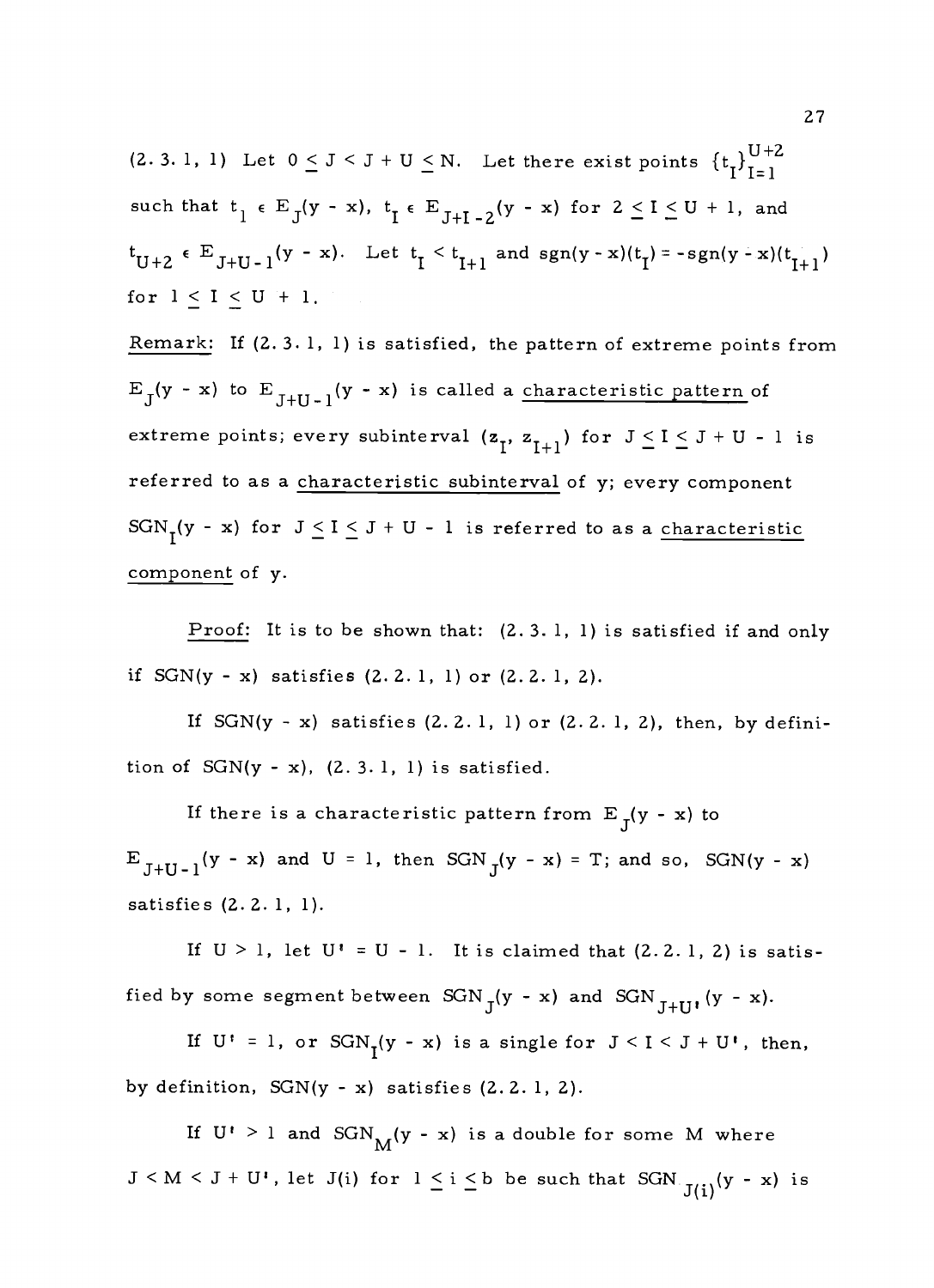(2.3.1, 1) Let $0 \leq J < J + U \leq N$. Let there exist points $\{t_I\}_{I=1}^{U+2}$ such that $t_1 \in E_J(y - x)$, $t_I \in E_{J+I-2}(y - x)$ for $2 \leq I \leq U + 1$, and $t_{U+2} \in E_{J+U-1}(y - x)$. Let $t_I < t_{I+1}$ and $\text{sgn}(y - x)(t_I) = -\text{sgn}(y - x)(t_{I+1})$ for $1 \leq I \leq U + 1$.

Remark: If (2.3.1, 1) is satisfied, the pattern of extreme points from $E_J(y - x)$ to $E_{J+U-1}(y - x)$ is called a characteristic pattern of extreme points; every subinterval $(z_I, z_{I+1})$ for $J \leq I \leq J + U - 1$ is referred to as a characteristic subinterval of y; every component $\text{SGN}_I(y - x)$ for $J \leq I \leq J + U - 1$ is referred to as a characteristic component of y.

Proof: It is to be shown that: (2.3.1, 1) is satisfied if and only if SGN(y - x) satisfies (2.2.1, 1) or (2.2.1, 2).

If SGN(y - x) satisfies (2.2.1, 1) or (2.2.1, 2), then, by definition of SGN(y - x), (2.3.1, 1) is satisfied.

If there is a characteristic pattern from $E_J(y - x)$ to $E_{J+U-1}(y - x)$ and $U = 1$, then $\text{SGN}_J(y - x) = T$; and so, SGN(y - x) satisfies (2.2.1, 1).

If $U > 1$, let $U' = U - 1$. It is claimed that (2.2.1, 2) is satisfied by some segment between $\text{SGN}_J(y - x)$ and $\text{SGN}_{J+U'}(y - x)$.

If $U' = 1$, or $\text{SGN}_I(y - x)$ is a single for $J < I < J + U'$, then, by definition, SGN(y - x) satisfies (2.2.1, 2).

If $U' > 1$ and $\text{SGN}_M(y - x)$ is a double for some M where $J < M < J + U'$, let $J(i)$ for $1 \leq i \leq b$ be such that $\text{SGN}_{J(i)}(y - x)$ is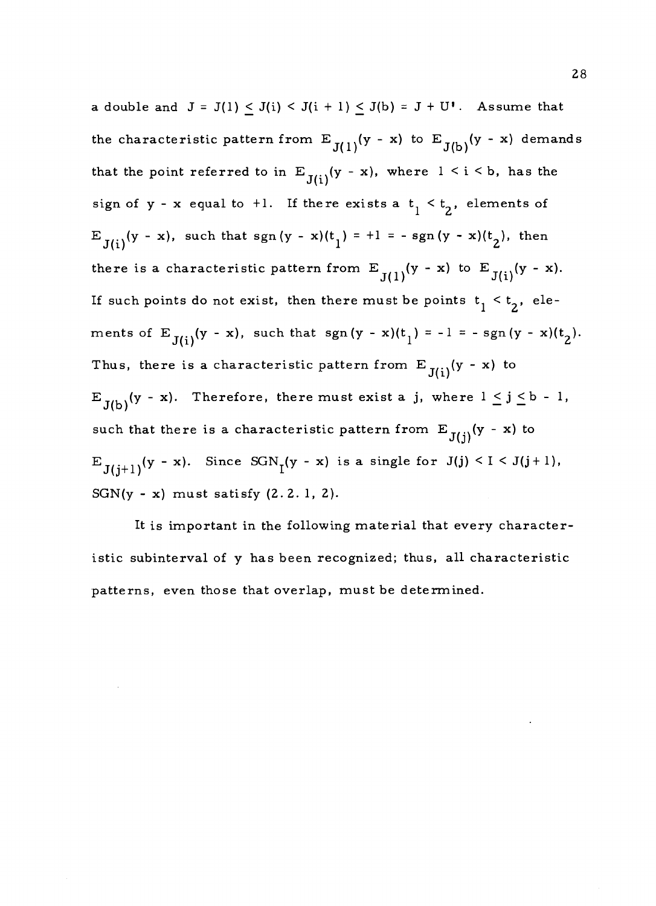a double and $J = J(1) \leq J(i) < J(i+1) \leq J(b) = J + U'$. Assume that the characteristic pattern from $E_{J(1)}(y - x)$ to $E_{J(b)}(y - x)$ demands that the point referred to in $E_{J(i)}(y - x)$, where $1 < i < b$, has the sign of $y - x$ equal to $+1$. If there exists a $t_1 < t_2$, elements of $E_{J(i)}(y - x)$, such that $\text{sgn}(y - x)(t_1) = +1 = -\text{sgn}(y - x)(t_2)$, then there is a characteristic pattern from $E_{J(1)}(y - x)$ to $E_{J(i)}(y - x)$. If such points do not exist, then there must be points $t_1 < t_2$, elements of $E_{J(i)}(y - x)$, such that $\text{sgn}(y - x)(t_1) = -1 = -\text{sgn}(y - x)(t_2)$. Thus, there is a characteristic pattern from $E_{J(i)}(y - x)$ to $E_{J(b)}(y - x)$. Therefore, there must exist a $j$, where $1 \leq j \leq b - 1$, such that there is a characteristic pattern from $E_{J(j)}(y - x)$ to $E_{J(j+1)}(y - x)$. Since $\text{SGN}_I(y - x)$ is a single for $J(j) < I < J(j+1)$, $\text{SGN}(y - x)$ must satisfy (2.2.1, 2).

It is important in the following material that every characteristic subinterval of y has been recognized; thus, all characteristic patterns, even those that overlap, must be determined.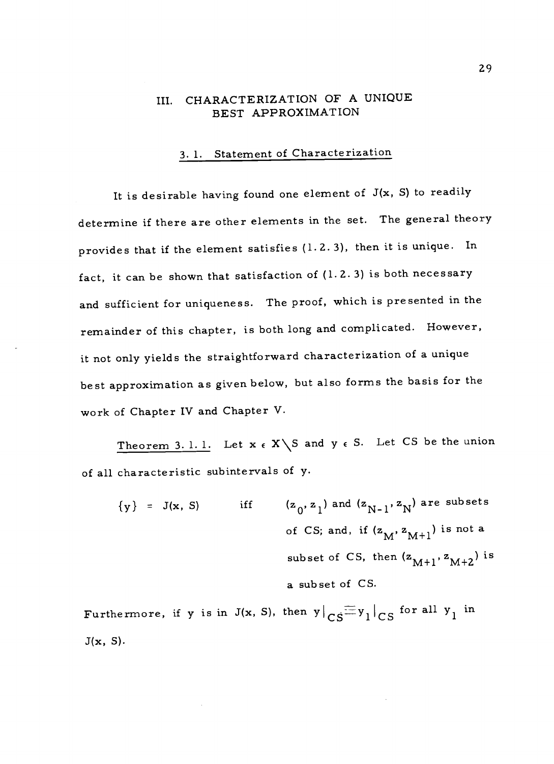# III. CHARACTERIZATION OF A UNIQUE BEST APPROXIMATION

## 3.1. Statement of Characterization

It is desirable having found one element of $J(x, S)$ to readily determine if there are other elements in the set. The general theory provides that if the element satisfies (1.2.3), then it is unique. In fact, it can be shown that satisfaction of (1.2.3) is both necessary and sufficient for uniqueness. The proof, which is presented in the remainder of this chapter, is both long and complicated. However, it not only yields the straightforward characterization of a unique best approximation as given below, but also forms the basis for the work of Chapter IV and Chapter V.

Theorem 3.1.1. Let $x \in X \backslash S$ and $y \in S$. Let CS be the union of all characteristic subintervals of y.

$\{y\} = J(x, S)$ iff $(z_0, z_1)$ and $(z_{N-1}, z_N)$ are subsets of CS; and, if $(z_M, z_{M+1})$ is not a subset of CS, then $(z_{M+1}, z_{M+2})$ is a subset of CS.

Furthermore, if y is in $J(x, S)$, then $y|_{CS} \equiv y_1|_{CS}$ for all $y_1$ in $J(x, S)$.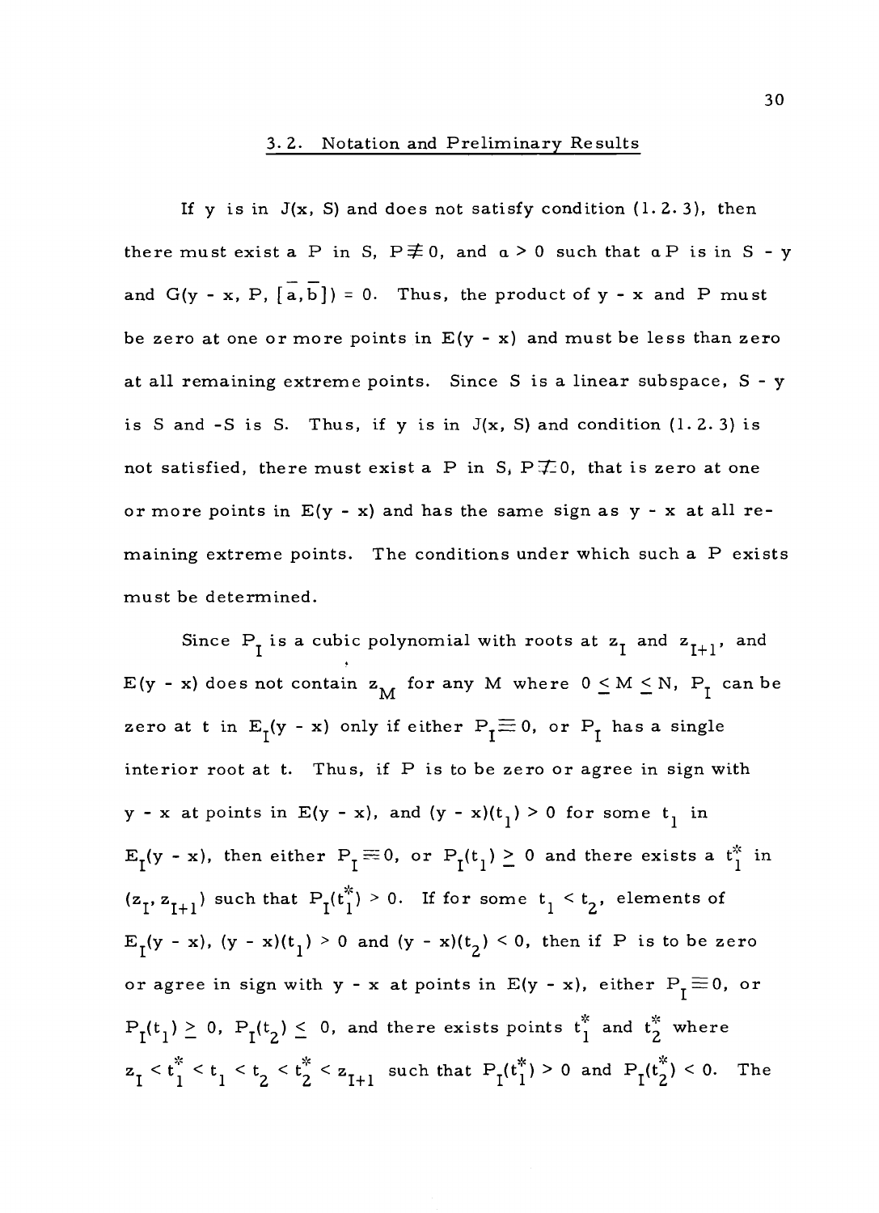## 3.2. Notation and Preliminary Results

If y is in $J(x, S)$ and does not satisfy condition (1.2.3), then there must exist a P in S, $P \not\equiv 0$, and $\alpha > 0$ such that $\alpha P$ is in $S - y$ and $G(y - x, P, [\bar{a}, \bar{b}]) = 0$. Thus, the product of $y - x$ and P must be zero at one or more points in $E(y - x)$ and must be less than zero at all remaining extreme points. Since S is a linear subspace, $S - y$ is S and $-S$ is S. Thus, if y is in $J(x, S)$ and condition (1.2.3) is not satisfied, there must exist a P in S, $P \not\equiv 0$, that is zero at one or more points in $E(y - x)$ and has the same sign as $y - x$ at all remaining extreme points. The conditions under which such a P exists must be determined.

Since $P_I$ is a cubic polynomial with roots at $z_I$ and $z_{I+1}$, and $E(y - x)$ does not contain $z_M$ for any M where $0 \leq M \leq N$, $P_I$ can be zero at t in $E_I(y - x)$ only if either $P_I \equiv 0$, or $P_I$ has a single interior root at t. Thus, if P is to be zero or agree in sign with $y - x$ at points in $E(y - x)$, and $(y - x)(t_1) > 0$ for some $t_1$ in $E_I(y - x)$, then either $P_I \equiv 0$, or $P_I(t_1) \geq 0$ and there exists a $t_1^*$ in $(z_I, z_{I+1})$ such that $P_I(t_1^*) > 0$. If for some $t_1 < t_2$, elements of $E_I(y - x)$, $(y - x)(t_1) > 0$ and $(y - x)(t_2) < 0$, then if P is to be zero or agree in sign with $y - x$ at points in $E(y - x)$, either $P_I \equiv 0$, or $P_I(t_1) \geq 0$, $P_I(t_2) \leq 0$, and there exists points $t_1^*$ and $t_2^*$ where $z_I < t_1^* < t_1 < t_2 < t_2^* < z_{I+1}$ such that $P_I(t_1^*) > 0$ and $P_I(t_2^*) < 0$. The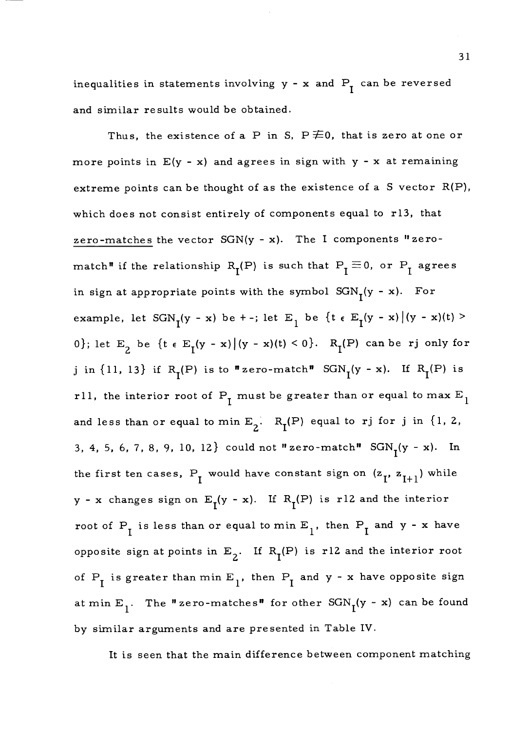inequalities in statements involving $y - x$ and $P_I$ can be reversed and similar results would be obtained.

Thus, the existence of a $P$ in $S$, $P \not\equiv 0$, that is zero at one or more points in $E(y - x)$ and agrees in sign with $y - x$ at remaining extreme points can be thought of as the existence of a S vector $R(P)$, which does not consist entirely of components equal to r13, that zero-matches the vector $SGN(y - x)$. The I components "zero-match" if the relationship $R_I(P)$ is such that $P_I \equiv 0$, or $P_I$ agrees in sign at appropriate points with the symbol $SGN_I(y - x)$. For example, let $SGN_I(y - x)$ be + -; let $E_1$ be $\{t \in E_I(y - x) \mid (y - x)(t) > 0\}$; let $E_2$ be $\{t \in E_I(y - x) \mid (y - x)(t) < 0\}$. $R_I(P)$ can be rj only for j in {11, 13} if $R_I(P)$ is to "zero-match" $SGN_I(y - x)$. If $R_I(P)$ is r11, the interior root of $P_I$ must be greater than or equal to max $E_1$ and less than or equal to min $E_2$. $R_I(P)$ equal to rj for j in {1, 2, 3, 4, 5, 6, 7, 8, 9, 10, 12} could not "zero-match" $SGN_I(y - x)$. In the first ten cases, $P_I$ would have constant sign on $(z_I, z_{I+1})$ while $y - x$ changes sign on $E_I(y - x)$. If $R_I(P)$ is r12 and the interior root of $P_I$ is less than or equal to min $E_1$, then $P_I$ and $y - x$ have opposite sign at points in $E_2$. If $R_I(P)$ is r12 and the interior root of $P_I$ is greater than min $E_1$, then $P_I$ and $y - x$ have opposite sign at min $E_1$. The "zero-matches" for other $SGN_I(y - x)$ can be found by similar arguments and are presented in Table IV.

It is seen that the main difference between component matching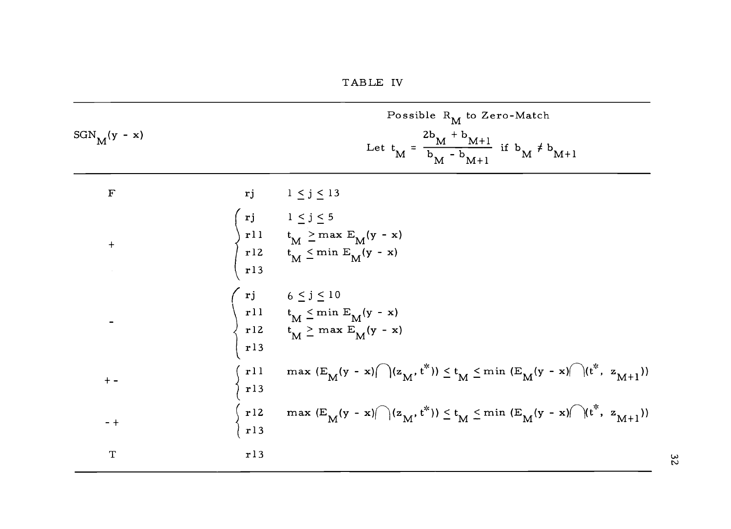TABLE IV

| $SGN_M(y - x)$ | | Possible $R_M$ to Zero-Match<br>Let $t_M = \frac{2b_M + b_{M+1}}{b_M - b_{M+1}}$ if $b_M \neq b_{M+1}$ |
|---|---|---|
| F | rj | $1 \leq j \leq 13$ |
| + | rj | $1 \leq j \leq 5$ |
| | r11 | $t_M \geq \max E_M(y - x)$ |
| | r12 | $t_M \leq \min E_M(y - x)$ |
| | r13 | |
| - | rj | $6 \leq j \leq 10$ |
| | r11 | $t_M \leq \min E_M(y - x)$ |
| | r12 | $t_M \geq \max E_M(y - x)$ |
| | r13 | |
| + - | r11 | $\max (E_M(y - x) \cap (z_M, t^*)) \leq t_M \leq \min (E_M(y - x) \cap (t^*, z_{M+1}))$ |
| | r13 | |
| - + | r12 | $\max (E_M(y - x) \cap (z_M, t^*)) \leq t_M \leq \min (E_M(y - x) \cap (t^*, z_{M+1}))$ |
| | r13 | |
| T | r13 | |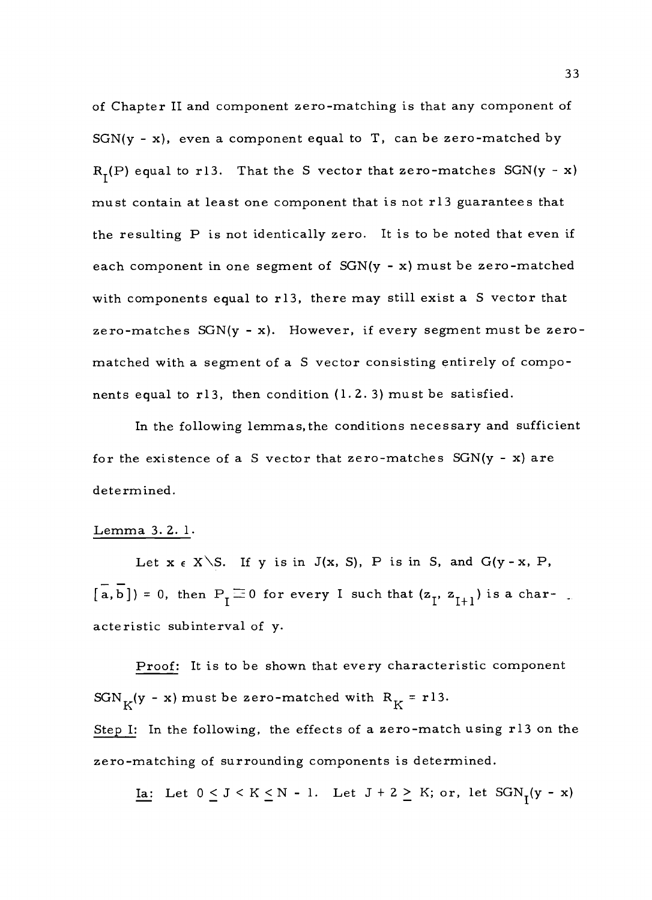of Chapter II and component zero-matching is that any component of SGN(y - x), even a component equal to T, can be zero-matched by $R_I(P)$ equal to r13. That the S vector that zero-matches SGN(y - x) must contain at least one component that is not r13 guarantees that the resulting P is not identically zero. It is to be noted that even if each component in one segment of SGN(y - x) must be zero-matched with components equal to r13, there may still exist a S vector that zero-matches SGN(y - x). However, if every segment must be zero-matched with a segment of a S vector consisting entirely of components equal to r13, then condition (1.2.3) must be satisfied.

In the following lemmas, the conditions necessary and sufficient for the existence of a S vector that zero-matches SGN(y - x) are determined.

Lemma 3.2.1.

Let $x \in X \backslash S$. If y is in J(x, S), P is in S, and $G(y - x, P, [\bar{a}, \bar{b}]) = 0$, then $P_I \equiv 0$ for every I such that $(z_I, z_{I+1})$ is a characteristic subinterval of y.

Proof: It is to be shown that every characteristic component $SGN_K(y - x)$ must be zero-matched with $R_K = r13$.

Step I: In the following, the effects of a zero-match using r13 on the zero-matching of surrounding components is determined.

Ia: Let $0 \leq J < K \leq N - 1$. Let $J + 2 \geq K$; or, let $SGN_I(y - x)$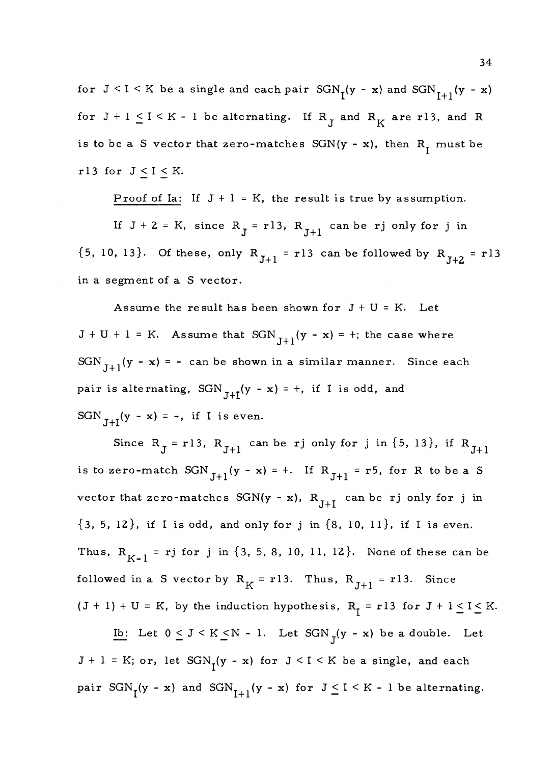for $J < I < K$ be a single and each pair $SGN_I(y - x)$ and $SGN_{I+1}(y - x)$ for $J + 1 \leq I < K - 1$ be alternating. If $R_J$ and $R_K$ are r13, and R is to be a S vector that zero-matches $SGN(y - x)$, then $R_I$ must be r13 for $J \leq I \leq K$.

Proof of Ia: If $J + 1 = K$, the result is true by assumption.

If $J + 2 = K$, since $R_J = r13$, $R_{J+1}$ can be rj only for j in $\{5, 10, 13\}$. Of these, only $R_{J+1} = r13$ can be followed by $R_{J+2} = r13$ in a segment of a S vector.

Assume the result has been shown for $J + U = K$. Let $J + U + 1 = K$. Assume that $SGN_{J+1}(y - x) = +$; the case where $SGN_{J+1}(y - x) = -$ can be shown in a similar manner. Since each pair is alternating, $SGN_{J+I}(y - x) = +$, if I is odd, and $SGN_{J+I}(y - x) = -$, if I is even.

Since $R_J = r13$, $R_{J+1}$ can be rj only for j in $\{5, 13\}$, if $R_{J+1}$ is to zero-match $SGN_{J+1}(y - x) = +$. If $R_{J+1} = r5$, for R to be a S vector that zero-matches $SGN(y - x)$, $R_{J+I}$ can be rj only for j in $\{3, 5, 12\}$, if I is odd, and only for j in $\{8, 10, 11\}$, if I is even. Thus, $R_{K-1} = rj$ for j in $\{3, 5, 8, 10, 11, 12\}$. None of these can be followed in a S vector by $R_K = r13$. Thus, $R_{J+1} = r13$. Since $(J + 1) + U = K$, by the induction hypothesis, $R_I = r13$ for $J + 1 \leq I \leq K$.

Ib: Let $0 \leq J < K \leq N - 1$. Let $SGN_J(y - x)$ be a double. Let $J + 1 = K$; or, let $SGN_I(y - x)$ for $J < I < K$ be a single, and each pair $SGN_I(y - x)$ and $SGN_{I+1}(y - x)$ for $J \leq I < K - 1$ be alternating.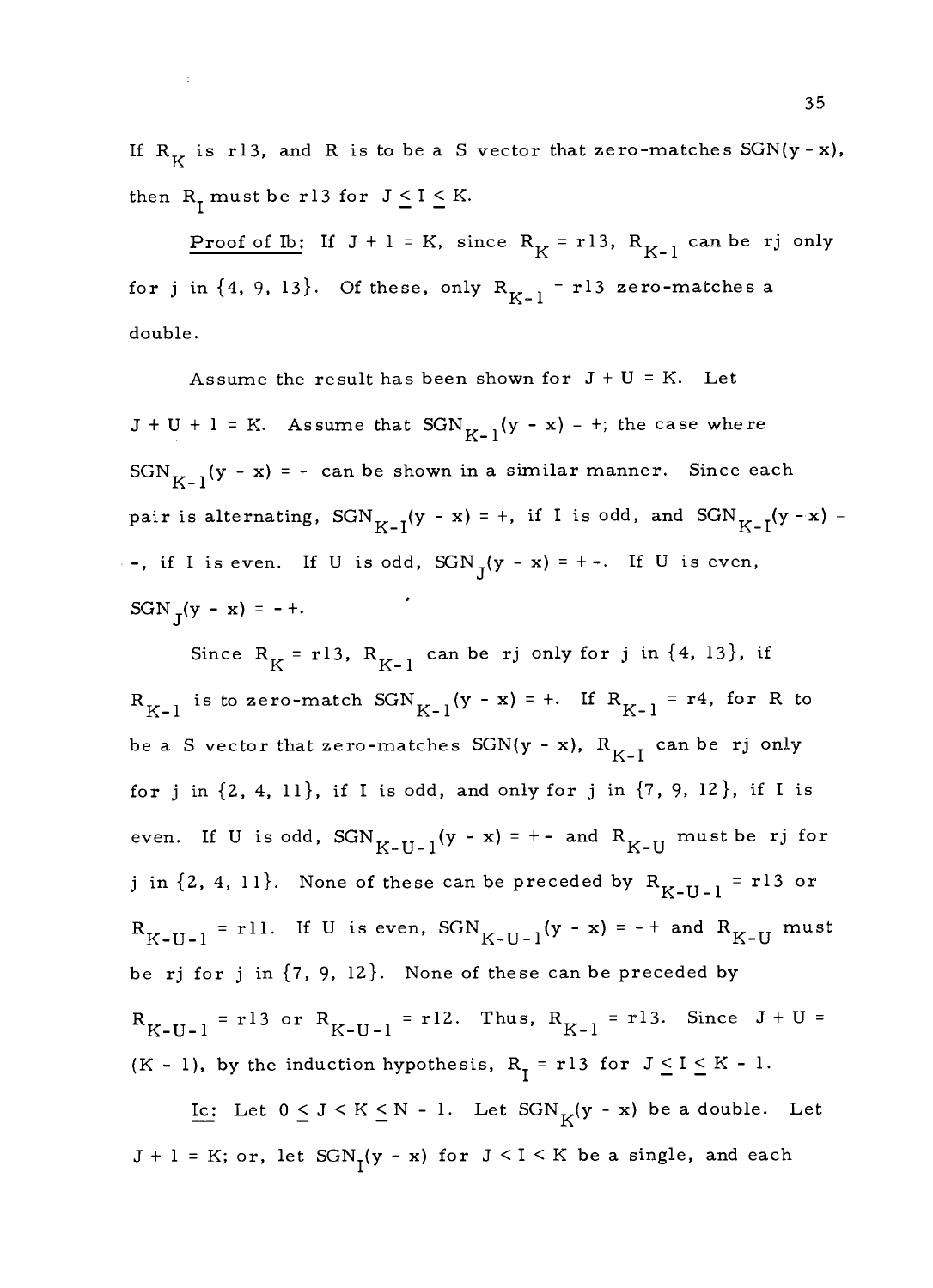If $R_K$ is r13, and R is to be a S vector that zero-matches SGN(y - x), then $R_I$ must be r13 for $J \leq I \leq K$.

Proof of Ib: If $J + 1 = K$, since $R_K$ = r13, $R_{K-1}$ can be rj only for j in {4, 9, 13}. Of these, only $R_{K-1}$ = r13 zero-matches a double.

Assume the result has been shown for $J + U = K$. Let $J + U + 1 = K$. Assume that $SGN_{K-1}(y - x) = +$; the case where $SGN_{K-1}(y - x) = -$ can be shown in a similar manner. Since each pair is alternating, $SGN_{K-I}(y - x) = +$, if I is odd, and $SGN_{K-I}(y - x) = -$, if I is even. If U is odd, $SGN_J(y - x) = + -$. If U is even, $SGN_J(y - x) = - +$.

Since $R_K$ = r13, $R_{K-1}$ can be rj only for j in {4, 13}, if $R_{K-1}$ is to zero-match $SGN_{K-1}(y - x) = +$. If $R_{K-1}$ = r4, for R to be a S vector that zero-matches SGN(y - x), $R_{K-I}$ can be rj only for j in {2, 4, 11}, if I is odd, and only for j in {7, 9, 12}, if I is even. If U is odd, $SGN_{K-U-1}(y - x) = + -$ and $R_{K-U}$ must be rj for j in {2, 4, 11}. None of these can be preceded by $R_{K-U-1}$ = r13 or $R_{K-U-1}$ = r11. If U is even, $SGN_{K-U-1}(y - x) = - +$ and $R_{K-U}$ must be rj for j in {7, 9, 12}. None of these can be preceded by $R_{K-U-1}$ = r13 or $R_{K-U-1}$ = r12. Thus, $R_{K-1}$ = r13. Since $J + U = (K - 1)$, by the induction hypothesis, $R_I$ = r13 for $J \leq I \leq K - 1$.

Ic: Let $0 \leq J < K \leq N - 1$. Let $SGN_K(y - x)$ be a double. Let $J + 1 = K$; or, let $SGN_I(y - x)$ for $J < I < K$ be a single, and each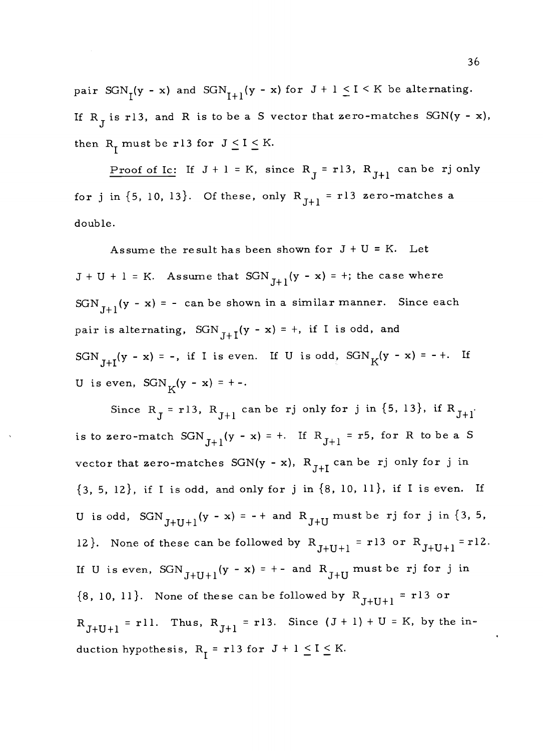pair $SGN_I(y - x)$ and $SGN_{I+1}(y - x)$ for $J + 1 \leq I < K$ be alternating. If $R_J$ is r13, and R is to be a S vector that zero-matches SGN(y - x), then $R_I$ must be r13 for $J \leq I \leq K$.

Proof of Ic: If $J + 1 = K$, since $R_J$ = r13, $R_{J+1}$ can be rj only for j in {5, 10, 13}. Of these, only $R_{J+1}$ = r13 zero-matches a double.

Assume the result has been shown for $J + U = K$. Let $J + U + 1 = K$. Assume that $SGN_{J+1}(y - x) = +$; the case where $SGN_{J+1}(y - x) = -$ can be shown in a similar manner. Since each pair is alternating, $SGN_{J+I}(y - x) = +$, if I is odd, and $SGN_{J+I}(y - x) = -$, if I is even. If U is odd, $SGN_K(y - x) = - +$. If U is even, $SGN_K(y - x) = + -$.

Since $R_J$ = r13, $R_{J+1}$ can be rj only for j in {5, 13}, if $R_{J+1}$ is to zero-match $SGN_{J+1}(y - x) = +$. If $R_{J+1}$ = r5, for R to be a S vector that zero-matches SGN(y - x), $R_{J+I}$ can be rj only for j in {3, 5, 12}, if I is odd, and only for j in {8, 10, 11}, if I is even. If U is odd, $SGN_{J+U+1}(y - x) = - +$ and $R_{J+U}$ must be rj for j in {3, 5, 12}. None of these can be followed by $R_{J+U+1}$ = r13 or $R_{J+U+1}$ = r12. If U is even, $SGN_{J+U+1}(y - x) = + -$ and $R_{J+U}$ must be rj for j in {8, 10, 11}. None of these can be followed by $R_{J+U+1}$ = r13 or $R_{J+U+1}$ = r11. Thus, $R_{J+1}$ = r13. Since $(J + 1) + U = K$, by the induction hypothesis, $R_I$ = r13 for $J + 1 \leq I \leq K$.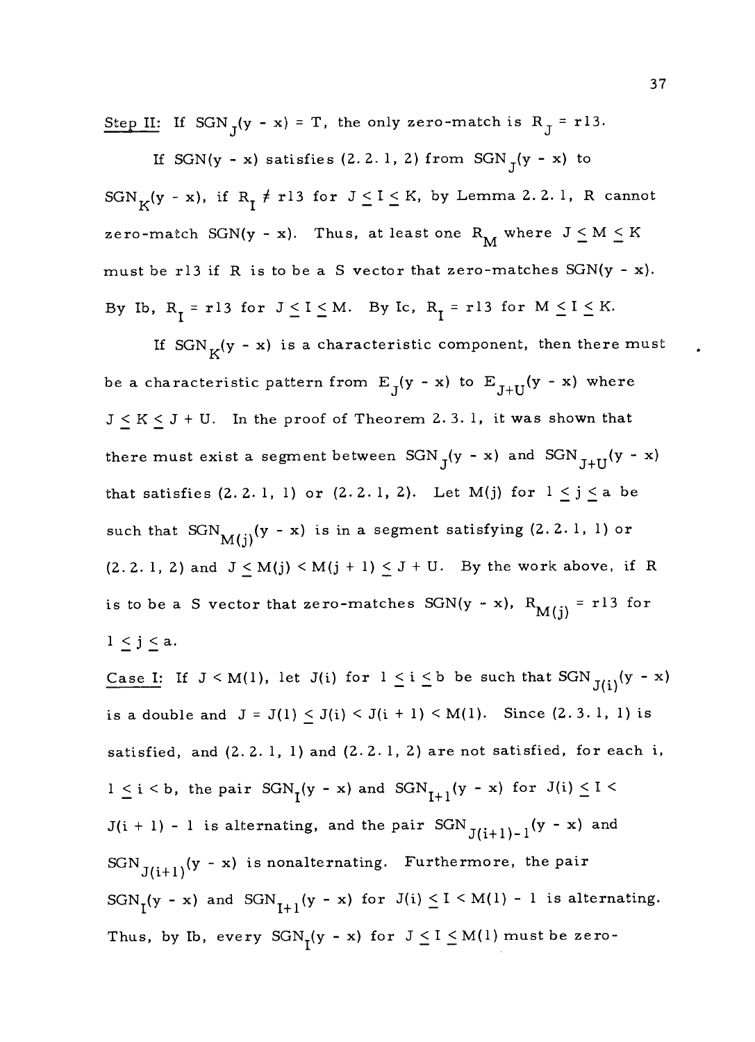Step II: If $SGN_J(y - x) = T$, the only zero-match is $R_J = r13$.

If $SGN(y - x)$ satisfies (2.2.1, 2) from $SGN_J(y - x)$ to $SGN_K(y - x)$, if $R_I \neq r13$ for $J \leq I \leq K$, by Lemma 2.2.1, R cannot zero-match $SGN(y - x)$. Thus, at least one $R_M$ where $J \leq M \leq K$ must be r13 if R is to be a S vector that zero-matches $SGN(y - x)$. By Ib, $R_I = r13$ for $J \leq I \leq M$. By Ic, $R_I = r13$ for $M \leq I \leq K$.

If $SGN_K(y - x)$ is a characteristic component, then there must be a characteristic pattern from $E_J(y - x)$ to $E_{J+U}(y - x)$ where $J \leq K \leq J + U$. In the proof of Theorem 2.3.1, it was shown that there must exist a segment between $SGN_J(y - x)$ and $SGN_{J+U}(y - x)$ that satisfies (2.2.1, 1) or (2.2.1, 2). Let $M(j)$ for $1 \leq j \leq a$ be such that $SGN_{M(j)}(y - x)$ is in a segment satisfying (2.2.1, 1) or (2.2.1, 2) and $J \leq M(j) < M(j + 1) \leq J + U$. By the work above, if R is to be a S vector that zero-matches $SGN(y - x)$, $R_{M(j)} = r13$ for $1 \leq j \leq a$.

Case I: If $J < M(1)$, let $J(i)$ for $1 \leq i \leq b$ be such that $SGN_{J(i)}(y - x)$ is a double and $J = J(1) \leq J(i) < J(i + 1) < M(1)$. Since (2.3.1, 1) is satisfied, and (2.2.1, 1) and (2.2.1, 2) are not satisfied, for each i, $1 \leq i < b$, the pair $SGN_I(y - x)$ and $SGN_{I+1}(y - x)$ for $J(i) \leq I < J(i + 1) - 1$ is alternating, and the pair $SGN_{J(i+1)-1}(y - x)$ and $SGN_{J(i+1)}(y - x)$ is nonalternating. Furthermore, the pair $SGN_I(y - x)$ and $SGN_{I+1}(y - x)$ for $J(i) \leq I < M(1) - 1$ is alternating. Thus, by Ib, every $SGN_I(y - x)$ for $J \leq I \leq M(1)$ must be zero-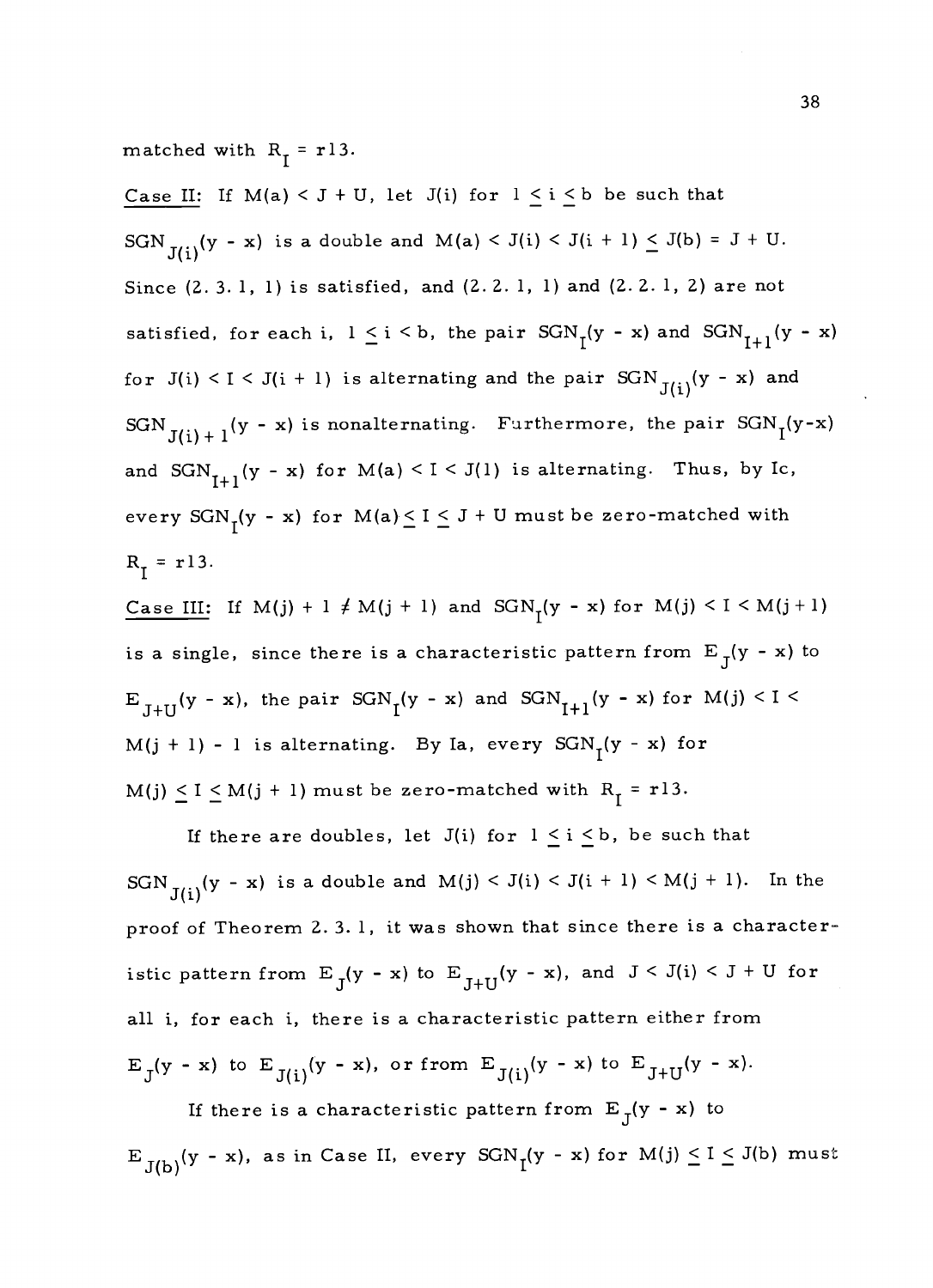matched with $R_I = r13$.

Case II: If $M(a) < J + U$, let $J(i)$ for $1 \leq i \leq b$ be such that $SGN_{J(i)}(y - x)$ is a double and $M(a) < J(i) < J(i + 1) \leq J(b) = J + U$. Since (2.3.1, 1) is satisfied, and (2.2.1, 1) and (2.2.1, 2) are not satisfied, for each i, $1 \leq i < b$, the pair $SGN_I(y - x)$ and $SGN_{I+1}(y - x)$ for $J(i) < I < J(i + 1)$ is alternating and the pair $SGN_{J(i)}(y - x)$ and $SGN_{J(i) + 1}(y - x)$ is nonalternating. Furthermore, the pair $SGN_I(y-x)$ and $SGN_{I+1}(y - x)$ for $M(a) < I < J(1)$ is alternating. Thus, by Ic, every $SGN_I(y - x)$ for $M(a) \leq I \leq J + U$ must be zero-matched with $R_I = r13$.

Case III: If $M(j) + 1 \neq M(j + 1)$ and $SGN_I(y - x)$ for $M(j) < I < M(j + 1)$ is a single, since there is a characteristic pattern from $E_J(y - x)$ to $E_{J+U}(y - x)$, the pair $SGN_I(y - x)$ and $SGN_{I+1}(y - x)$ for $M(j) < I < M(j + 1) - 1$ is alternating. By Ia, every $SGN_I(y - x)$ for $M(j) \leq I \leq M(j + 1)$ must be zero-matched with $R_I = r13$.

If there are doubles, let $J(i)$ for $1 \leq i \leq b$, be such that $SGN_{J(i)}(y - x)$ is a double and $M(j) < J(i) < J(i + 1) < M(j + 1)$. In the proof of Theorem 2.3.1, it was shown that since there is a characteristic pattern from $E_J(y - x)$ to $E_{J+U}(y - x)$, and $J < J(i) < J + U$ for all i, for each i, there is a characteristic pattern either from $E_J(y - x)$ to $E_{J(i)}(y - x)$, or from $E_{J(i)}(y - x)$ to $E_{J+U}(y - x)$.

If there is a characteristic pattern from $E_J(y - x)$ to $E_{J(b)}(y - x)$, as in Case II, every $SGN_I(y - x)$ for $M(j) \leq I \leq J(b)$ must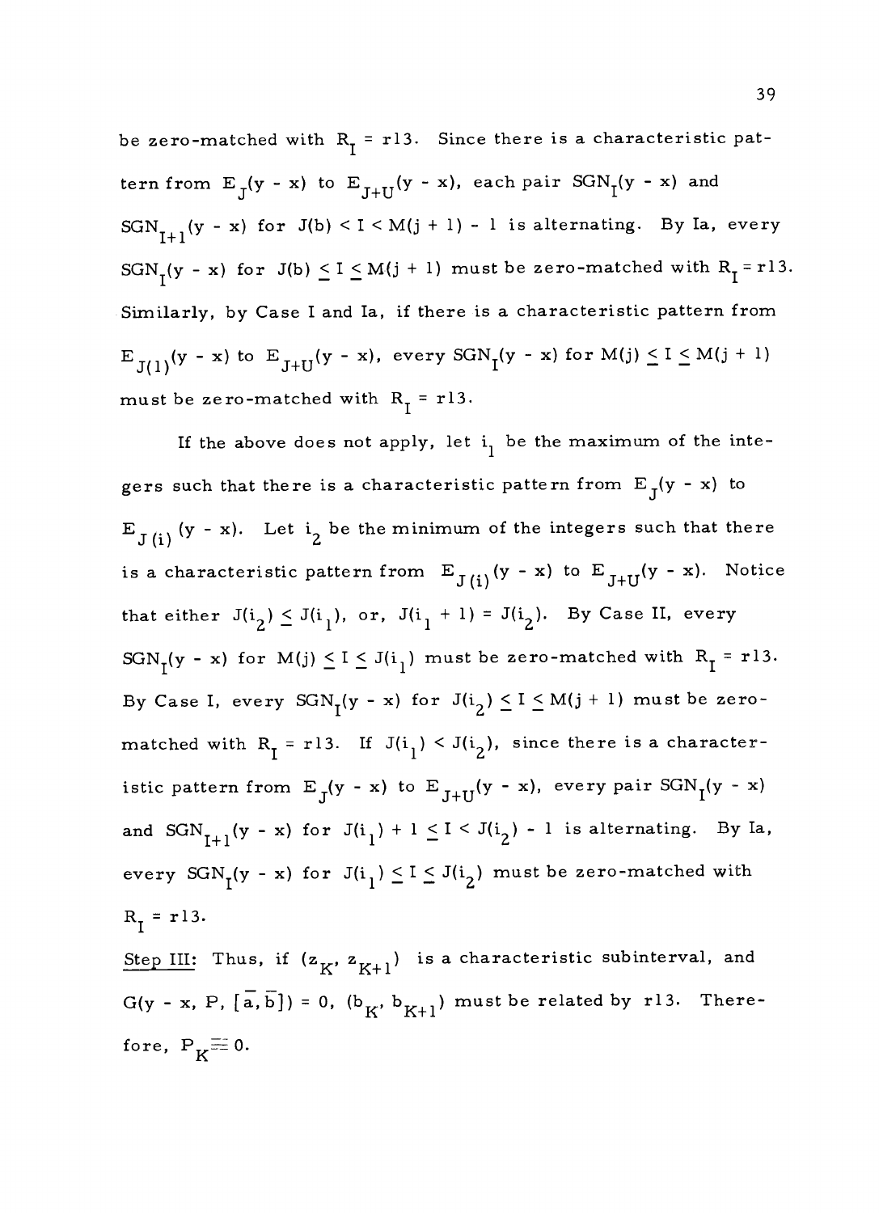be zero-matched with $R_I = r13$. Since there is a characteristic pattern from $E_J(y - x)$ to $E_{J+U}(y - x)$, each pair $SGN_I(y - x)$ and $SGN_{I+1}(y - x)$ for $J(b) < I < M(j + 1) - 1$ is alternating. By Ia, every $SGN_I(y - x)$ for $J(b) \leq I \leq M(j + 1)$ must be zero-matched with $R_I = r13$. Similarly, by Case I and Ia, if there is a characteristic pattern from $E_{J(1)}(y - x)$ to $E_{J+U}(y - x)$, every $SGN_I(y - x)$ for $M(j) \leq I \leq M(j + 1)$ must be zero-matched with $R_I = r13$.

If the above does not apply, let $i_1$ be the maximum of the integers such that there is a characteristic pattern from $E_J(y - x)$ to $E_{J(i)}(y - x)$. Let $i_2$ be the minimum of the integers such that there is a characteristic pattern from $E_{J(i)}(y - x)$ to $E_{J+U}(y - x)$. Notice that either $J(i_2) \leq J(i_1)$, or, $J(i_1 + 1) = J(i_2)$. By Case II, every $SGN_I(y - x)$ for $M(j) \leq I \leq J(i_1)$ must be zero-matched with $R_I = r13$. By Case I, every $SGN_I(y - x)$ for $J(i_2) \leq I \leq M(j + 1)$ must be zero-matched with $R_I = r13$. If $J(i_1) < J(i_2)$, since there is a characteristic pattern from $E_J(y - x)$ to $E_{J+U}(y - x)$, every pair $SGN_I(y - x)$ and $SGN_{I+1}(y - x)$ for $J(i_1) + 1 \leq I < J(i_2) - 1$ is alternating. By Ia, every $SGN_I(y - x)$ for $J(i_1) \leq I \leq J(i_2)$ must be zero-matched with $R_I = r13$.

Step III: Thus, if $(z_K, z_{K+1})$ is a characteristic subinterval, and $G(y - x, P, [\bar{a}, \bar{b}]) = 0$, $(b_K, b_{K+1})$ must be related by r13. Therefore, $P_K \equiv 0$.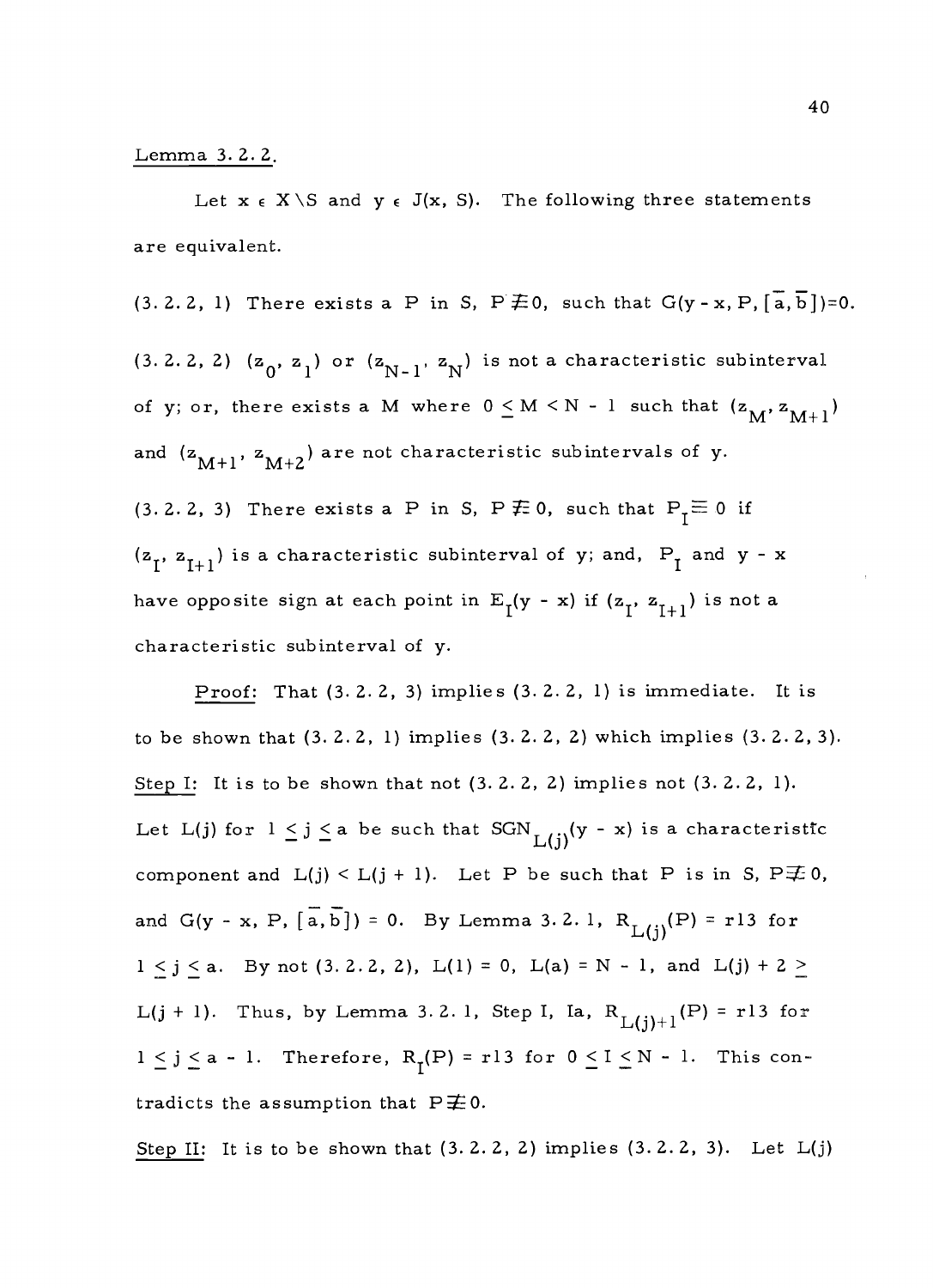Lemma 3.2.2.

Let $x \in X \backslash S$ and $y \in J(x, S)$. The following three statements are equivalent.

(3.2.2, 1) There exists a P in S, $P \not\equiv 0$, such that $G(y - x, P, [\bar{a}, \bar{b}]) = 0$.

(3.2.2, 2) $(z_0, z_1)$ or $(z_{N-1}, z_N)$ is not a characteristic subinterval of y; or, there exists a M where $0 \leq M < N - 1$ such that $(z_M, z_{M+1})$ and $(z_{M+1}, z_{M+2})$ are not characteristic subintervals of y.

(3.2.2, 3) There exists a P in S, $P \not\equiv 0$, such that $P_I \equiv 0$ if $(z_I, z_{I+1})$ is a characteristic subinterval of y; and, $P_I$ and $y - x$ have opposite sign at each point in $E_I(y - x)$ if $(z_I, z_{I+1})$ is not a characteristic subinterval of y.

Proof: That (3.2.2, 3) implies (3.2.2, 1) is immediate. It is to be shown that (3.2.2, 1) implies (3.2.2, 2) which implies (3.2.2, 3).

Step I: It is to be shown that not (3.2.2, 2) implies not (3.2.2, 1). Let $L(j)$ for $1 \leq j \leq a$ be such that $SGN_{L(j)}(y - x)$ is a characteristic component and $L(j) < L(j + 1)$. Let P be such that P is in S, $P \not\equiv 0$, and $G(y - x, P, [\bar{a}, \bar{b}]) = 0$. By Lemma 3.2.1, $R_{L(j)}(P) = r13$ for $1 \leq j \leq a$. By not (3.2.2, 2), $L(1) = 0$, $L(a) = N - 1$, and $L(j) + 2 \geq L(j + 1)$. Thus, by Lemma 3.2.1, Step I, Ia, $R_{L(j)+1}(P) = r13$ for $1 \leq j \leq a - 1$. Therefore, $R_I(P) = r13$ for $0 \leq I \leq N - 1$. This contradicts the assumption that $P \not\equiv 0$.

Step II: It is to be shown that (3.2.2, 2) implies (3.2.2, 3). Let $L(j)$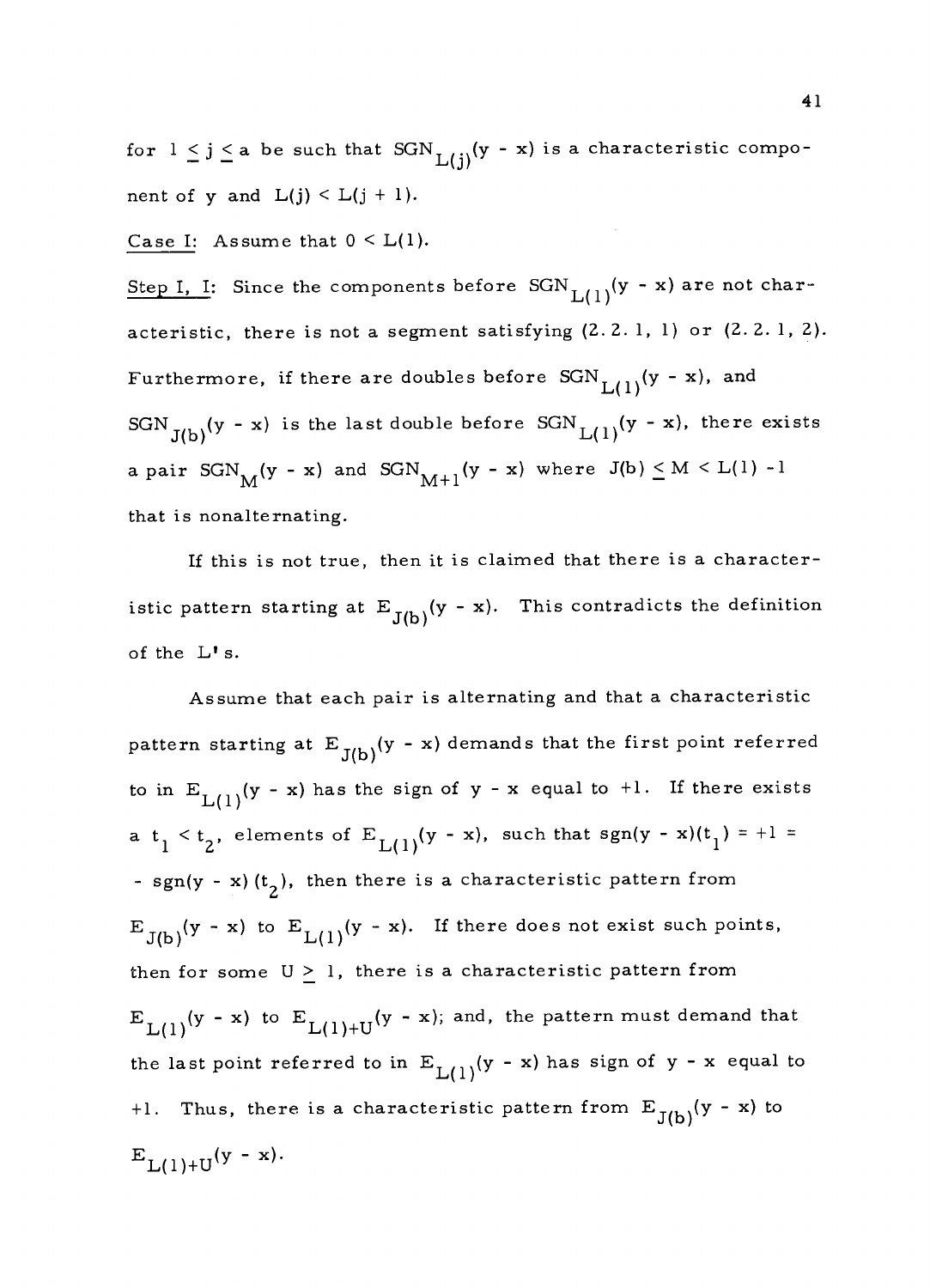for $1 \leq j \leq a$ be such that $SGN_{L(j)}(y - x)$ is a characteristic component of y and $L(j) < L(j + 1)$.

Case I: Assume that $0 < L(1)$.

Step I, I: Since the components before $SGN_{L(1)}(y - x)$ are not characteristic, there is not a segment satisfying (2.2.1, 1) or (2.2.1, 2). Furthermore, if there are doubles before $SGN_{L(1)}(y - x)$, and $SGN_{J(b)}(y - x)$ is the last double before $SGN_{L(1)}(y - x)$, there exists a pair $SGN_M(y - x)$ and $SGN_{M+1}(y - x)$ where $J(b) \leq M < L(1) - 1$ that is nonalternating.

If this is not true, then it is claimed that there is a characteristic pattern starting at $E_{J(b)}(y - x)$. This contradicts the definition of the L's.

Assume that each pair is alternating and that a characteristic pattern starting at $E_{J(b)}(y - x)$ demands that the first point referred to in $E_{L(1)}(y - x)$ has the sign of $y - x$ equal to $+1$. If there exists a $t_1 < t_2$, elements of $E_{L(1)}(y - x)$, such that $sgn(y - x)(t_1) = +1 = - sgn(y - x)(t_2)$, then there is a characteristic pattern from $E_{J(b)}(y - x)$ to $E_{L(1)}(y - x)$. If there does not exist such points, then for some $U \geq 1$, there is a characteristic pattern from $E_{L(1)}(y - x)$ to $E_{L(1)+U}(y - x)$; and, the pattern must demand that the last point referred to in $E_{L(1)}(y - x)$ has sign of $y - x$ equal to $+1$. Thus, there is a characteristic pattern from $E_{J(b)}(y - x)$ to $E_{L(1)+U}(y - x)$.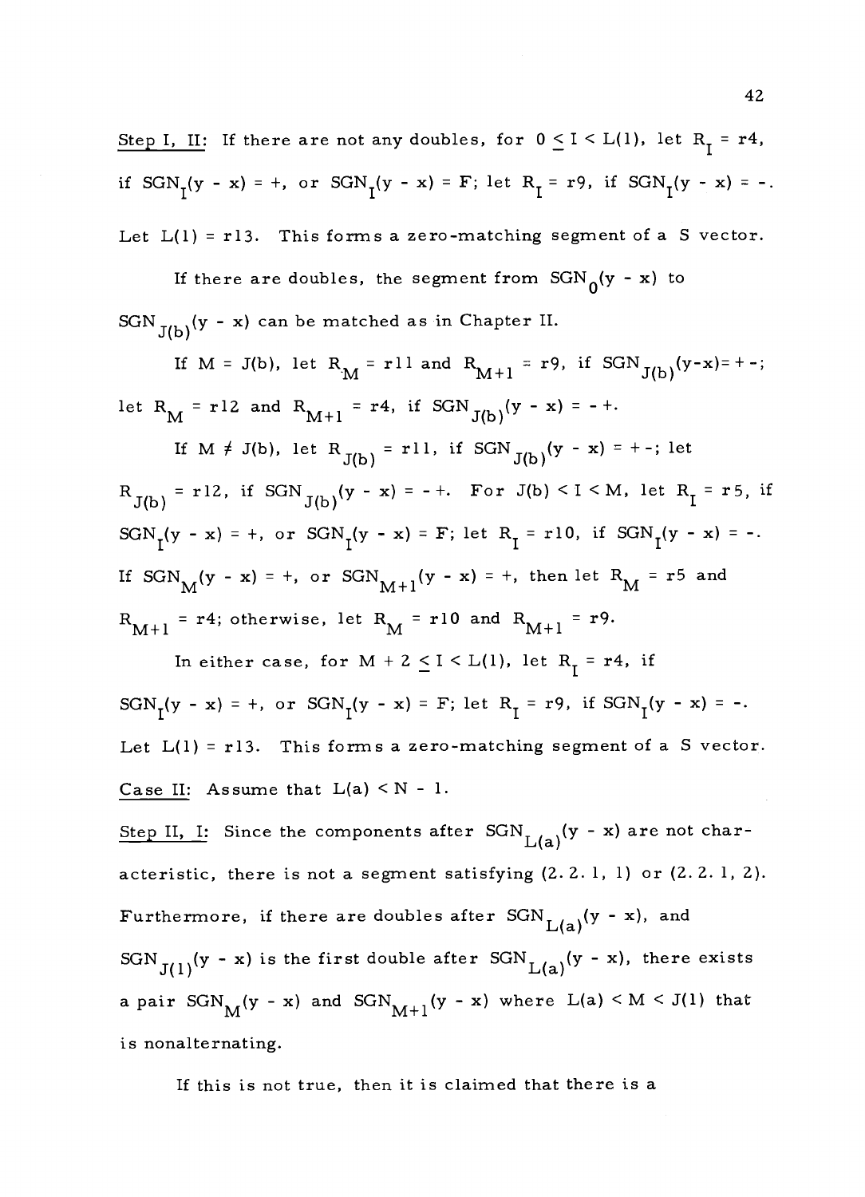Step I, II: If there are not any doubles, for $0 \leq I < L(1)$, let $R_I = r4$, if $SGN_I(y - x) = +$, or $SGN_I(y - x) = F$; let $R_I = r9$, if $SGN_I(y - x) = -$. Let $L(1) = r13$. This forms a zero-matching segment of a S vector.

If there are doubles, the segment from $SGN_0(y - x)$ to $SGN_{J(b)}(y - x)$ can be matched as in Chapter II.

If $M = J(b)$, let $R_M = r11$ and $R_{M+1} = r9$, if $SGN_{J(b)}(y-x) = +-$; let $R_M = r12$ and $R_{M+1} = r4$, if $SGN_{J(b)}(y - x) = -+$.

If $M \neq J(b)$, let $R_{J(b)} = r11$, if $SGN_{J(b)}(y - x) = +-$; let $R_{J(b)} = r12$, if $SGN_{J(b)}(y - x) = -+$. For $J(b) < I < M$, let $R_I = r5$, if $SGN_I(y - x) = +$, or $SGN_I(y - x) = F$; let $R_I = r10$, if $SGN_I(y - x) = -$. If $SGN_M(y - x) = +$, or $SGN_{M+1}(y - x) = +$, then let $R_M = r5$ and $R_{M+1} = r4$; otherwise, let $R_M = r10$ and $R_{M+1} = r9$.

In either case, for $M + 2 \leq I < L(1)$, let $R_I = r4$, if $SGN_I(y - x) = +$, or $SGN_I(y - x) = F$; let $R_I = r9$, if $SGN_I(y - x) = -$. Let $L(1) = r13$. This forms a zero-matching segment of a S vector.

Case II: Assume that $L(a) < N - 1$.

Step II, I: Since the components after $SGN_{L(a)}(y - x)$ are not characteristic, there is not a segment satisfying (2. 2. 1, 1) or (2. 2. 1, 2). Furthermore, if there are doubles after $SGN_{L(a)}(y - x)$, and $SGN_{J(1)}(y - x)$ is the first double after $SGN_{L(a)}(y - x)$, there exists a pair $SGN_M(y - x)$ and $SGN_{M+1}(y - x)$ where $L(a) < M < J(1)$ that is nonalternating.

If this is not true, then it is claimed that there is a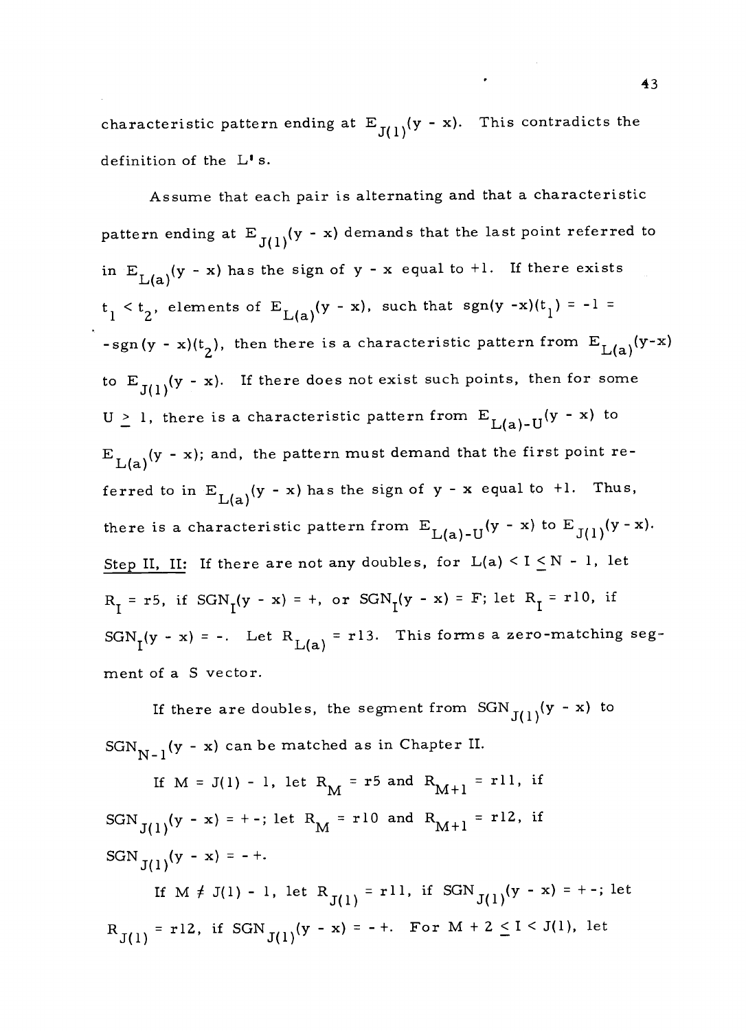characteristic pattern ending at $E_{J(1)}(y - x)$. This contradicts the definition of the L's.

Assume that each pair is alternating and that a characteristic pattern ending at $E_{J(1)}(y - x)$ demands that the last point referred to in $E_{L(a)}(y - x)$ has the sign of $y - x$ equal to $+1$. If there exists $t_1 < t_2$, elements of $E_{L(a)}(y - x)$, such that $\mathrm{sgn}(y - x)(t_1) = -1 = -\mathrm{sgn}(y - x)(t_2)$, then there is a characteristic pattern from $E_{L(a)}(y-x)$ to $E_{J(1)}(y - x)$. If there does not exist such points, then for some $U \geq 1$, there is a characteristic pattern from $E_{L(a)-U}(y - x)$ to $E_{L(a)}(y - x)$; and, the pattern must demand that the first point referred to in $E_{L(a)}(y - x)$ has the sign of $y - x$ equal to $+1$. Thus, there is a characteristic pattern from $E_{L(a)-U}(y - x)$ to $E_{J(1)}(y - x)$.

Step II, II: If there are not any doubles, for $L(a) < I \leq N - 1$, let $R_I = r5$, if $SGN_I(y - x) = +$, or $SGN_I(y - x) = F$; let $R_I = r10$, if $SGN_I(y - x) = -$. Let $R_{L(a)} = r13$. This forms a zero-matching segment of a S vector.

If there are doubles, the segment from $SGN_{J(1)}(y - x)$ to $SGN_{N-1}(y - x)$ can be matched as in Chapter II.

If $M = J(1) - 1$, let $R_M = r5$ and $R_{M+1} = r11$, if $SGN_{J(1)}(y - x) = +-$; let $R_M = r10$ and $R_{M+1} = r12$, if $SGN_{J(1)}(y - x) = -+$.

If $M \neq J(1) - 1$, let $R_{J(1)} = r11$, if $SGN_{J(1)}(y - x) = +-$; let $R_{J(1)} = r12$, if $SGN_{J(1)}(y - x) = -+$. For $M + 2 \leq I < J(1)$, let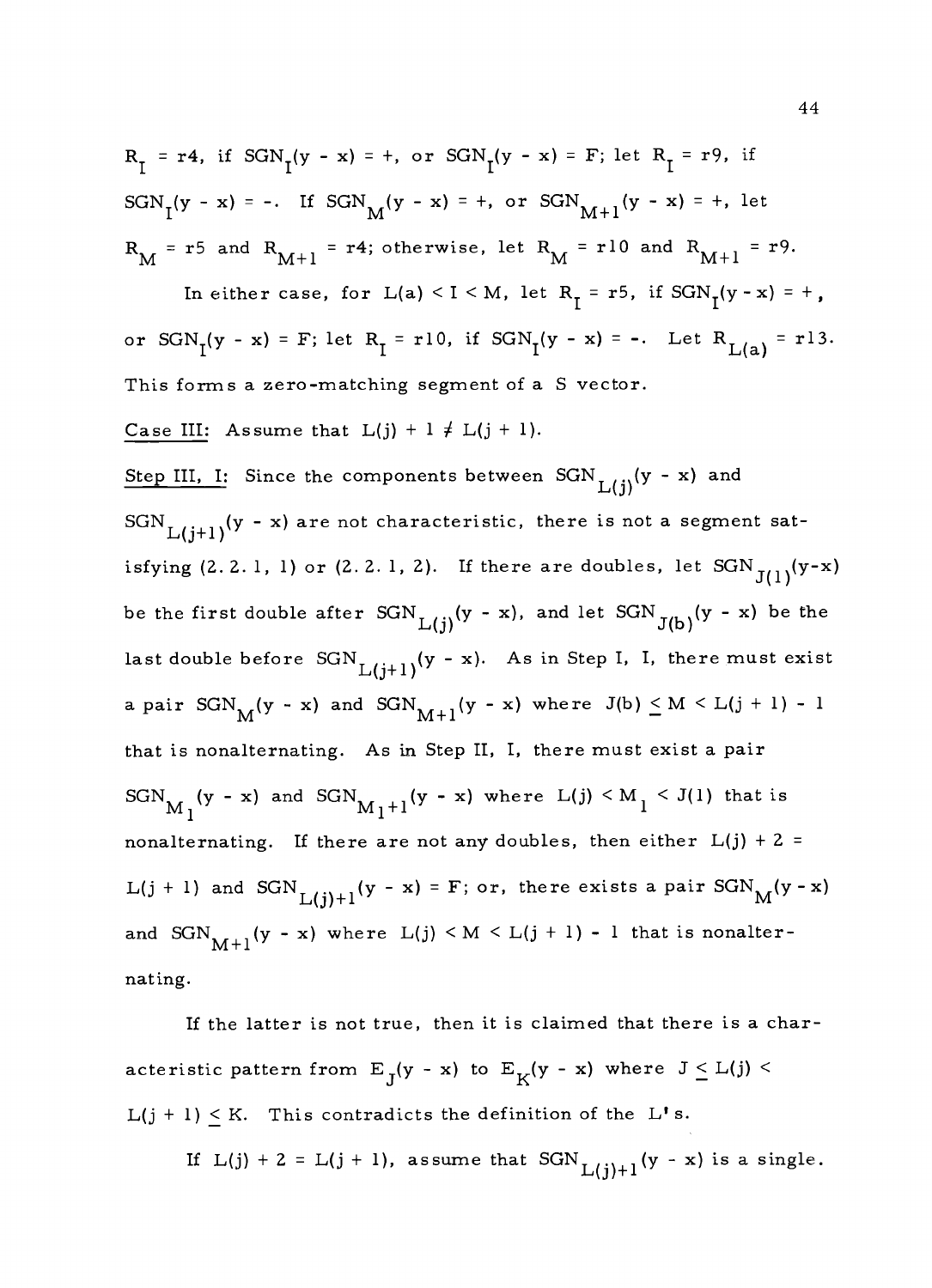$R_I = r4$, if $SGN_I(y - x) = +$, or $SGN_I(y - x) = F$; let $R_I = r9$, if $SGN_I(y - x) = -$. If $SGN_M(y - x) = +$, or $SGN_{M+1}(y - x) = +$, let $R_M = r5$ and $R_{M+1} = r4$; otherwise, let $R_M = r10$ and $R_{M+1} = r9$.

In either case, for $L(a) < I < M$, let $R_I = r5$, if $SGN_I(y - x) = +$, or $SGN_I(y - x) = F$; let $R_I = r10$, if $SGN_I(y - x) = -$. Let $R_{L(a)} = r13$. This forms a zero-matching segment of a S vector.

Case III: Assume that $L(j) + 1 \neq L(j + 1)$.

Step III, I: Since the components between $SGN_{L(j)}(y - x)$ and $SGN_{L(j+1)}(y - x)$ are not characteristic, there is not a segment satisfying (2.2.1, 1) or (2.2.1, 2). If there are doubles, let $SGN_{J(1)}(y-x)$ be the first double after $SGN_{L(j)}(y - x)$, and let $SGN_{J(b)}(y - x)$ be the last double before $SGN_{L(j+1)}(y - x)$. As in Step I, I, there must exist a pair $SGN_M(y - x)$ and $SGN_{M+1}(y - x)$ where $J(b) \leq M < L(j + 1) - 1$ that is nonalternating. As in Step II, I, there must exist a pair $SGN_{M_1}(y - x)$ and $SGN_{M_1+1}(y - x)$ where $L(j) < M_1 < J(1)$ that is nonalternating. If there are not any doubles, then either $L(j) + 2 = L(j + 1)$ and $SGN_{L(j)+1}(y - x) = F$; or, there exists a pair $SGN_M(y - x)$ and $SGN_{M+1}(y - x)$ where $L(j) < M < L(j + 1) - 1$ that is nonalternating.

If the latter is not true, then it is claimed that there is a characteristic pattern from $E_J(y - x)$ to $E_K(y - x)$ where $J \leq L(j) < L(j + 1) \leq K$. This contradicts the definition of the L's.

If $L(j) + 2 = L(j + 1)$, assume that $SGN_{L(j)+1}(y - x)$ is a single.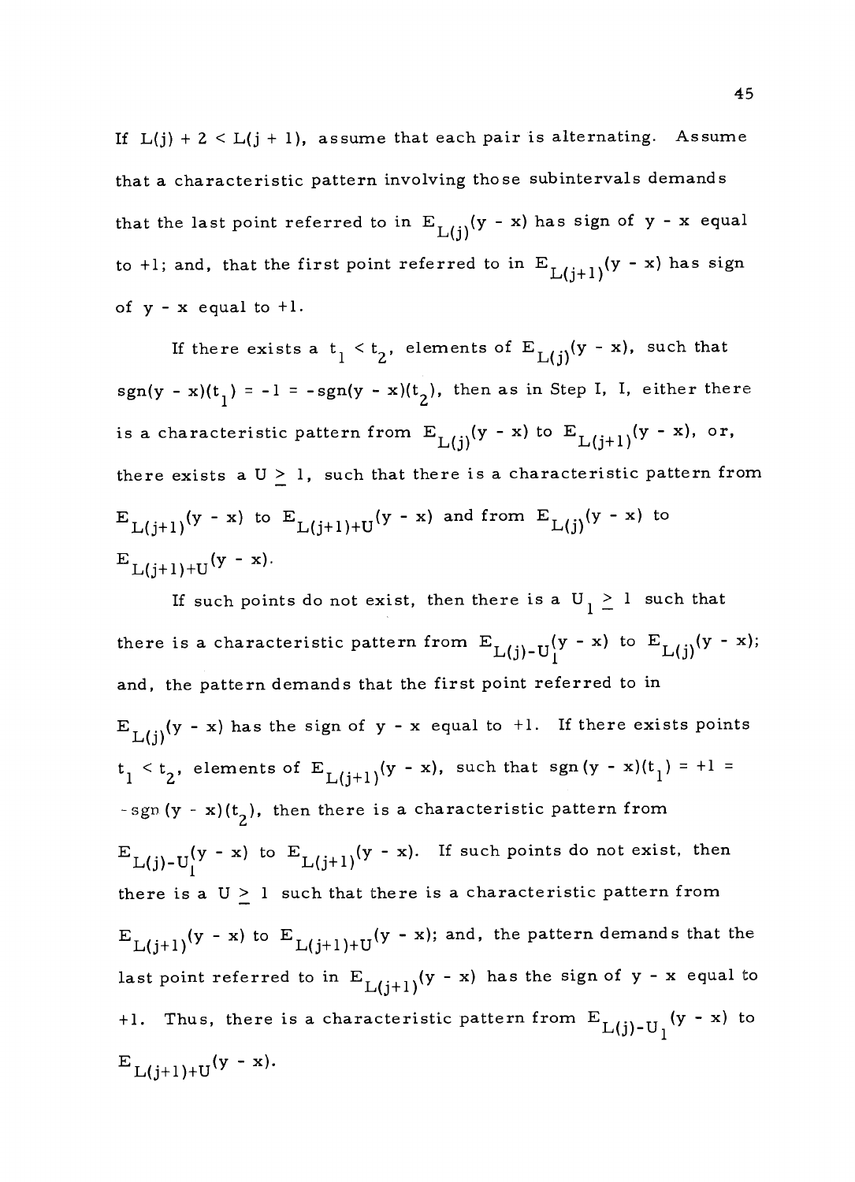If $L(j) + 2 < L(j + 1)$, assume that each pair is alternating. Assume that a characteristic pattern involving those subintervals demands that the last point referred to in $E_{L(j)}(y - x)$ has sign of $y - x$ equal to $+1$; and, that the first point referred to in $E_{L(j+1)}(y - x)$ has sign of $y - x$ equal to $+1$.

If there exists a $t_1 < t_2$, elements of $E_{L(j)}(y - x)$, such that $\text{sgn}(y - x)(t_1) = -1 = -\text{sgn}(y - x)(t_2)$, then as in Step I, I, either there is a characteristic pattern from $E_{L(j)}(y - x)$ to $E_{L(j+1)}(y - x)$, or, there exists a $U \geq 1$, such that there is a characteristic pattern from $E_{L(j+1)}(y - x)$ to $E_{L(j+1)+U}(y - x)$ and from $E_{L(j)}(y - x)$ to $E_{L(j+1)+U}(y - x)$.

If such points do not exist, then there is a $U_1 \geq 1$ such that there is a characteristic pattern from $E_{L(j)-U_1}(y - x)$ to $E_{L(j)}(y - x)$; and, the pattern demands that the first point referred to in $E_{L(j)}(y - x)$ has the sign of $y - x$ equal to $+1$. If there exists points $t_1 < t_2$, elements of $E_{L(j+1)}(y - x)$, such that $\text{sgn}(y - x)(t_1) = +1 = -\text{sgn}(y - x)(t_2)$, then there is a characteristic pattern from $E_{L(j)-U_1}(y - x)$ to $E_{L(j+1)}(y - x)$. If such points do not exist, then there is a $U \geq 1$ such that there is a characteristic pattern from $E_{L(j+1)}(y - x)$ to $E_{L(j+1)+U}(y - x)$; and, the pattern demands that the last point referred to in $E_{L(j+1)}(y - x)$ has the sign of $y - x$ equal to $+1$. Thus, there is a characteristic pattern from $E_{L(j)-U_1}(y - x)$ to $E_{L(j+1)+U}(y - x)$.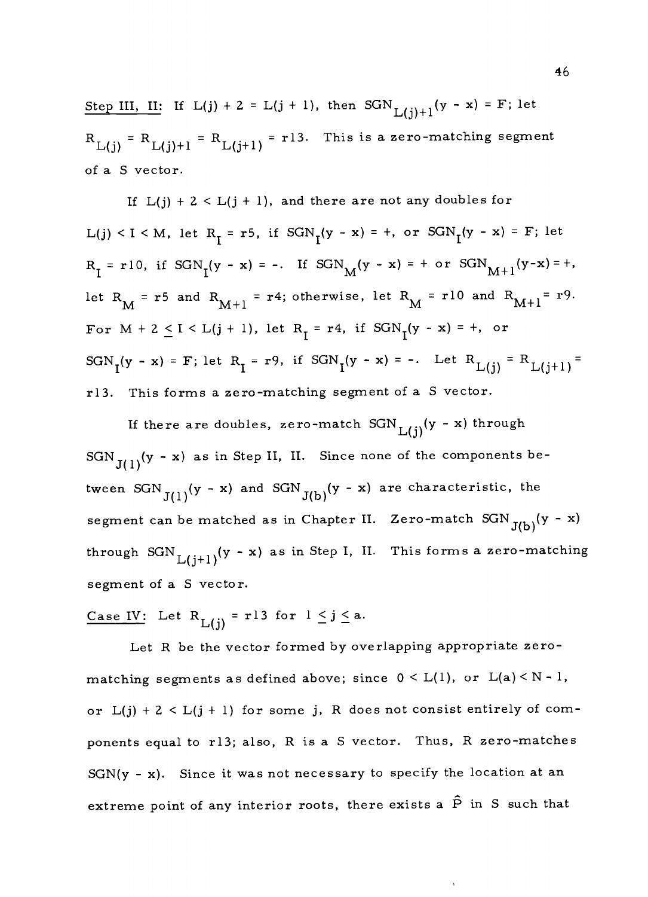Step III, II: If $L(j) + 2 = L(j + 1)$, then $SGN_{L(j)+1}(y - x) = F$; let $R_{L(j)} = R_{L(j)+1} = R_{L(j+1)} = r13$. This is a zero-matching segment of a S vector.

If $L(j) + 2 < L(j + 1)$, and there are not any doubles for $L(j) < I < M$, let $R_I = r5$, if $SGN_I(y - x) = +$, or $SGN_I(y - x) = F$; let $R_I = r10$, if $SGN_I(y - x) = -$. If $SGN_M(y - x) = +$ or $SGN_{M+1}(y-x) = +$, let $R_M = r5$ and $R_{M+1} = r4$; otherwise, let $R_M = r10$ and $R_{M+1} = r9$. For $M + 2 \leq I < L(j + 1)$, let $R_I = r4$, if $SGN_I(y - x) = +$, or $SGN_I(y - x) = F$; let $R_I = r9$, if $SGN_I(y - x) = -$. Let $R_{L(j)} = R_{L(j+1)} = r13$. This forms a zero-matching segment of a S vector.

If there are doubles, zero-match $SGN_{L(j)}(y - x)$ through $SGN_{J(1)}(y - x)$ as in Step II, II. Since none of the components between $SGN_{J(1)}(y - x)$ and $SGN_{J(b)}(y - x)$ are characteristic, the segment can be matched as in Chapter II. Zero-match $SGN_{J(b)}(y - x)$ through $SGN_{L(j+1)}(y - x)$ as in Step I, II. This forms a zero-matching segment of a S vector.

Case IV: Let $R_{L(j)} = r13$ for $1 \leq j \leq a$.

Let R be the vector formed by overlapping appropriate zero-matching segments as defined above; since $0 < L(1)$, or $L(a) < N - 1$, or $L(j) + 2 < L(j + 1)$ for some j, R does not consist entirely of components equal to r13; also, R is a S vector. Thus, R zero-matches $SGN(y - x)$. Since it was not necessary to specify the location at an extreme point of any interior roots, there exists a $\hat{P}$ in S such that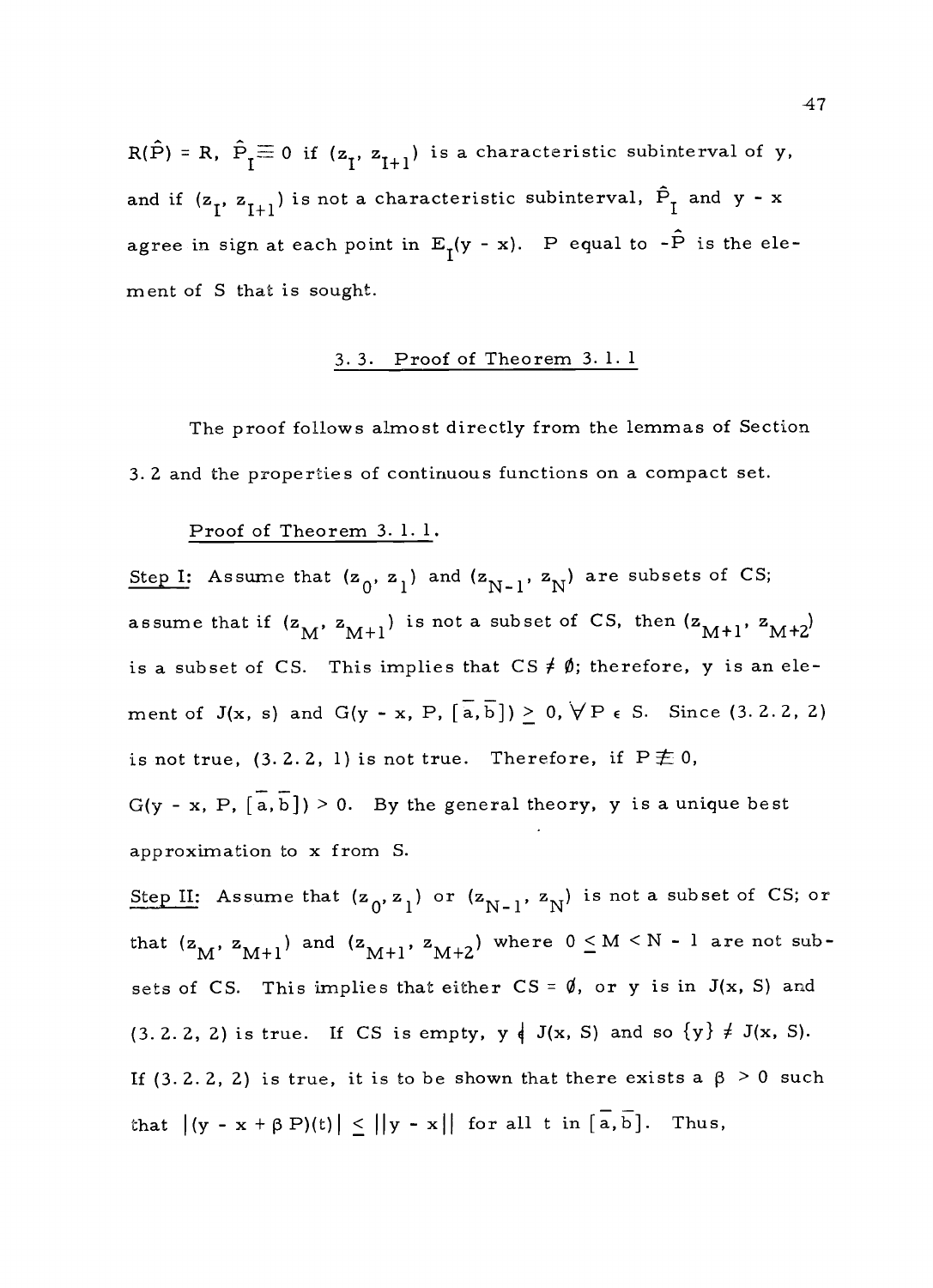$R(\hat{P}) = R$, $\hat{P}_I \equiv 0$ if $(z_I, z_{I+1})$ is a characteristic subinterval of y, and if $(z_I, z_{I+1})$ is not a characteristic subinterval, $\hat{P}_I$ and $y - x$ agree in sign at each point in $E_I(y - x)$. P equal to $-\hat{P}$ is the element of S that is sought.

## 3. 3. Proof of Theorem 3. 1. 1

The proof follows almost directly from the lemmas of Section 3. 2 and the properties of continuous functions on a compact set.

Proof of Theorem 3. 1. 1.

Step I: Assume that $(z_0, z_1)$ and $(z_{N-1}, z_N)$ are subsets of CS; assume that if $(z_M, z_{M+1})$ is not a subset of CS, then $(z_{M+1}, z_{M+2})$ is a subset of CS. This implies that $CS \neq \emptyset$; therefore, y is an element of J(x, s) and $G(y - x, P, [\bar{a}, \bar{b}]) \geq 0, \forall P \in S$. Since (3. 2. 2, 2) is not true, (3. 2. 2, 1) is not true. Therefore, if $P \not\equiv 0$, $G(y - x, P, [\bar{a}, \bar{b}]) > 0$. By the general theory, y is a unique best approximation to x from S.

Step II: Assume that $(z_0, z_1)$ or $(z_{N-1}, z_N)$ is not a subset of CS; or that $(z_M, z_{M+1})$ and $(z_{M+1}, z_{M+2})$ where $0 \leq M < N - 1$ are not subsets of CS. This implies that either $CS = \emptyset$, or y is in J(x, S) and (3. 2. 2, 2) is true. If CS is empty, $y \notin J(x, S)$ and so $\{y\} \neq J(x, S)$. If (3. 2. 2, 2) is true, it is to be shown that there exists a $\beta > 0$ such that $|(y - x + \beta P)(t)| \leq ||y - x||$ for all t in $[\bar{a}, \bar{b}]$. Thus,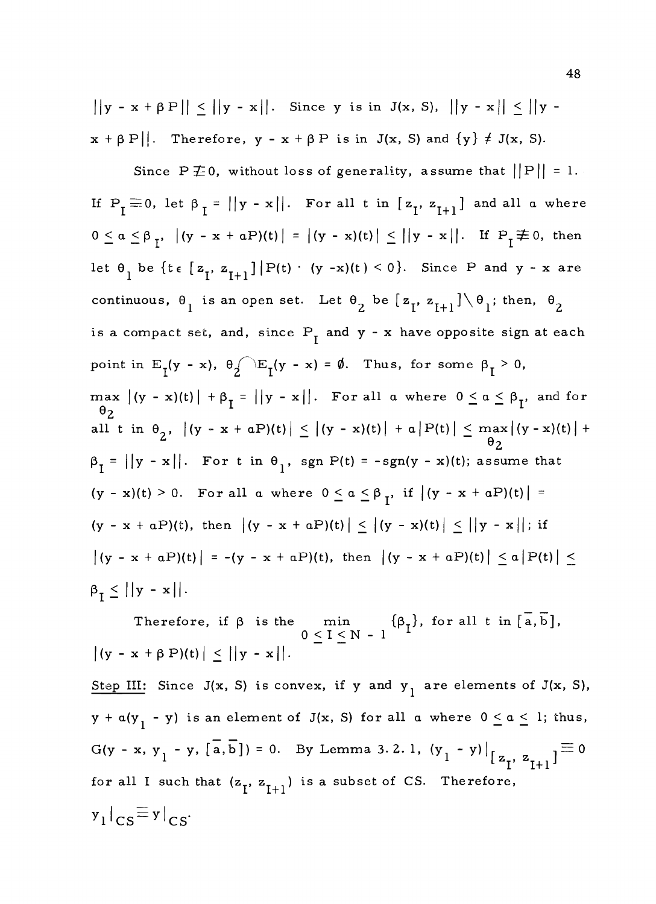$||y - x + \beta P|| \leq ||y - x||$. Since y is in J(x, S), $||y - x|| \leq ||y - x + \beta P||$. Therefore, $y - x + \beta P$ is in J(x, S) and $\{y\} \neq J(x, S)$.

Since $P \not\equiv 0$, without loss of generality, assume that $||P|| = 1$. If $P_I \equiv 0$, let $\beta_I = ||y - x||$. For all t in $[z_I, z_{I+1}]$ and all $\alpha$ where $0 \leq \alpha \leq \beta_I$, $|(y - x + \alpha P)(t)| = |(y - x)(t)| \leq ||y - x||$. If $P_I \not\equiv 0$, then let $\theta_1$ be $\{t \in [z_I, z_{I+1}] | P(t) \cdot (y - x)(t) < 0\}$. Since P and y - x are continuous, $\theta_1$ is an open set. Let $\theta_2$ be $[z_I, z_{I+1}] \setminus \theta_1$; then, $\theta_2$ is a compact set, and, since $P_I$ and y - x have opposite sign at each point in $E_I(y - x)$, $\theta_2 \cap E_I(y - x) = \emptyset$. Thus, for some $\beta_I > 0$, $\max_{\theta_2} |(y - x)(t)| + \beta_I = ||y - x||$. For all $\alpha$ where $0 \leq \alpha \leq \beta_I$, and for all t in $\theta_2$, $|(y - x + \alpha P)(t)| \leq |(y - x)(t)| + \alpha |P(t)| \leq \max_{\theta_2} |(y - x)(t)| + \beta_I = ||y - x||$. For t in $\theta_1$, sgn P(t) = -sgn(y - x)(t); assume that $(y - x)(t) > 0$. For all $\alpha$ where $0 \leq \alpha \leq \beta_I$, if $|(y - x + \alpha P)(t)| = (y - x + \alpha P)(t)$, then $|(y - x + \alpha P)(t)| \leq |(y - x)(t)| \leq ||y - x||$; if $|(y - x + \alpha P)(t)| = -(y - x + \alpha P)(t)$, then $|(y - x + \alpha P)(t)| \leq \alpha |P(t)| \leq \beta_I \leq ||y - x||$.

Therefore, if $\beta$ is the $\min_{0 \leq I \leq N - 1} \{\beta_I\}$, for all t in $[\bar{a}, \bar{b}]$, $|(y - x + \beta P)(t)| \leq ||y - x||$.

Step III: Since J(x, S) is convex, if y and $y_1$ are elements of J(x, S), $y + \alpha(y_1 - y)$ is an element of J(x, S) for all $\alpha$ where $0 \leq \alpha \leq 1$; thus, $G(y - x, y_1 - y, [\bar{a}, \bar{b}]) = 0$. By Lemma 3.2.1, $(y_1 - y)|_{[z_I, z_{I+1}]} \equiv 0$ for all I such that $(z_I, z_{I+1})$ is a subset of CS. Therefore, $y_1|_{CS} \equiv y|_{CS}$.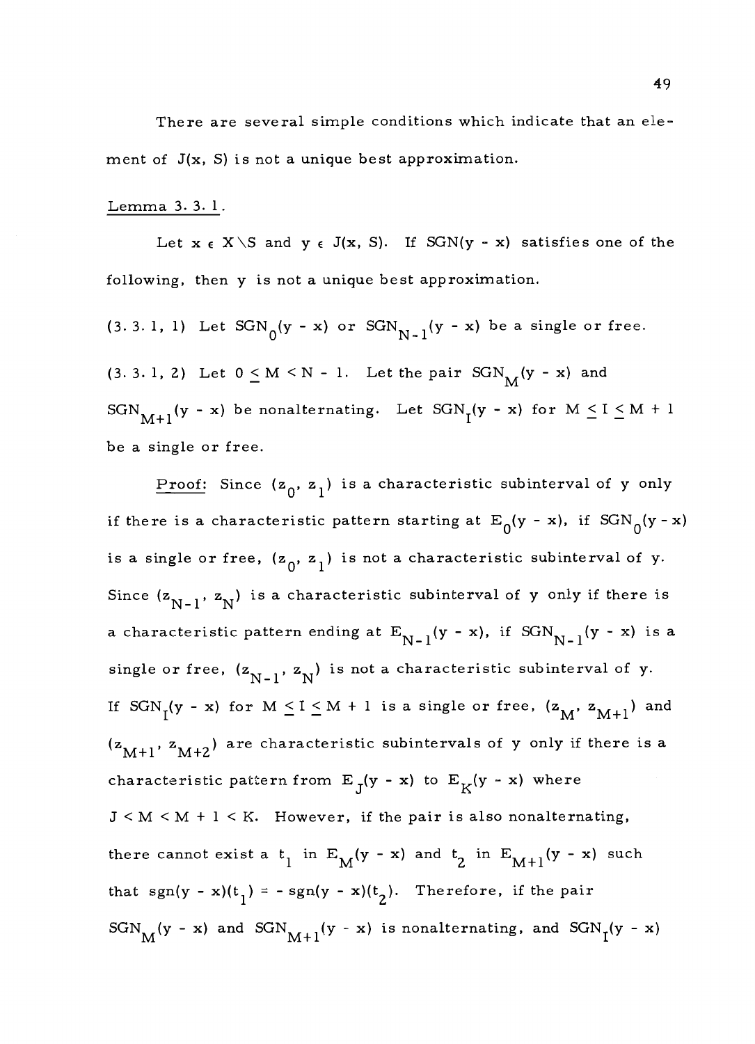There are several simple conditions which indicate that an element of $J(x, S)$ is not a unique best approximation.

Lemma 3.3.1.

Let $x \in X \setminus S$ and $y \in J(x, S)$. If $SGN(y - x)$ satisfies one of the following, then $y$ is not a unique best approximation.

(3.3.1, 1) Let $SGN_0(y - x)$ or $SGN_{N-1}(y - x)$ be a single or free.

(3.3.1, 2) Let $0 \leq M < N - 1$. Let the pair $SGN_M(y - x)$ and $SGN_{M+1}(y - x)$ be nonalternating. Let $SGN_I(y - x)$ for $M \leq I \leq M + 1$ be a single or free.

Proof: Since $(z_0, z_1)$ is a characteristic subinterval of $y$ only if there is a characteristic pattern starting at $E_0(y - x)$, if $SGN_0(y - x)$ is a single or free, $(z_0, z_1)$ is not a characteristic subinterval of $y$. Since $(z_{N-1}, z_N)$ is a characteristic subinterval of $y$ only if there is a characteristic pattern ending at $E_{N-1}(y - x)$, if $SGN_{N-1}(y - x)$ is a single or free, $(z_{N-1}, z_N)$ is not a characteristic subinterval of $y$. If $SGN_I(y - x)$ for $M \leq I \leq M + 1$ is a single or free, $(z_M, z_{M+1})$ and $(z_{M+1}, z_{M+2})$ are characteristic subintervals of $y$ only if there is a characteristic pattern from $E_J(y - x)$ to $E_K(y - x)$ where $J < M < M + 1 < K$. However, if the pair is also nonalternating, there cannot exist a $t_1$ in $E_M(y - x)$ and $t_2$ in $E_{M+1}(y - x)$ such that $sgn(y - x)(t_1) = - sgn(y - x)(t_2)$. Therefore, if the pair $SGN_M(y - x)$ and $SGN_{M+1}(y - x)$ is nonalternating, and $SGN_I(y - x)$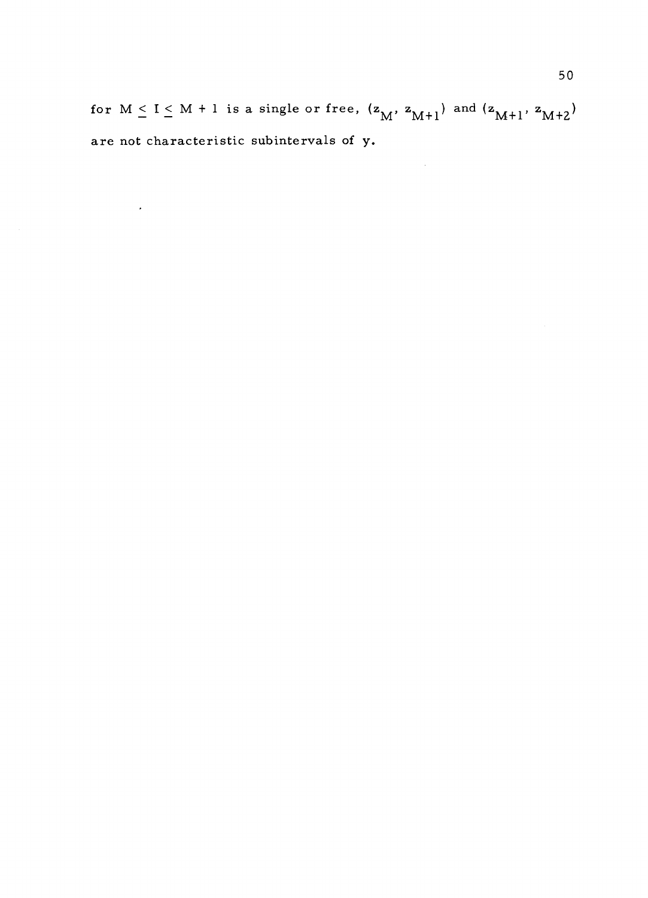for $M \leq I \leq M + 1$ is a single or free, $(z_M, z_{M+1})$ and $(z_{M+1}, z_{M+2})$ are not characteristic subintervals of **y**.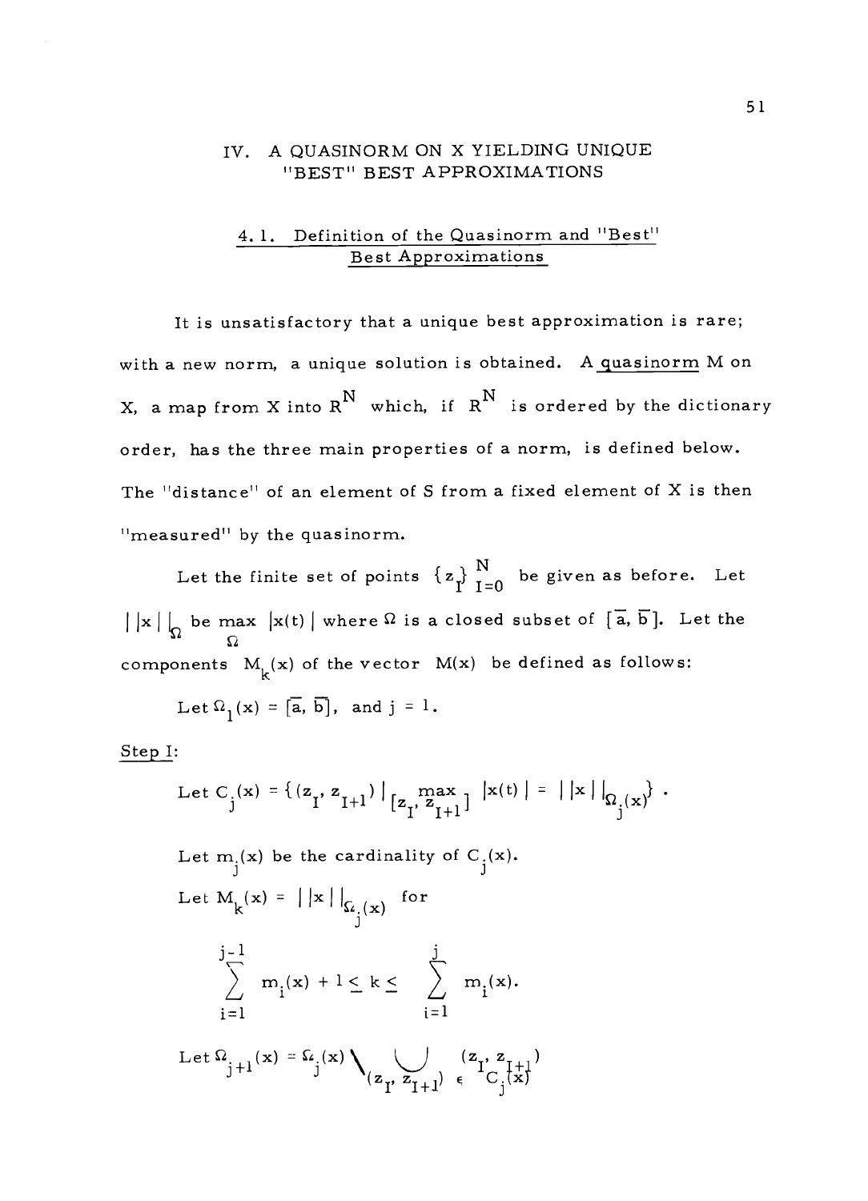## IV. A QUASINORM ON X YIELDING UNIQUE "BEST" BEST APPROXIMATIONS

### 4.1. Definition of the Quasinorm and "Best" Best Approximations

It is unsatisfactory that a unique best approximation is rare; with a new norm, a unique solution is obtained. A quasinorm M on X, a map from X into $R^N$ which, if $R^N$ is ordered by the dictionary order, has the three main properties of a norm, is defined below. The "distance" of an element of S from a fixed element of X is then "measured" by the quasinorm.

Let the finite set of points $\{z_I\}_{I=0}^{N}$ be given as before. Let $||x||_\Omega$ be $\max_{\Omega} |x(t)|$ where $\Omega$ is a closed subset of $[\bar{a}, \bar{b}]$. Let the components $M_k(x)$ of the vector $M(x)$ be defined as follows:

Let $\Omega_1(x) = [\bar{a}, \bar{b}]$, and $j = 1$.

Step I:

$$\text{Let } C_j(x) = \{(z_I, z_{I+1}) \mid \max_{[z_I, z_{I+1}]} |x(t)| = ||x||_{\Omega_j(x)}\} .$$

Let $m_j(x)$ be the cardinality of $C_j(x)$.

Let $M_k(x) = ||x||_{\Omega_j(x)}$ for

$$\sum_{i=1}^{j-1} m_i(x) + 1 \leq k \leq \sum_{i=1}^{j} m_i(x).$$

$$\text{Let } \Omega_{j+1}(x) = \Omega_j(x) \setminus \bigcup_{(z_I, z_{I+1}) \in C_j(x)} (z_I, z_{I+1})$$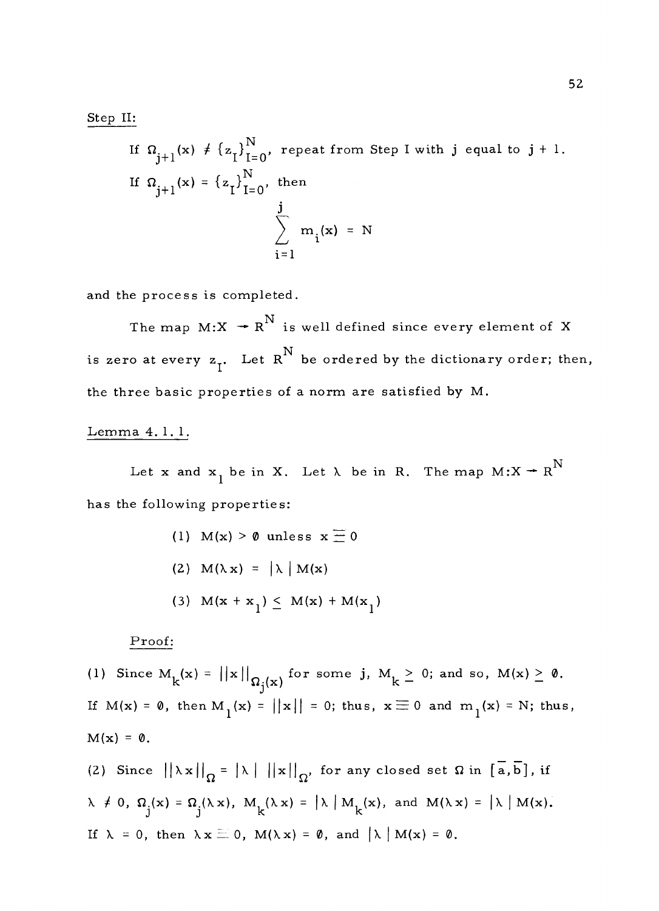Step II:

If $\Omega_{j+1}(x) \neq \{z_I\}_{I=0}^N$, repeat from Step I with j equal to j + 1.

If $\Omega_{j+1}(x) = \{z_I\}_{I=0}^N$, then

$$\sum_{i=1}^{j} m_i(x) = N$$

and the process is completed.

The map $M:X \to R^N$ is well defined since every element of X is zero at every $z_I$. Let $R^N$ be ordered by the dictionary order; then, the three basic properties of a norm are satisfied by M.

Lemma 4.1.1.

Let x and $x_1$ be in X. Let $\lambda$ be in R. The map $M:X \to R^N$ has the following properties:

(1) $M(x) > \emptyset$ unless $x \equiv 0$

(2) $M(\lambda x) = |\lambda| M(x)$

(3) $M(x + x_1) \leq M(x) + M(x_1)$

Proof:

(1) Since $M_k(x) = ||x||_{\Omega_j(x)}$ for some j, $M_k \geq 0$; and so, $M(x) \geq \emptyset$. If $M(x) = \emptyset$, then $M_1(x) = ||x|| = 0$; thus, $x \equiv 0$ and $m_1(x) = N$; thus, $M(x) = \emptyset$.

(2) Since $||\lambda x||_\Omega = |\lambda| \; ||x||_\Omega$, for any closed set $\Omega$ in $[\bar{a}, \bar{b}]$, if $\lambda \neq 0$, $\Omega_j(x) = \Omega_j(\lambda x)$, $M_k(\lambda x) = |\lambda| M_k(x)$, and $M(\lambda x) = |\lambda| M(x)$. If $\lambda = 0$, then $\lambda x \equiv 0$, $M(\lambda x) = \emptyset$, and $|\lambda| M(x) = \emptyset$.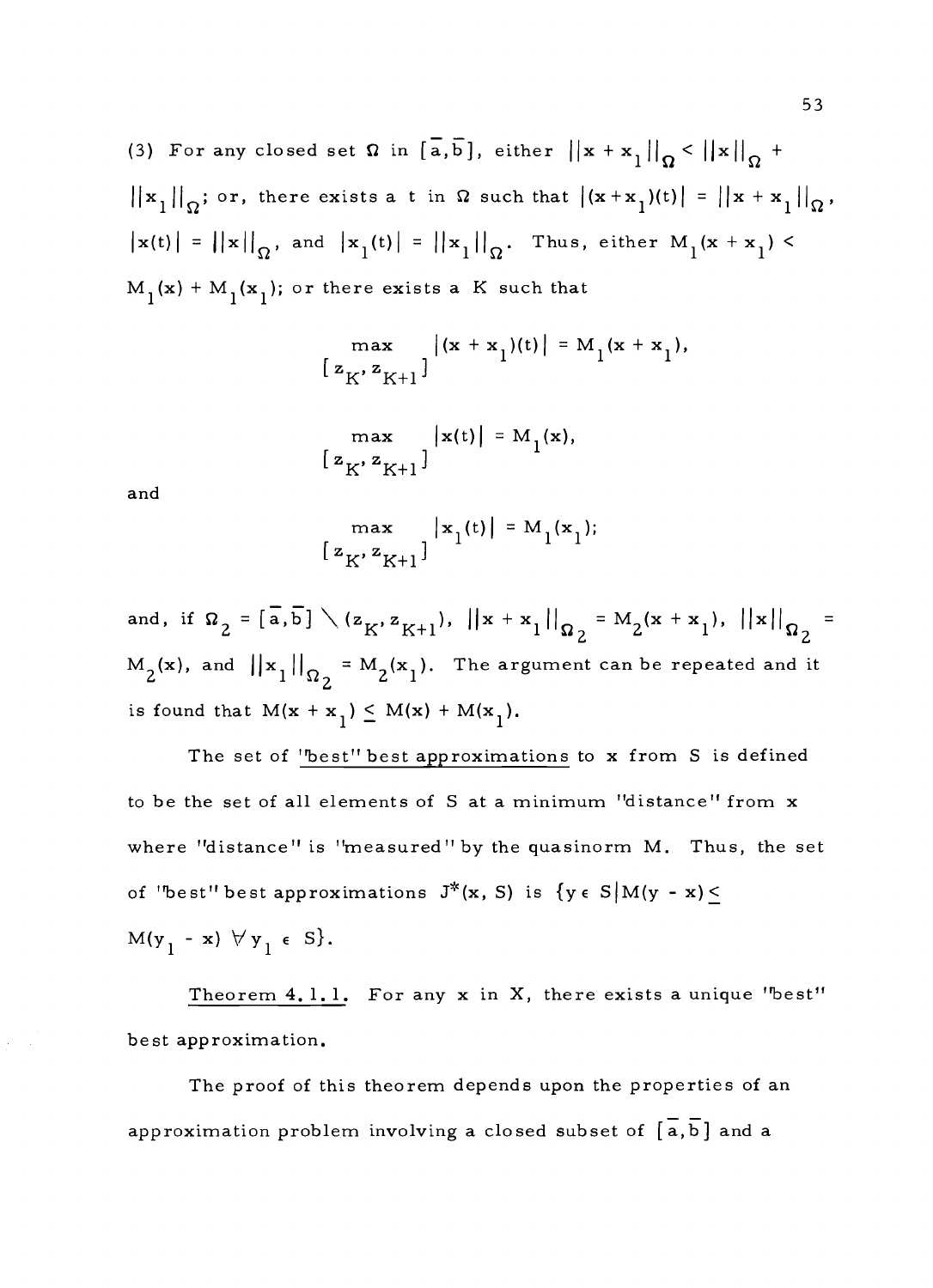(3) For any closed set $\Omega$ in $[\bar{a},\bar{b}]$, either $||x + x_1||_\Omega < ||x||_\Omega + ||x_1||_\Omega$; or, there exists a $t$ in $\Omega$ such that $|(x+x_1)(t)| = ||x + x_1||_\Omega$, $|x(t)| = ||x||_\Omega$, and $|x_1(t)| = ||x_1||_\Omega$. Thus, either $M_1(x + x_1) < M_1(x) + M_1(x_1)$; or there exists a $K$ such that

$$\max_{[z_K, z_{K+1}]} |(x + x_1)(t)| = M_1(x + x_1),$$

$$\max_{[z_K, z_{K+1}]} |x(t)| = M_1(x),$$

and

$$\max_{[z_K, z_{K+1}]} |x_1(t)| = M_1(x_1);$$

and, if $\Omega_2 = [\bar{a},\bar{b}] \setminus (z_K, z_{K+1})$, $||x + x_1||_{\Omega_2} = M_2(x + x_1)$, $||x||_{\Omega_2} = M_2(x)$, and $||x_1||_{\Omega_2} = M_2(x_1)$. The argument can be repeated and it is found that $M(x + x_1) \leq M(x) + M(x_1)$.

The set of "best" best approximations to $x$ from $S$ is defined to be the set of all elements of $S$ at a minimum "distance" from $x$ where "distance" is "measured" by the quasinorm $M$. Thus, the set of "best" best approximations $J^*(x, S)$ is $\{y \in S | M(y - x) \leq M(y_1 - x) \ \forall y_1 \in S\}$.

<u>Theorem 4.1.1.</u> For any $x$ in $X$, there exists a unique "best" best approximation.

The proof of this theorem depends upon the properties of an approximation problem involving a closed subset of $[\bar{a},\bar{b}]$ and a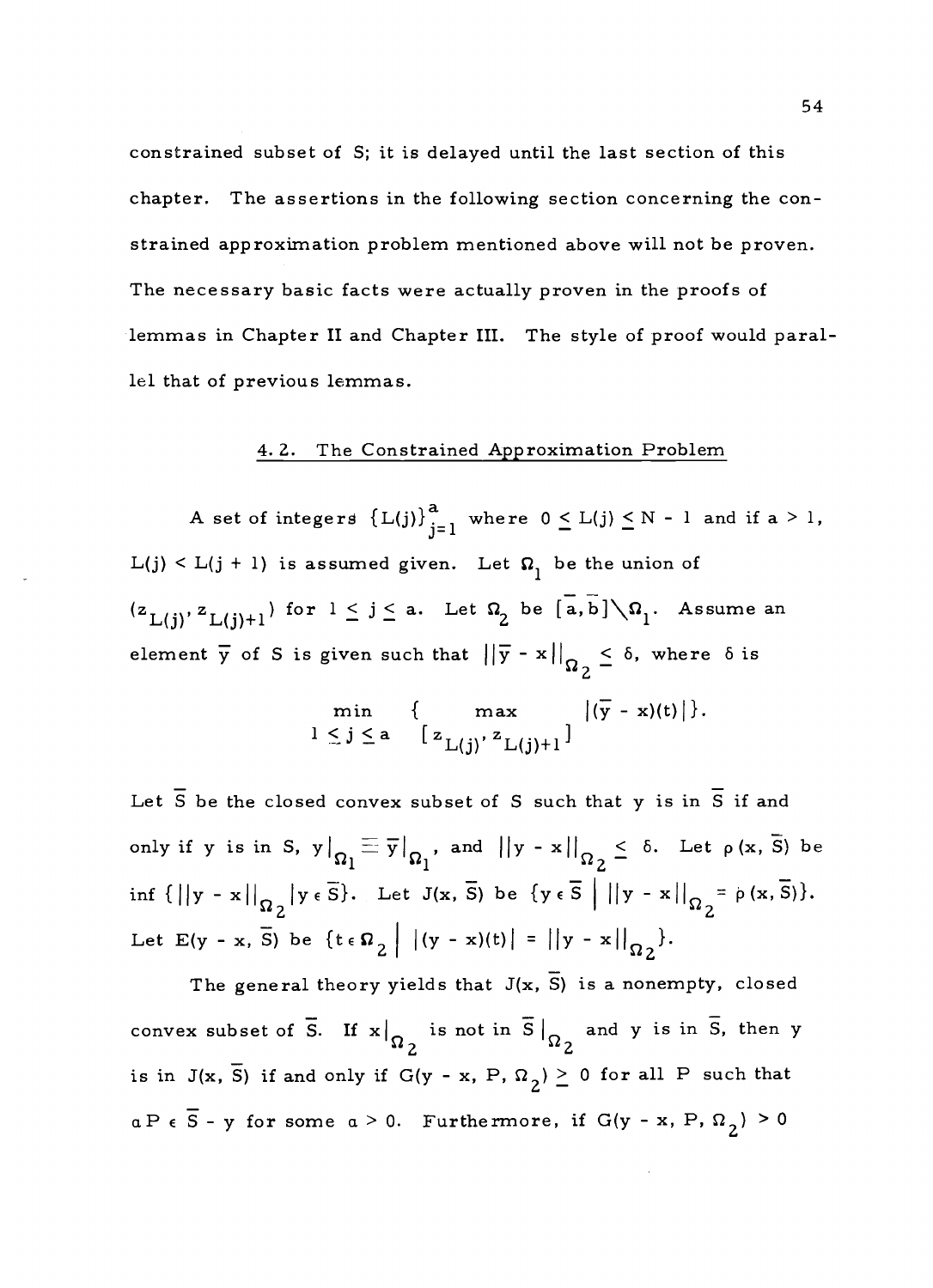constrained subset of S; it is delayed until the last section of this chapter. The assertions in the following section concerning the constrained approximation problem mentioned above will not be proven. The necessary basic facts were actually proven in the proofs of lemmas in Chapter II and Chapter III. The style of proof would parallel that of previous lemmas.

## 4.2. The Constrained Approximation Problem

A set of integers $\{L(j)\}_{j=1}^{a}$ where $0 \leq L(j) \leq N - 1$ and if $a > 1$, $L(j) < L(j+1)$ is assumed given. Let $\Omega_1$ be the union of $(z_{L(j)}, z_{L(j)+1})$ for $1 \leq j \leq a$. Let $\Omega_2$ be $[\bar{a}, \bar{b}] \setminus \Omega_1$. Assume an element $\bar{y}$ of S is given such that $||\bar{y} - x||_{\Omega_2} \leq \delta$, where $\delta$ is

$$\min_{1 \leq j \leq a} \{ \max_{[z_{L(j)}, z_{L(j)+1}]} |(\bar{y} - x)(t)| \}.$$

Let $\bar{S}$ be the closed convex subset of S such that y is in $\bar{S}$ if and only if y is in S, $y|_{\Omega_1} \equiv \bar{y}|_{\Omega_1}$, and $||y - x||_{\Omega_2} \leq \delta$. Let $\rho(x, \bar{S})$ be $\inf \{ ||y - x||_{\Omega_2} | y \in \bar{S} \}$. Let $J(x, \bar{S})$ be $\{ y \in \bar{S} \mid ||y - x||_{\Omega_2} = \rho(x, \bar{S}) \}$. Let $E(y - x, \bar{S})$ be $\{ t \in \Omega_2 \mid |(y - x)(t)| = ||y - x||_{\Omega_2} \}$.

The general theory yields that $J(x, \bar{S})$ is a nonempty, closed convex subset of $\bar{S}$. If $x|_{\Omega_2}$ is not in $\bar{S}|_{\Omega_2}$ and y is in $\bar{S}$, then y is in $J(x, \bar{S})$ if and only if $G(y - x, P, \Omega_2) \geq 0$ for all P such that $\alpha P \in \bar{S} - y$ for some $\alpha > 0$. Furthermore, if $G(y - x, P, \Omega_2) > 0$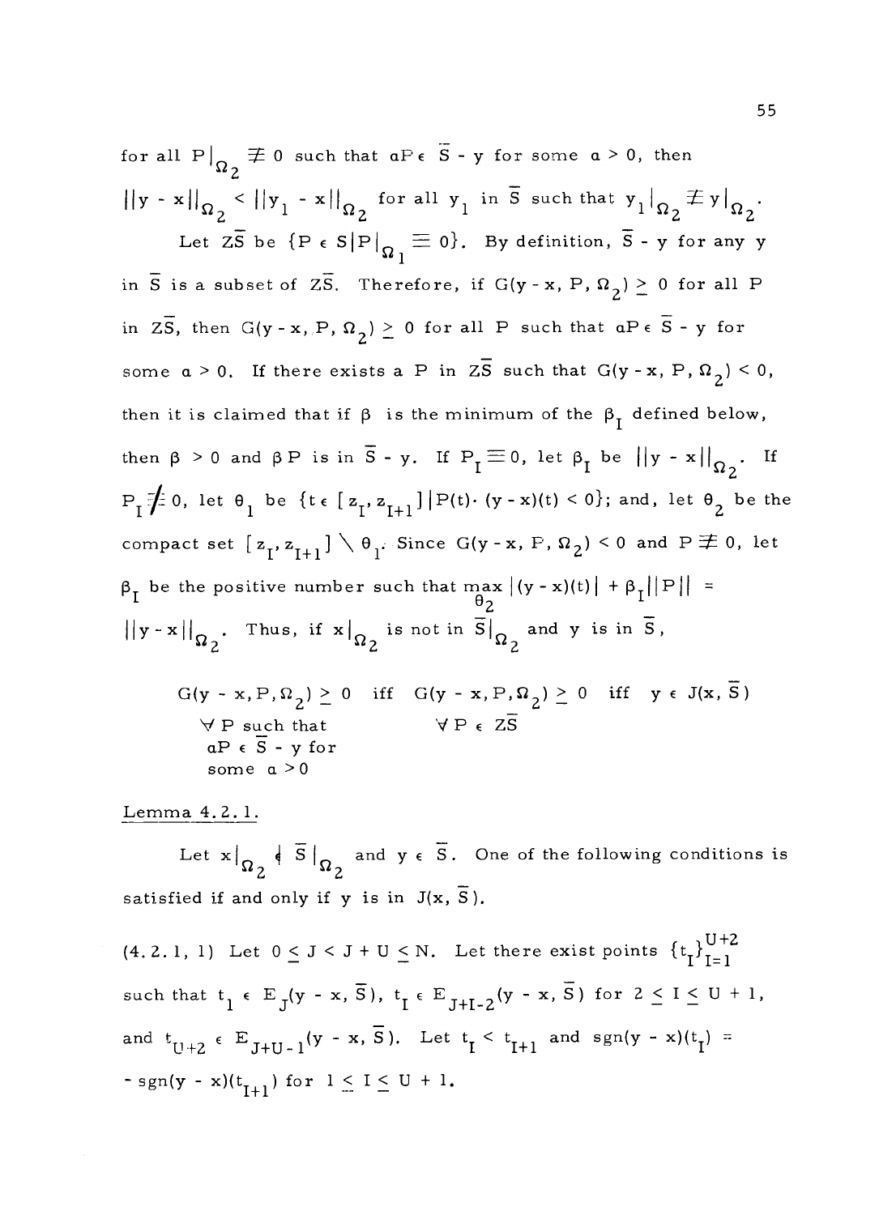for all $P|_{\Omega_2} \not\equiv 0$ such that $\alpha P \in \bar{S} - y$ for some $\alpha > 0$, then $\|y - x\|_{\Omega_2} < \|y_1 - x\|_{\Omega_2}$ for all $y_1$ in $\bar{S}$ such that $y_1|_{\Omega_2} \not\equiv y|_{\Omega_2}$.

Let $Z\bar{S}$ be $\{P \in S | P|_{\Omega_1} \equiv 0\}$. By definition, $\bar{S} - y$ for any $y$ in $\bar{S}$ is a subset of $Z\bar{S}$. Therefore, if $G(y - x, P, \Omega_2) \geq 0$ for all $P$ in $Z\bar{S}$, then $G(y - x, P, \Omega_2) \geq 0$ for all $P$ such that $\alpha P \in \bar{S} - y$ for some $\alpha > 0$. If there exists a $P$ in $Z\bar{S}$ such that $G(y - x, P, \Omega_2) < 0$, then it is claimed that if $\beta$ is the minimum of the $\beta_I$ defined below, then $\beta > 0$ and $\beta P$ is in $\bar{S} - y$. If $P_I \equiv 0$, let $\beta_I$ be $\|y - x\|_{\Omega_2}$. If $P_I \not\equiv 0$, let $\theta_1$ be $\{t \in [z_I, z_{I+1}] | P(t) \cdot (y - x)(t) < 0\}$; and, let $\theta_2$ be the compact set $[z_I, z_{I+1}] \setminus \theta_1$. Since $G(y - x, P, \Omega_2) < 0$ and $P \not\equiv 0$, let $\beta_I$ be the positive number such that $\max_{\theta_2} |(y - x)(t)| + \beta_I \|P\| = \|y - x\|_{\Omega_2}$. Thus, if $x|_{\Omega_2}$ is not in $\bar{S}|_{\Omega_2}$ and $y$ is in $\bar{S}$,

$$
\begin{array}{ccccc}
G(y - x, P, \Omega_2) \geq 0 & \text{iff} & G(y - x, P, \Omega_2) \geq 0 & \text{iff} & y \in J(x, \bar{S}) \\
\forall\, P \text{ such that } \alpha P \in \bar{S} - y \text{ for some } \alpha > 0 & & \forall\, P \in Z\bar{S} & &
\end{array}
$$

Lemma 4.2.1.

Let $x|_{\Omega_2} \notin \bar{S}|_{\Omega_2}$ and $y \in \bar{S}$. One of the following conditions is satisfied if and only if $y$ is in $J(x, \bar{S})$.

(4.2.1, 1) Let $0 \leq J < J + U \leq N$. Let there exist points $\{t_I\}_{I=1}^{U+2}$ such that $t_1 \in E_J(y - x, \bar{S})$, $t_I \in E_{J+I-2}(y - x, \bar{S})$ for $2 \leq I \leq U + 1$, and $t_{U+2} \in E_{J+U-1}(y - x, \bar{S})$. Let $t_I < t_{I+1}$ and $\text{sgn}(y - x)(t_I) = -\text{sgn}(y - x)(t_{I+1})$ for $1 \leq I \leq U + 1$.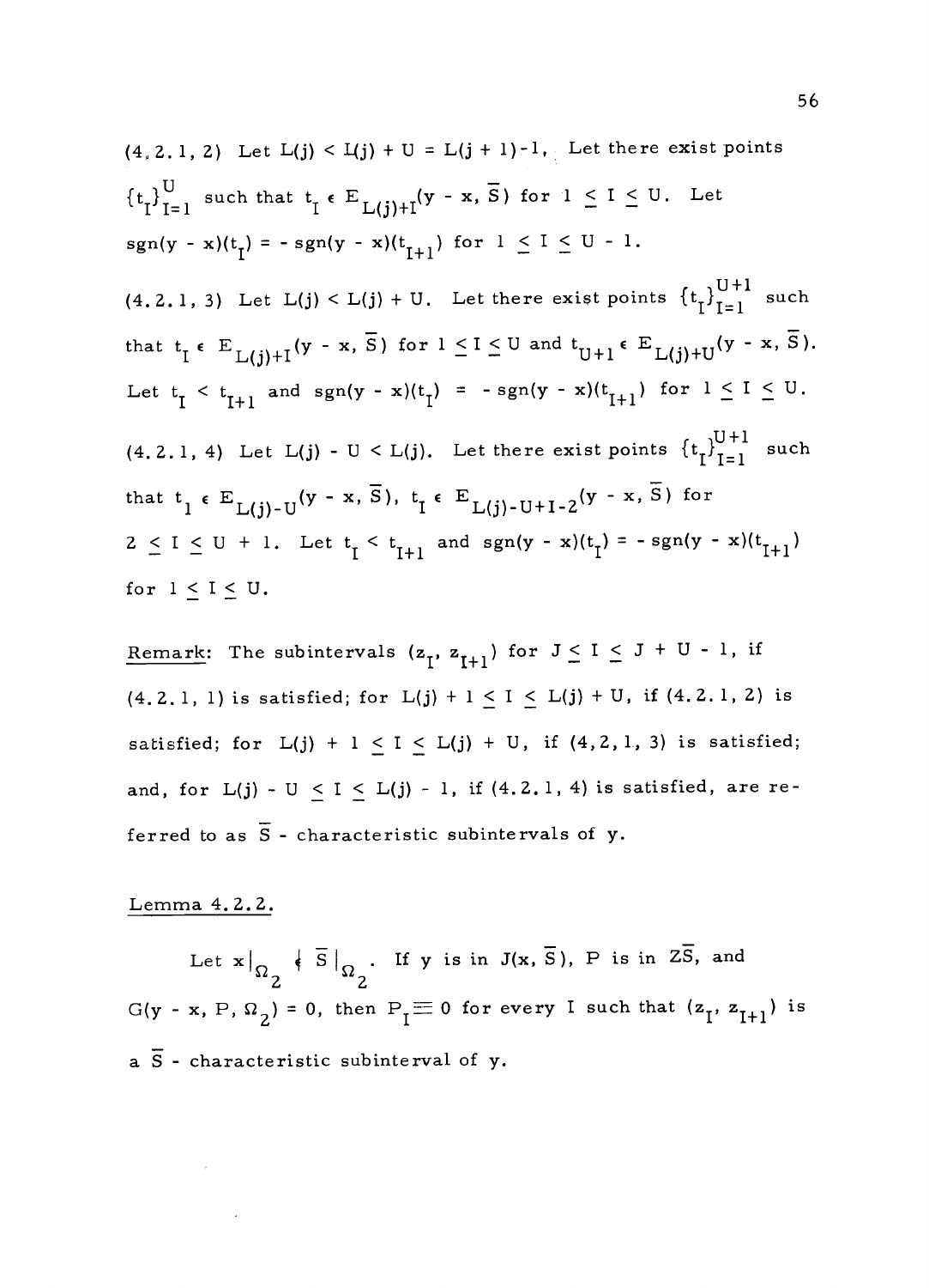(4.2.1, 2) Let $L(j) < L(j) + U = L(j+1) - 1$. Let there exist points $\{t_I\}_{I=1}^{U}$ such that $t_I \in E_{L(j)+I}(y - x, \bar{S})$ for $1 \leq I \leq U$. Let $\text{sgn}(y - x)(t_I) = -\text{sgn}(y - x)(t_{I+1})$ for $1 \leq I \leq U - 1$.

(4.2.1, 3) Let $L(j) < L(j) + U$. Let there exist points $\{t_I\}_{I=1}^{U+1}$ such that $t_I \in E_{L(j)+I}(y - x, \bar{S})$ for $1 \leq I \leq U$ and $t_{U+1} \in E_{L(j)+U}(y - x, \bar{S})$. Let $t_I < t_{I+1}$ and $\text{sgn}(y - x)(t_I) = -\text{sgn}(y - x)(t_{I+1})$ for $1 \leq I \leq U$.

(4.2.1, 4) Let $L(j) - U < L(j)$. Let there exist points $\{t_I\}_{I=1}^{U+1}$ such that $t_1 \in E_{L(j)-U}(y - x, \bar{S})$, $t_I \in E_{L(j)-U+I-2}(y - x, \bar{S})$ for $2 \leq I \leq U + 1$. Let $t_I < t_{I+1}$ and $\text{sgn}(y - x)(t_I) = -\text{sgn}(y - x)(t_{I+1})$ for $1 \leq I \leq U$.

Remark: The subintervals $(z_I, z_{I+1})$ for $J \leq I \leq J + U - 1$, if (4.2.1, 1) is satisfied; for $L(j) + 1 \leq I \leq L(j) + U$, if (4.2.1, 2) is satisfied; for $L(j) + 1 \leq I \leq L(j) + U$, if (4,2,1, 3) is satisfied; and, for $L(j) - U \leq I \leq L(j) - 1$, if (4.2.1, 4) is satisfied, are referred to as $\bar{S}$ - characteristic subintervals of y.

Lemma 4.2.2.

Let $x|_{\Omega_2} \notin \bar{S}|_{\Omega_2}$. If y is in $J(x, \bar{S})$, P is in $Z\bar{S}$, and $G(y - x, P, \Omega_2) = 0$, then $P_I \equiv 0$ for every I such that $(z_I, z_{I+1})$ is a $\bar{S}$ - characteristic subinterval of y.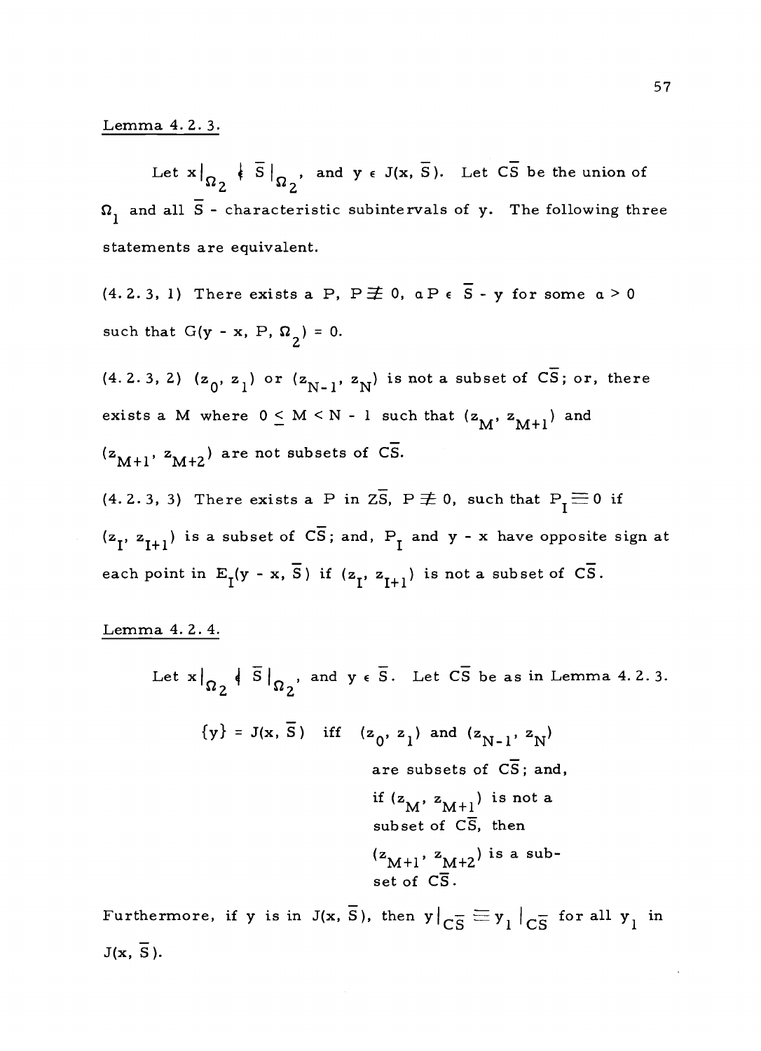Lemma 4.2.3.

Let $x|_{\Omega_2} \notin \bar{S}|_{\Omega_2}$, and $y \in J(x, \bar{S})$. Let $C\bar{S}$ be the union of $\Omega_1$ and all $\bar{S}$ - characteristic subintervals of y. The following three statements are equivalent.

(4.2.3, 1) There exists a P, $P \not\equiv 0$, $\alpha P \in \bar{S} - y$ for some $\alpha > 0$ such that $G(y - x, P, \Omega_2) = 0$.

(4.2.3, 2) $(z_0, z_1)$ or $(z_{N-1}, z_N)$ is not a subset of $C\bar{S}$; or, there exists a M where $0 \leq M < N - 1$ such that $(z_M, z_{M+1})$ and $(z_{M+1}, z_{M+2})$ are not subsets of $C\bar{S}$.

(4.2.3, 3) There exists a P in $Z\bar{S}$, $P \not\equiv 0$, such that $P_I \equiv 0$ if $(z_I, z_{I+1})$ is a subset of $C\bar{S}$; and, $P_I$ and $y - x$ have opposite sign at each point in $E_I(y - x, \bar{S})$ if $(z_I, z_{I+1})$ is not a subset of $C\bar{S}$.

Lemma 4.2.4.

Let $x|_{\Omega_2} \notin \bar{S}|_{\Omega_2}$, and $y \in \bar{S}$. Let $C\bar{S}$ be as in Lemma 4.2.3.

$\{y\} = J(x, \bar{S})$ iff $(z_0, z_1)$ and $(z_{N-1}, z_N)$ are subsets of $C\bar{S}$; and, if $(z_M, z_{M+1})$ is not a subset of $C\bar{S}$, then $(z_{M+1}, z_{M+2})$ is a subset of $C\bar{S}$.

Furthermore, if y is in $J(x, \bar{S})$, then $y|_{C\bar{S}} \equiv y_1|_{C\bar{S}}$ for all $y_1$ in $J(x, \bar{S})$.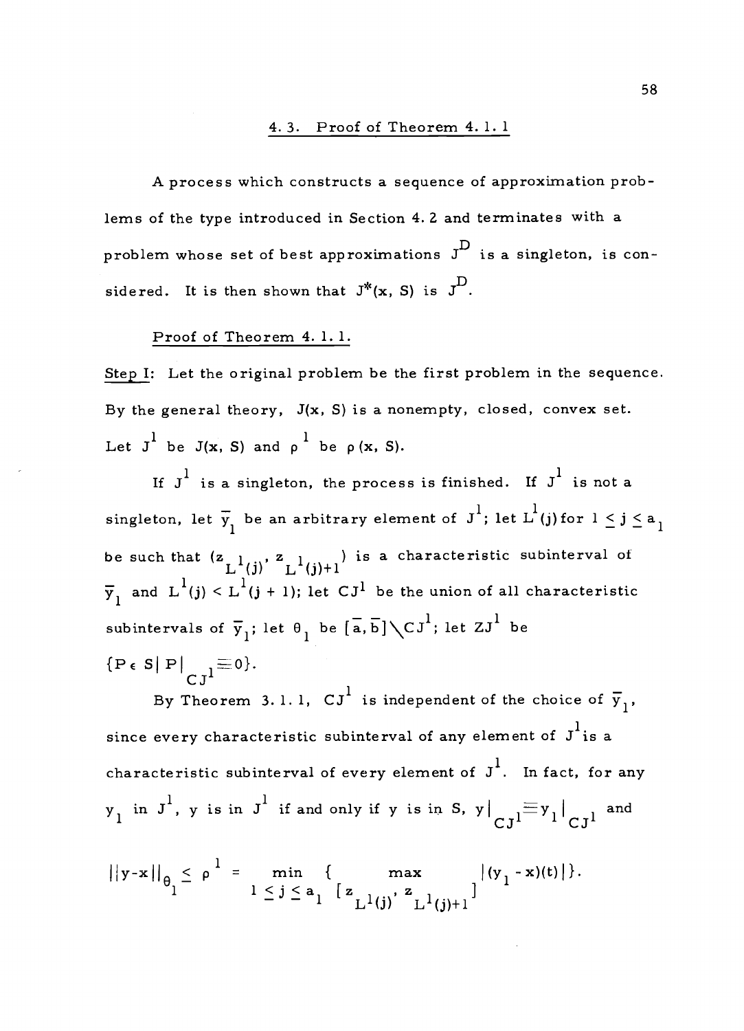## 4.3. Proof of Theorem 4.1.1

A process which constructs a sequence of approximation problems of the type introduced in Section 4.2 and terminates with a problem whose set of best approximations $J^D$ is a singleton, is considered. It is then shown that $J^*(x, S)$ is $J^D$.

Proof of Theorem 4.1.1.

Step I: Let the original problem be the first problem in the sequence. By the general theory, $J(x, S)$ is a nonempty, closed, convex set. Let $J^1$ be $J(x, S)$ and $\rho^1$ be $\rho(x, S)$.

If $J^1$ is a singleton, the process is finished. If $J^1$ is not a singleton, let $\bar{y}_1$ be an arbitrary element of $J^1$; let $L^1(j)$ for $1 \leq j \leq a_1$ be such that $(z_{L^1(j)}, z_{L^1(j)+1})$ is a characteristic subinterval of $\bar{y}_1$ and $L^1(j) < L^1(j+1)$; let $CJ^1$ be the union of all characteristic subintervals of $\bar{y}_1$; let $\theta_1$ be $[\bar{a}, \bar{b}] \setminus CJ^1$; let $ZJ^1$ be $\{P \in S | P|_{CJ^1} \equiv 0\}$.

By Theorem 3.1.1, $CJ^1$ is independent of the choice of $\bar{y}_1$, since every characteristic subinterval of any element of $J^1$ is a characteristic subinterval of every element of $J^1$. In fact, for any $y_1$ in $J^1$, $y$ is in $J^1$ if and only if $y$ is in $S$, $y|_{CJ^1} \equiv y_1|_{CJ^1}$ and

$$||y-x||_{\theta_1} \leq \rho^1 = \min_{1 \leq j \leq a_1} \{ \max_{[z_{L^1(j)}, z_{L^1(j)+1}]} |(y_1 - x)(t)| \}.$$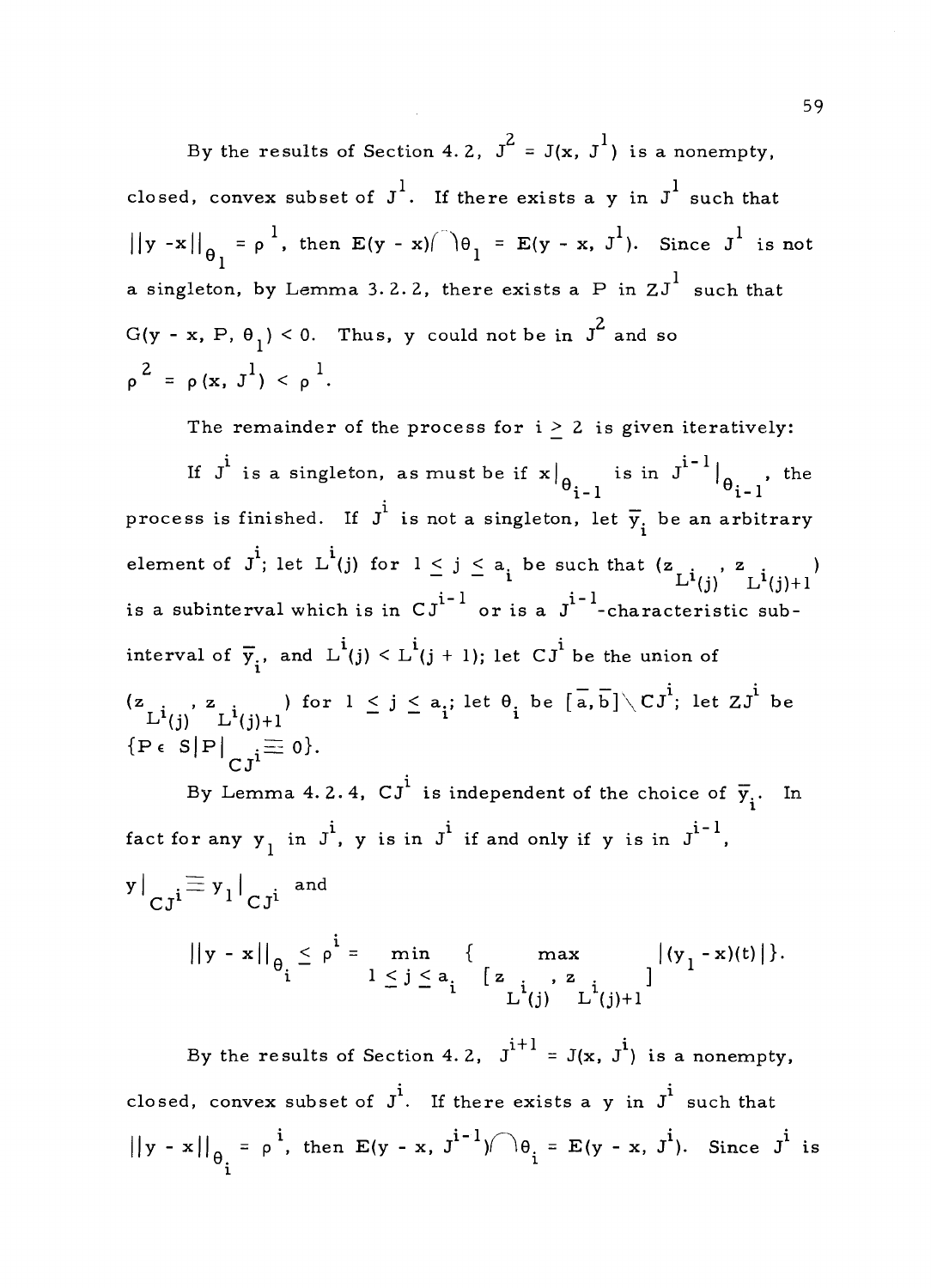By the results of Section 4.2, $J^2 = J(x, J^1)$ is a nonempty, closed, convex subset of $J^1$. If there exists a y in $J^1$ such that $||y - x||_{\theta_1} = \rho^1$, then $E(y - x) \cap \theta_1 = E(y - x, J^1)$. Since $J^1$ is not a singleton, by Lemma 3.2.2, there exists a P in $ZJ^1$ such that $G(y - x, P, \theta_1) < 0$. Thus, y could not be in $J^2$ and so $\rho^2 = \rho(x, J^1) < \rho^1$.

The remainder of the process for $i \geq 2$ is given iteratively:

If $J^i$ is a singleton, as must be if $x|_{\theta_{i-1}}$ is in $J^{i-1}|_{\theta_{i-1}}$, the process is finished. If $J^i$ is not a singleton, let $\bar{y}_i$ be an arbitrary element of $J^i$; let $L^i(j)$ for $1 \leq j \leq a_i$ be such that $(z_{L^i(j)}, z_{L^i(j)+1})$ is a subinterval which is in $CJ^{i-1}$ or is a $J^{i-1}$-characteristic subinterval of $\bar{y}_i$, and $L^i(j) < L^i(j + 1)$; let $CJ^i$ be the union of $(z_{L^i(j)}, z_{L^i(j)+1})$ for $1 \leq j \leq a_i$; let $\theta_i$ be $[\bar{a}, \bar{b}] \setminus CJ^i$; let $ZJ^i$ be $\{P \in S | P|_{CJ^i} \equiv 0\}$.

By Lemma 4.2.4, $CJ^i$ is independent of the choice of $\bar{y}_i$. In fact for any $y_1$ in $J^i$, y is in $J^i$ if and only if y is in $J^{i-1}$, $y|_{CJ^i} \equiv y_1|_{CJ^i}$ and

$$||y - x||_{\theta_i} \leq \rho^i = \min_{1 \leq j \leq a_i} \{ \max_{[z_{L^i(j)}, z_{L^i(j)+1}]} |(y_1 - x)(t)| \}.$$

By the results of Section 4.2, $J^{i+1} = J(x, J^i)$ is a nonempty, closed, convex subset of $J^i$. If there exists a y in $J^i$ such that $||y - x||_{\theta_i} = \rho^i$, then $E(y - x, J^{i-1}) \cap \theta_i = E(y - x, J^i)$. Since $J^i$ is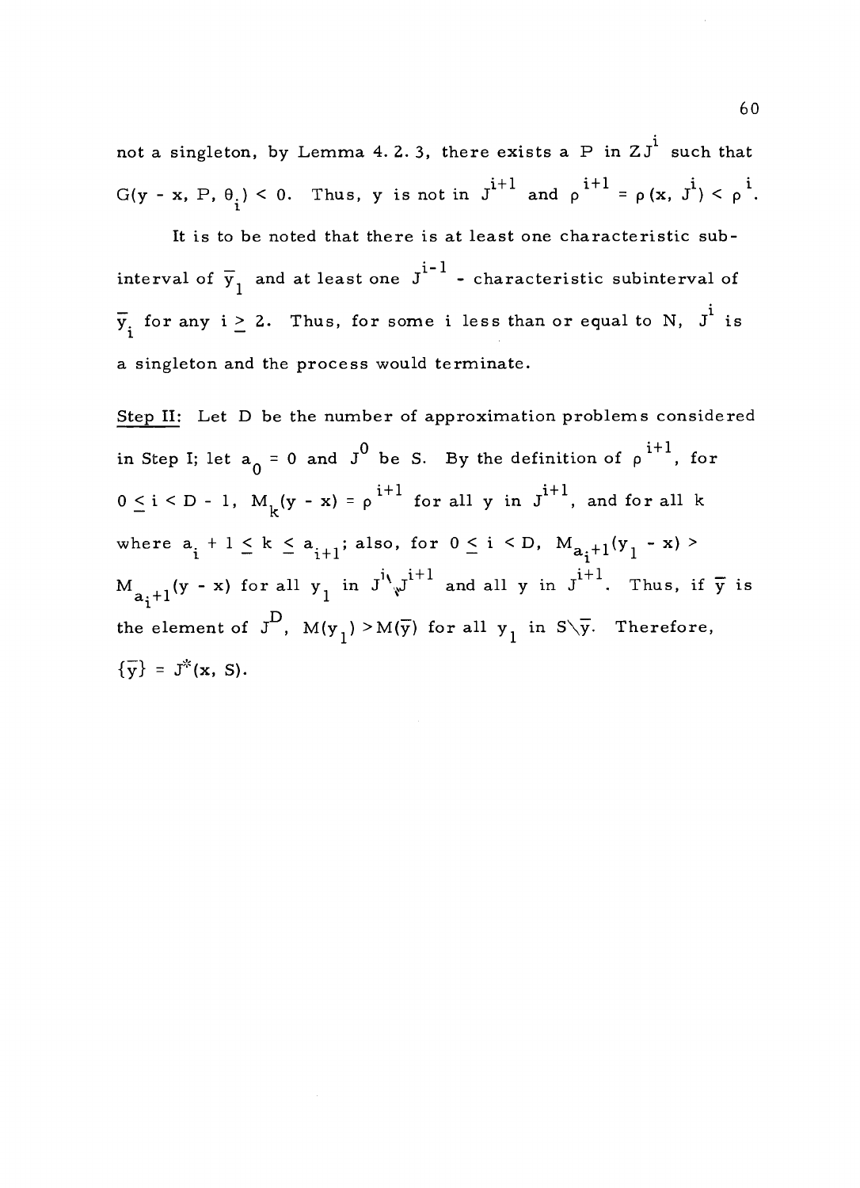not a singleton, by Lemma 4.2.3, there exists a P in $ZJ^i$ such that $G(y - x, P, \theta_i) < 0$. Thus, y is not in $J^{i+1}$ and $\rho^{i+1} = \rho(x, J^i) < \rho^i$.

It is to be noted that there is at least one characteristic subinterval of $\bar{y}_1$ and at least one $J^{i-1}$ - characteristic subinterval of $\bar{y}_i$ for any $i \geq 2$. Thus, for some i less than or equal to N, $J^i$ is a singleton and the process would terminate.

Step II: Let D be the number of approximation problems considered in Step I; let $a_0 = 0$ and $J^0$ be S. By the definition of $\rho^{i+1}$, for $0 \leq i < D - 1$, $M_k(y - x) = \rho^{i+1}$ for all y in $J^{i+1}$, and for all k where $a_i + 1 \leq k \leq a_{i+1}$; also, for $0 \leq i < D$, $M_{a_i+1}(y_1 - x) > M_{a_i+1}(y - x)$ for all $y_1$ in $J^i \setminus J^{i+1}$ and all y in $J^{i+1}$. Thus, if $\bar{y}$ is the element of $J^D$, $M(y_1) > M(\bar{y})$ for all $y_1$ in $S \setminus \bar{y}$. Therefore, $\{\bar{y}\} = J^*(x, S)$.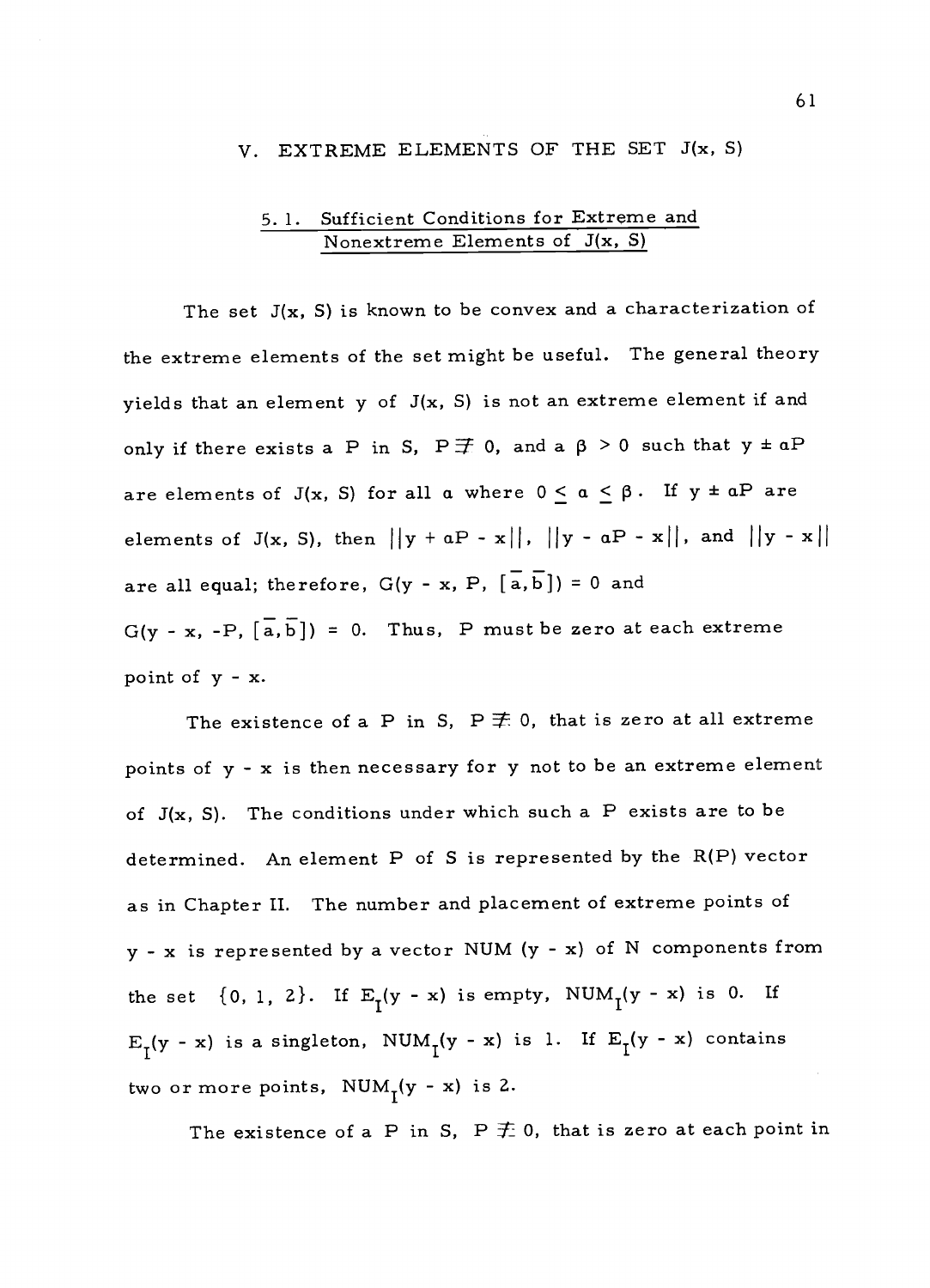## V. EXTREME ELEMENTS OF THE SET J(x, S)

### 5. 1. Sufficient Conditions for Extreme and Nonextreme Elements of J(x, S)

The set J(x, S) is known to be convex and a characterization of the extreme elements of the set might be useful. The general theory yields that an element y of J(x, S) is not an extreme element if and only if there exists a P in S, $P \not\equiv 0$, and a $\beta > 0$ such that $y \pm \alpha P$ are elements of J(x, S) for all $\alpha$ where $0 \leq \alpha \leq \beta$. If $y \pm \alpha P$ are elements of J(x, S), then $||y + \alpha P - x||$, $||y - \alpha P - x||$, and $||y - x||$ are all equal; therefore, $G(y - x, P, [\bar{a}, \bar{b}]) = 0$ and $G(y - x, -P, [\bar{a}, \bar{b}]) = 0$. Thus, P must be zero at each extreme point of $y - x$.

The existence of a P in S, $P \not\equiv 0$, that is zero at all extreme points of $y - x$ is then necessary for y not to be an extreme element of J(x, S). The conditions under which such a P exists are to be determined. An element P of S is represented by the R(P) vector as in Chapter II. The number and placement of extreme points of $y - x$ is represented by a vector NUM $(y - x)$ of N components from the set $\{0, 1, 2\}$. If $E_I(y - x)$ is empty, $NUM_I(y - x)$ is 0. If $E_I(y - x)$ is a singleton, $NUM_I(y - x)$ is 1. If $E_I(y - x)$ contains two or more points, $NUM_I(y - x)$ is 2.

The existence of a P in S, $P \not\equiv 0$, that is zero at each point in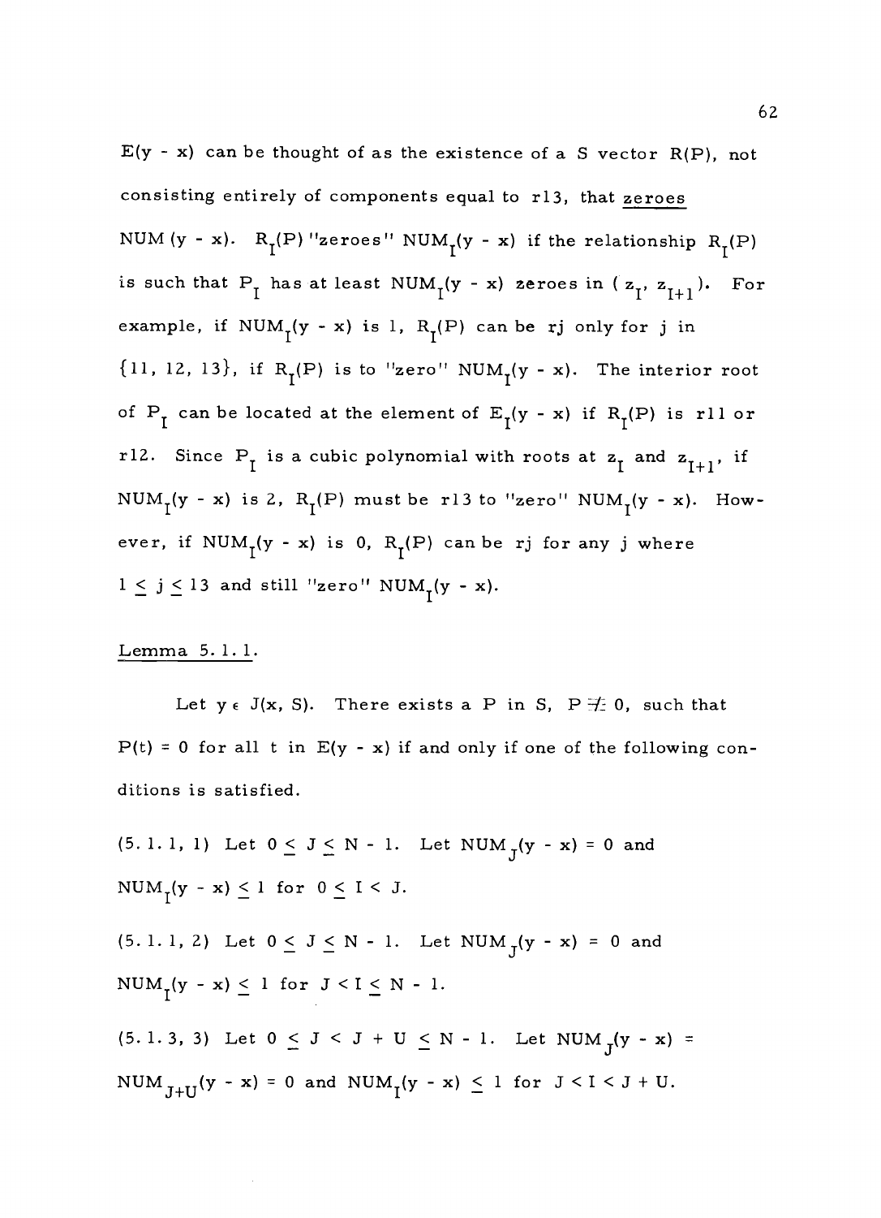$E(y - x)$ can be thought of as the existence of a S vector $R(P)$, not consisting entirely of components equal to r13, that <u>zeroes</u> $NUM(y - x)$. $R_I(P)$ "zeroes" $NUM_I(y - x)$ if the relationship $R_I(P)$ is such that $P_I$ has at least $NUM_I(y - x)$ zeroes in $(z_I, z_{I+1})$. For example, if $NUM_I(y - x)$ is 1, $R_I(P)$ can be rj only for j in $\{11, 12, 13\}$, if $R_I(P)$ is to "zero" $NUM_I(y - x)$. The interior root of $P_I$ can be located at the element of $E_I(y - x)$ if $R_I(P)$ is r11 or r12. Since $P_I$ is a cubic polynomial with roots at $z_I$ and $z_{I+1}$, if $NUM_I(y - x)$ is 2, $R_I(P)$ must be r13 to "zero" $NUM_I(y - x)$. However, if $NUM_I(y - x)$ is 0, $R_I(P)$ can be rj for any j where $1 \leq j \leq 13$ and still "zero" $NUM_I(y - x)$.

<u>Lemma 5.1.1.</u>

Let $y \in J(x, S)$. There exists a P in S, $P \not\equiv 0$, such that $P(t) = 0$ for all t in $E(y - x)$ if and only if one of the following conditions is satisfied.

(5.1.1, 1) Let $0 \leq J \leq N - 1$. Let $NUM_J(y - x) = 0$ and $NUM_I(y - x) \leq 1$ for $0 \leq I < J$.

(5.1.1, 2) Let $0 \leq J \leq N - 1$. Let $NUM_J(y - x) = 0$ and $NUM_I(y - x) \leq 1$ for $J < I \leq N - 1$.

(5.1.3, 3) Let $0 \leq J < J + U \leq N - 1$. Let $NUM_J(y - x) = NUM_{J+U}(y - x) = 0$ and $NUM_I(y - x) \leq 1$ for $J < I < J + U$.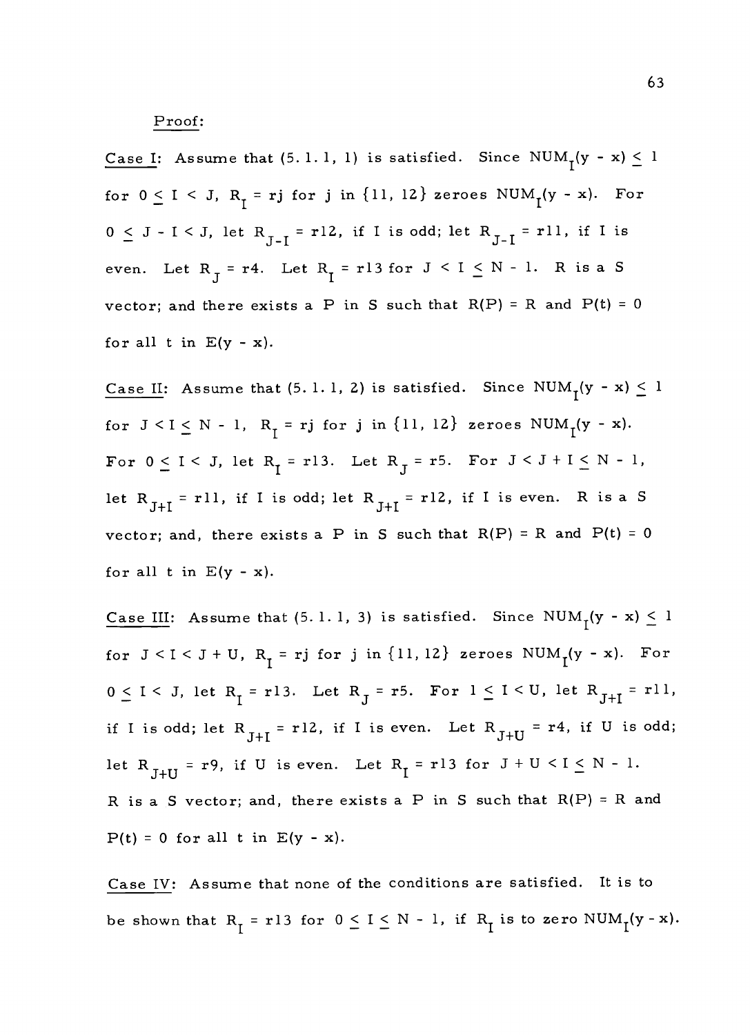Proof:

Case I: Assume that (5.1.1, 1) is satisfied. Since $NUM_I(y - x) \leq 1$ for $0 \leq I < J$, $R_I = rj$ for $j$ in $\{11, 12\}$ zeroes $NUM_I(y - x)$. For $0 \leq J - I < J$, let $R_{J-I} = r12$, if I is odd; let $R_{J-I} = r11$, if I is even. Let $R_J = r4$. Let $R_I = r13$ for $J < I \leq N - 1$. R is a S vector; and there exists a P in S such that $R(P) = R$ and $P(t) = 0$ for all t in $E(y - x)$.

Case II: Assume that (5.1.1, 2) is satisfied. Since $NUM_I(y - x) \leq 1$ for $J < I \leq N - 1$, $R_I = rj$ for $j$ in $\{11, 12\}$ zeroes $NUM_I(y - x)$. For $0 \leq I < J$, let $R_I = r13$. Let $R_J = r5$. For $J < J + I \leq N - 1$, let $R_{J+I} = r11$, if I is odd; let $R_{J+I} = r12$, if I is even. R is a S vector; and, there exists a P in S such that $R(P) = R$ and $P(t) = 0$ for all t in $E(y - x)$.

Case III: Assume that (5.1.1, 3) is satisfied. Since $NUM_I(y - x) \leq 1$ for $J < I < J + U$, $R_I = rj$ for $j$ in $\{11, 12\}$ zeroes $NUM_I(y - x)$. For $0 \leq I < J$, let $R_I = r13$. Let $R_J = r5$. For $1 \leq I < U$, let $R_{J+I} = r11$, if I is odd; let $R_{J+I} = r12$, if I is even. Let $R_{J+U} = r4$, if U is odd; let $R_{J+U} = r9$, if U is even. Let $R_I = r13$ for $J + U < I \leq N - 1$. R is a S vector; and, there exists a P in S such that $R(P) = R$ and $P(t) = 0$ for all t in $E(y - x)$.

Case IV: Assume that none of the conditions are satisfied. It is to be shown that $R_I = r13$ for $0 \leq I \leq N - 1$, if $R_I$ is to zero $NUM_I(y - x)$.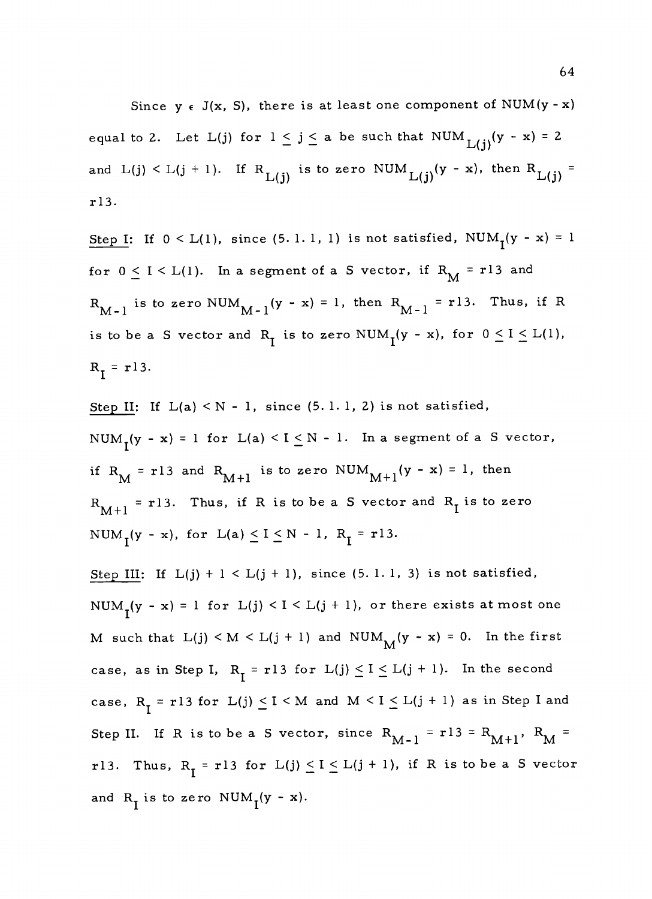Since $y \in J(x, S)$, there is at least one component of $NUM(y - x)$ equal to 2. Let $L(j)$ for $1 \leq j \leq a$ be such that $NUM_{L(j)}(y - x) = 2$ and $L(j) < L(j + 1)$. If $R_{L(j)}$ is to zero $NUM_{L(j)}(y - x)$, then $R_{L(j)} =$ r13.

Step I: If $0 < L(1)$, since (5. 1. 1, 1) is not satisfied, $NUM_I(y - x) = 1$ for $0 \leq I < L(1)$. In a segment of a S vector, if $R_M =$ r13 and $R_{M-1}$ is to zero $NUM_{M-1}(y - x) = 1$, then $R_{M-1} =$ r13. Thus, if R is to be a S vector and $R_I$ is to zero $NUM_I(y - x)$, for $0 \leq I \leq L(1)$, $R_I =$ r13.

Step II: If $L(a) < N - 1$, since (5. 1. 1, 2) is not satisfied, $NUM_I(y - x) = 1$ for $L(a) < I \leq N - 1$. In a segment of a S vector, if $R_M =$ r13 and $R_{M+1}$ is to zero $NUM_{M+1}(y - x) = 1$, then $R_{M+1} =$ r13. Thus, if R is to be a S vector and $R_I$ is to zero $NUM_I(y - x)$, for $L(a) \leq I \leq N - 1$, $R_I =$ r13.

Step III: If $L(j) + 1 < L(j + 1)$, since (5. 1. 1, 3) is not satisfied, $NUM_I(y - x) = 1$ for $L(j) < I < L(j + 1)$, or there exists at most one M such that $L(j) < M < L(j + 1)$ and $NUM_M(y - x) = 0$. In the first case, as in Step I, $R_I =$ r13 for $L(j) \leq I \leq L(j + 1)$. In the second case, $R_I =$ r13 for $L(j) \leq I < M$ and $M < I \leq L(j + 1)$ as in Step I and Step II. If R is to be a S vector, since $R_{M-1} =$ r13 $= R_{M+1}$, $R_M =$ r13. Thus, $R_I =$ r13 for $L(j) \leq I \leq L(j + 1)$, if R is to be a S vector and $R_I$ is to zero $NUM_I(y - x)$.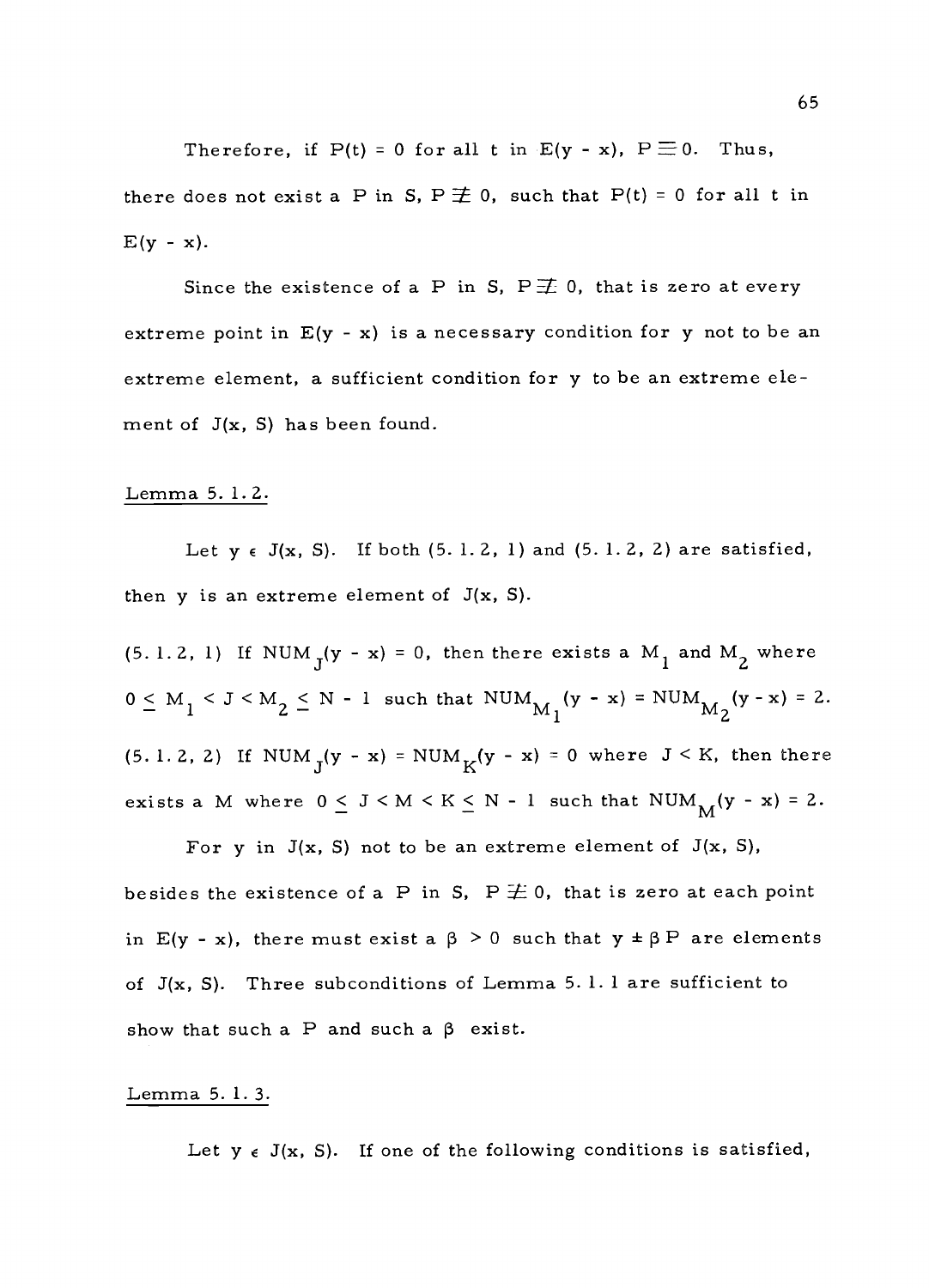Therefore, if $P(t) = 0$ for all $t$ in $E(y - x)$, $P \equiv 0$. Thus, there does not exist a $P$ in $S$, $P \not\equiv 0$, such that $P(t) = 0$ for all $t$ in $E(y - x)$.

Since the existence of a $P$ in $S$, $P \not\equiv 0$, that is zero at every extreme point in $E(y - x)$ is a necessary condition for $y$ not to be an extreme element, a sufficient condition for $y$ to be an extreme element of $J(x, S)$ has been found.

Lemma 5.1.2.

Let $y \in J(x, S)$. If both (5.1.2, 1) and (5.1.2, 2) are satisfied, then $y$ is an extreme element of $J(x, S)$.

(5.1.2, 1) If $NUM_J(y - x) = 0$, then there exists a $M_1$ and $M_2$ where $0 \leq M_1 < J < M_2 \leq N - 1$ such that $NUM_{M_1}(y - x) = NUM_{M_2}(y - x) = 2$.

(5.1.2, 2) If $NUM_J(y - x) = NUM_K(y - x) = 0$ where $J < K$, then there exists a $M$ where $0 \leq J < M < K \leq N - 1$ such that $NUM_M(y - x) = 2$.

For $y$ in $J(x, S)$ not to be an extreme element of $J(x, S)$, besides the existence of a $P$ in $S$, $P \not\equiv 0$, that is zero at each point in $E(y - x)$, there must exist a $\beta > 0$ such that $y \pm \beta P$ are elements of $J(x, S)$. Three subconditions of Lemma 5.1.1 are sufficient to show that such a $P$ and such a $\beta$ exist.

Lemma 5.1.3.

Let $y \in J(x, S)$. If one of the following conditions is satisfied,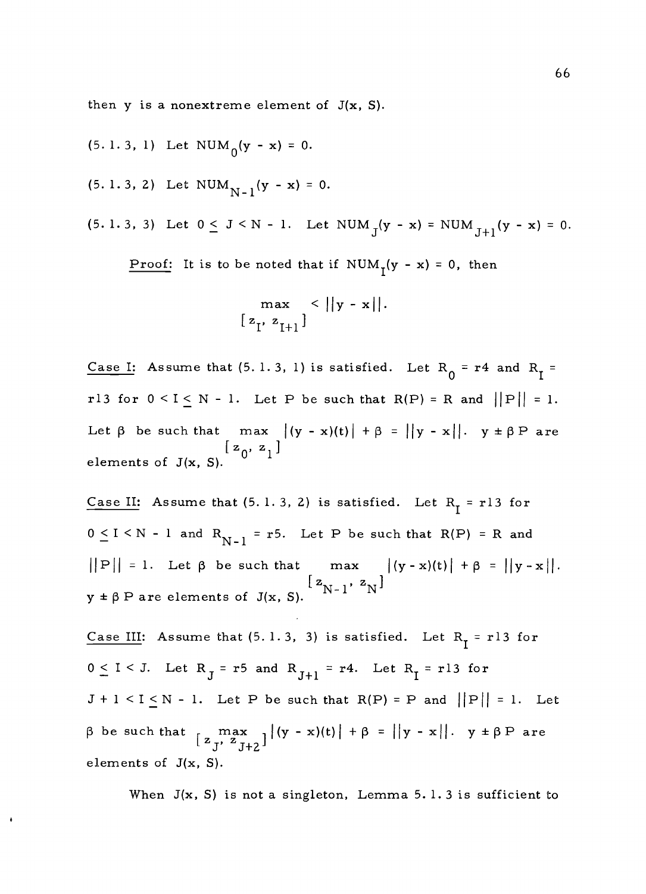then y is a nonextreme element of $J(x, S)$.

(5.1.3, 1) Let $NUM_0(y - x) = 0$.

(5.1.3, 2) Let $NUM_{N-1}(y - x) = 0$.

(5.1.3, 3) Let $0 \leq J < N - 1$. Let $NUM_J(y - x) = NUM_{J+1}(y - x) = 0$.

Proof: It is to be noted that if $NUM_I(y - x) = 0$, then

$$\max_{[z_I, z_{I+1}]} < ||y - x||.$$

Case I: Assume that (5.1.3, 1) is satisfied. Let $R_0 = r4$ and $R_I = r13$ for $0 < I \leq N - 1$. Let P be such that $R(P) = R$ and $||P|| = 1$. Let $\beta$ be such that $\max_{[z_0, z_1]} |(y - x)(t)| + \beta = ||y - x||$. $y \pm \beta P$ are elements of $J(x, S)$.

Case II: Assume that (5.1.3, 2) is satisfied. Let $R_I = r13$ for $0 \leq I < N - 1$ and $R_{N-1} = r5$. Let P be such that $R(P) = R$ and $||P|| = 1$. Let $\beta$ be such that $\max_{[z_{N-1}, z_N]} |(y - x)(t)| + \beta = ||y - x||$. $y \pm \beta P$ are elements of $J(x, S)$.

Case III: Assume that (5.1.3, 3) is satisfied. Let $R_I = r13$ for $0 \leq I < J$. Let $R_J = r5$ and $R_{J+1} = r4$. Let $R_I = r13$ for $J + 1 < I \leq N - 1$. Let P be such that $R(P) = P$ and $||P|| = 1$. Let $\beta$ be such that $\max_{[z_J, z_{J+2}]} |(y - x)(t)| + \beta = ||y - x||$. $y \pm \beta P$ are elements of $J(x, S)$.

When $J(x, S)$ is not a singleton, Lemma 5.1.3 is sufficient to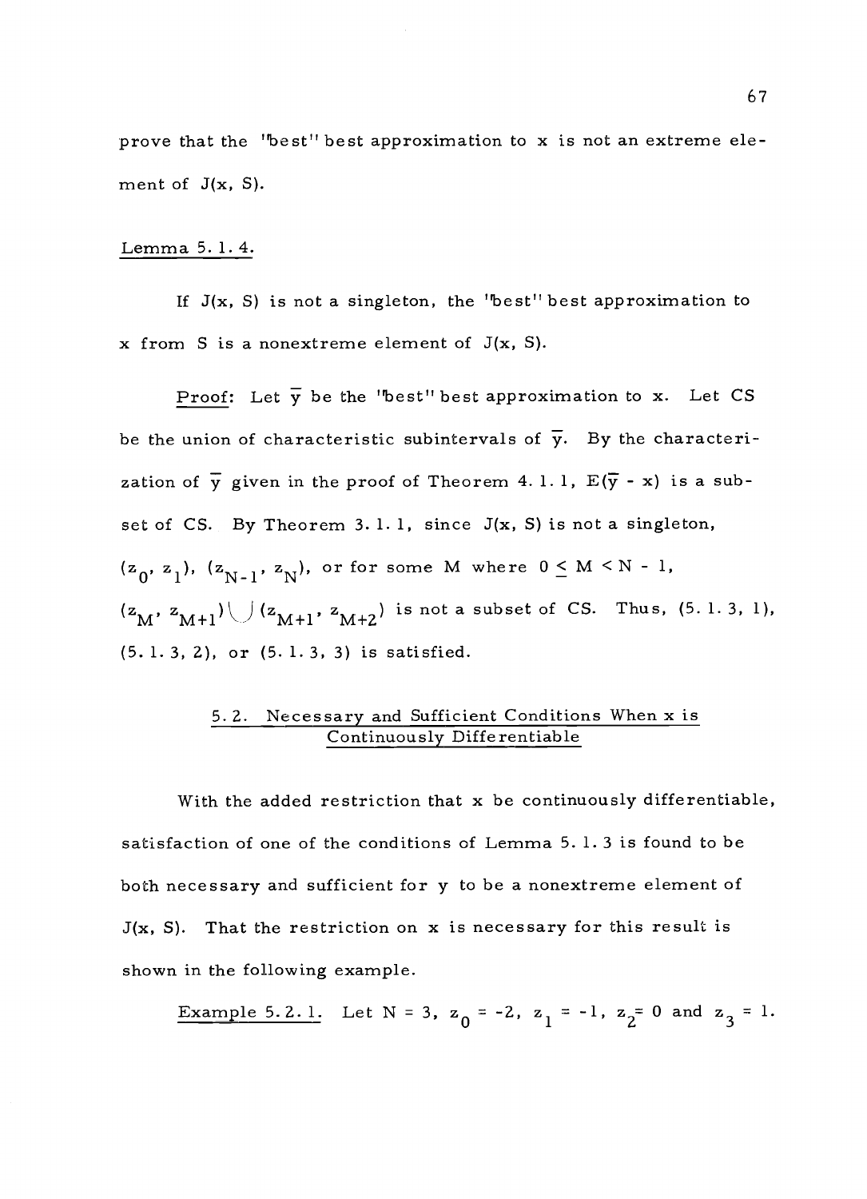prove that the "best" best approximation to x is not an extreme element of $J(x, S)$.

Lemma 5.1.4.

If $J(x, S)$ is not a singleton, the "best" best approximation to x from S is a nonextreme element of $J(x, S)$.

Proof: Let $\bar{y}$ be the "best" best approximation to x. Let CS be the union of characteristic subintervals of $\bar{y}$. By the characterization of $\bar{y}$ given in the proof of Theorem 4.1.1, $E(\bar{y} - x)$ is a subset of CS. By Theorem 3.1.1, since $J(x, S)$ is not a singleton, $(z_0, z_1)$, $(z_{N-1}, z_N)$, or for some M where $0 \leq M < N - 1$, $(z_M, z_{M+1}) \cup (z_{M+1}, z_{M+2})$ is not a subset of CS. Thus, (5.1.3, 1), (5.1.3, 2), or (5.1.3, 3) is satisfied.

## 5.2. Necessary and Sufficient Conditions When x is Continuously Differentiable

With the added restriction that x be continuously differentiable, satisfaction of one of the conditions of Lemma 5.1.3 is found to be both necessary and sufficient for y to be a nonextreme element of $J(x, S)$. That the restriction on x is necessary for this result is shown in the following example.

Example 5.2.1. Let $N = 3$, $z_0 = -2$, $z_1 = -1$, $z_2 = 0$ and $z_3 = 1$.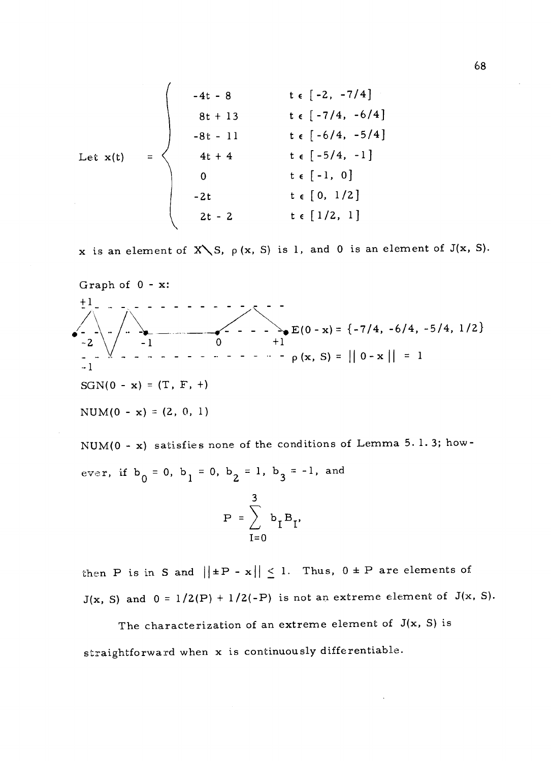$$
\text{Let } x(t) = \begin{cases} -4t - 8 & t \in [-2, -7/4] \\ 8t + 13 & t \in [-7/4, -6/4] \\ -8t - 11 & t \in [-6/4, -5/4] \\ 4t + 4 & t \in [-5/4, -1] \\ 0 & t \in [-1, 0] \\ -2t & t \in [0, 1/2] \\ 2t - 2 & t \in [1/2, 1] \end{cases}
$$

$x$ is an element of $X \setminus S$, $\rho(x, S)$ is 1, and 0 is an element of $J(x, S)$.

Graph of $0 - x$:

$E(0 - x) = \{-7/4, -6/4, -5/4, 1/2\}$

$\rho(x, S) = ||0 - x|| = 1$

$SGN(0 - x) = (T, F, +)$

$NUM(0 - x) = (2, 0, 1)$

$NUM(0 - x)$ satisfies none of the conditions of Lemma 5.1.3; however, if $b_0 = 0$, $b_1 = 0$, $b_2 = 1$, $b_3 = -1$, and

$$
P = \sum_{I=0}^{3} b_I B_I,
$$

then $P$ is in $S$ and $||\pm P - x|| \leq 1$. Thus, $0 \pm P$ are elements of $J(x, S)$ and $0 = 1/2(P) + 1/2(-P)$ is not an extreme element of $J(x, S)$.

The characterization of an extreme element of $J(x, S)$ is straightforward when $x$ is continuously differentiable.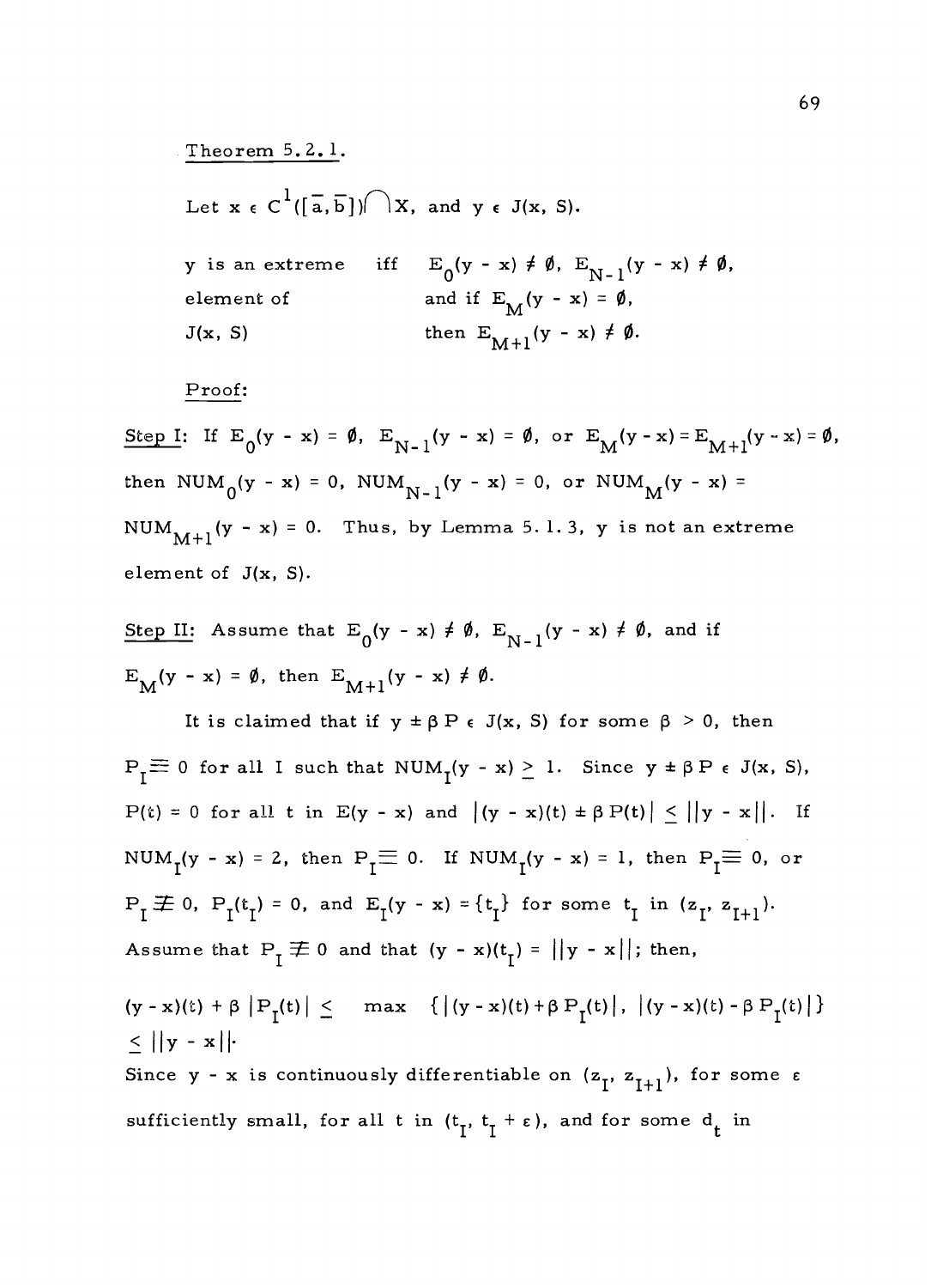Theorem 5.2.1.

Let $x \in C^1([\bar{a}, \bar{b}]) \cap X$, and $y \in J(x, S)$.

y is an extreme element of $J(x, S)$ iff $E_0(y - x) \neq \emptyset$, $E_{N-1}(y - x) \neq \emptyset$, and if $E_M(y - x) = \emptyset$, then $E_{M+1}(y - x) \neq \emptyset$.

Proof:

Step I: If $E_0(y - x) = \emptyset$, $E_{N-1}(y - x) = \emptyset$, or $E_M(y - x) = E_{M+1}(y - x) = \emptyset$, then $NUM_0(y - x) = 0$, $NUM_{N-1}(y - x) = 0$, or $NUM_M(y - x) = NUM_{M+1}(y - x) = 0$. Thus, by Lemma 5.1.3, y is not an extreme element of $J(x, S)$.

Step II: Assume that $E_0(y - x) \neq \emptyset$, $E_{N-1}(y - x) \neq \emptyset$, and if $E_M(y - x) = \emptyset$, then $E_{M+1}(y - x) \neq \emptyset$.

It is claimed that if $y \pm \beta P \in J(x, S)$ for some $\beta > 0$, then $P_I \equiv 0$ for all I such that $NUM_I(y - x) \geq 1$. Since $y \pm \beta P \in J(x, S)$, $P(t) = 0$ for all t in $E(y - x)$ and $|(y - x)(t) \pm \beta P(t)| \leq ||y - x||$. If $NUM_I(y - x) = 2$, then $P_I \equiv 0$. If $NUM_I(y - x) = 1$, then $P_I \equiv 0$, or $P_I \not\equiv 0$, $P_I(t_I) = 0$, and $E_I(y - x) = \{t_I\}$ for some $t_I$ in $(z_I, z_{I+1})$. Assume that $P_I \not\equiv 0$ and that $(y - x)(t_I) = ||y - x||$; then,

$$(y - x)(t) + \beta |P_I(t)| \leq \max \{|(y - x)(t) + \beta P_I(t)|, |(y - x)(t) - \beta P_I(t)|\} \leq ||y - x||.$$

Since $y - x$ is continuously differentiable on $(z_I, z_{I+1})$, for some $\varepsilon$ sufficiently small, for all t in $(t_I, t_I + \varepsilon)$, and for some $d_t$ in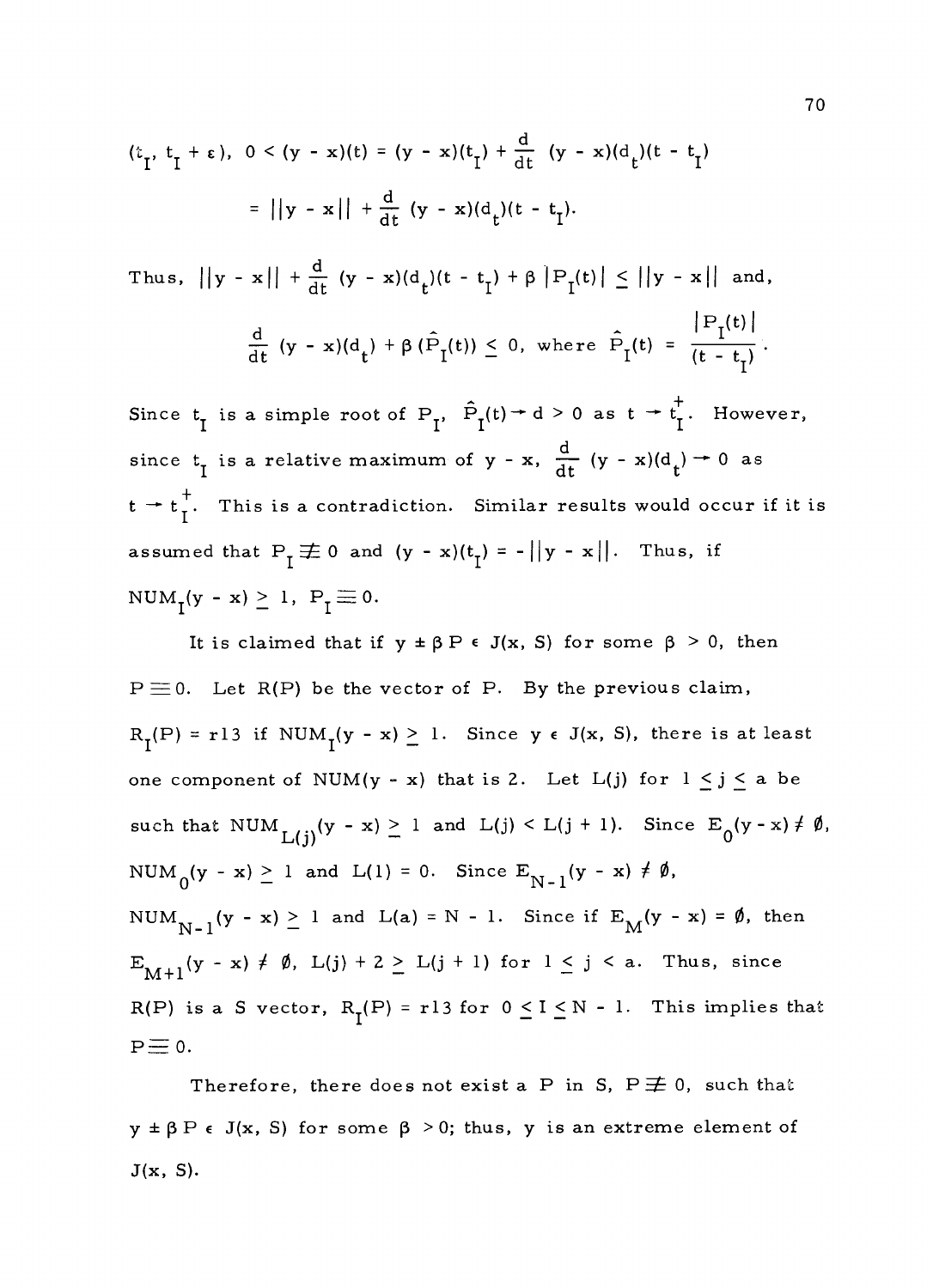$(t_I, t_I + \varepsilon)$, $0 < (y - x)(t) = (y - x)(t_I) + \frac{d}{dt}(y - x)(d_t)(t - t_I)$

$$= ||y - x|| + \frac{d}{dt}(y - x)(d_t)(t - t_I).$$

Thus, $||y - x|| + \frac{d}{dt}(y - x)(d_t)(t - t_I) + \beta\, |P_I(t)| \leq ||y - x||$ and,

$$\frac{d}{dt}(y - x)(d_t) + \beta\,(\hat{P}_I(t)) \leq 0, \text{ where } \hat{P}_I(t) = \frac{|P_I(t)|}{(t - t_I)}.$$

Since $t_I$ is a simple root of $P_I$, $\hat{P}_I(t) \to d > 0$ as $t \to t_I^+$. However, since $t_I$ is a relative maximum of $y - x$, $\frac{d}{dt}(y - x)(d_t) \to 0$ as $t \to t_I^+$. This is a contradiction. Similar results would occur if it is assumed that $P_I \not\equiv 0$ and $(y - x)(t_I) = -||y - x||$. Thus, if $NUM_I(y - x) \geq 1$, $P_I \equiv 0$.

It is claimed that if $y \pm \beta P \in J(x, S)$ for some $\beta > 0$, then $P \equiv 0$. Let $R(P)$ be the vector of $P$. By the previous claim, $R_I(P) = r13$ if $NUM_I(y - x) \geq 1$. Since $y \in J(x, S)$, there is at least one component of $NUM(y - x)$ that is 2. Let $L(j)$ for $1 \leq j \leq a$ be such that $NUM_{L(j)}(y - x) \geq 1$ and $L(j) < L(j + 1)$. Since $E_0(y - x) \neq \emptyset$, $NUM_0(y - x) \geq 1$ and $L(1) = 0$. Since $E_{N-1}(y - x) \neq \emptyset$, $NUM_{N-1}(y - x) \geq 1$ and $L(a) = N - 1$. Since if $E_M(y - x) = \emptyset$, then $E_{M+1}(y - x) \neq \emptyset$, $L(j) + 2 \geq L(j + 1)$ for $1 \leq j < a$. Thus, since $R(P)$ is a S vector, $R_I(P) = r13$ for $0 \leq I \leq N - 1$. This implies that $P \equiv 0$.

Therefore, there does not exist a $P$ in $S$, $P \not\equiv 0$, such that $y \pm \beta P \in J(x, S)$ for some $\beta > 0$; thus, $y$ is an extreme element of $J(x, S)$.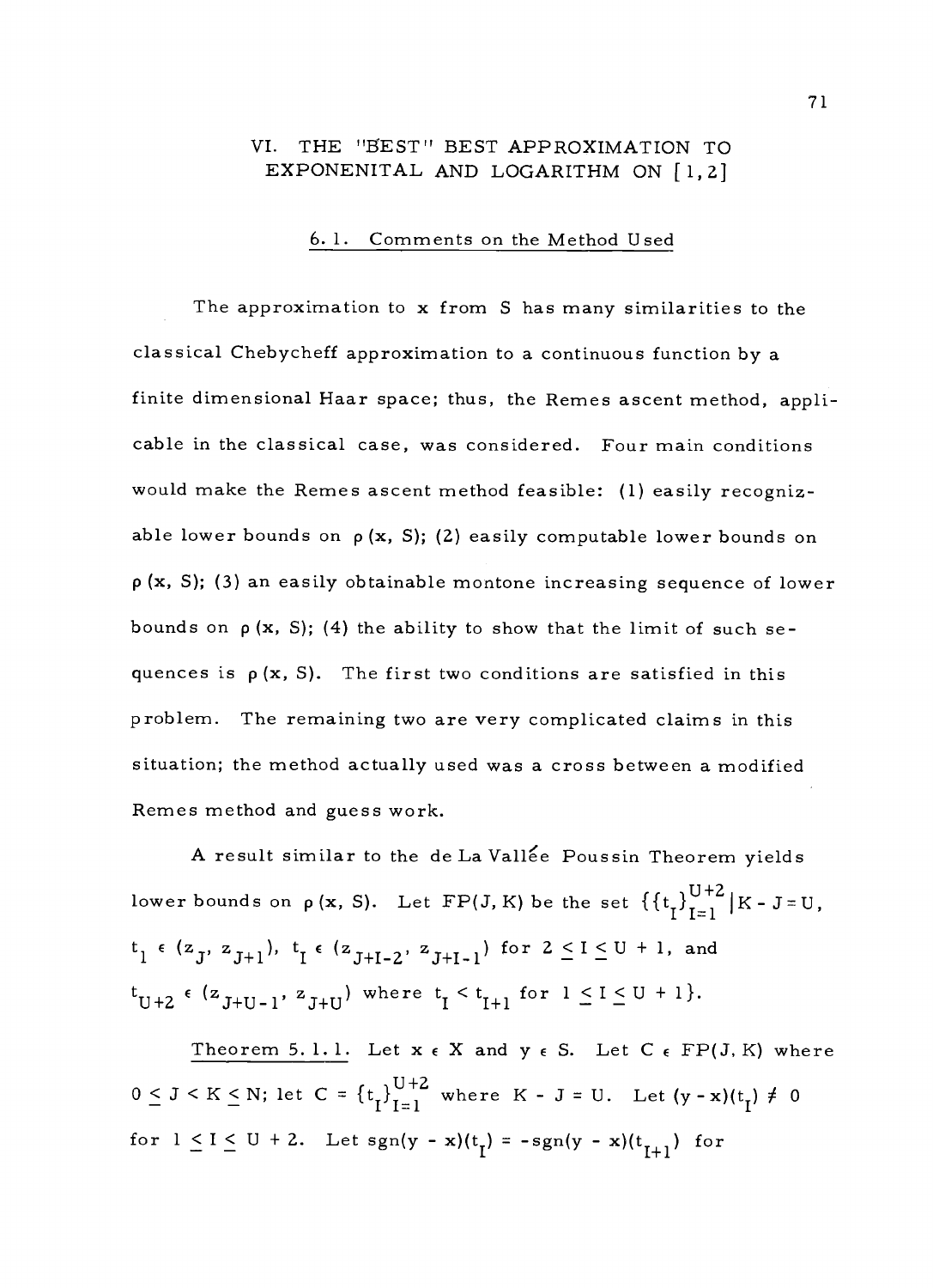# VI. THE "BEST" BEST APPROXIMATION TO EXPONENITAL AND LOGARITHM ON [1, 2]

## 6.1. Comments on the Method Used

The approximation to x from S has many similarities to the classical Chebycheff approximation to a continuous function by a finite dimensional Haar space; thus, the Remes ascent method, applicable in the classical case, was considered. Four main conditions would make the Remes ascent method feasible: (1) easily recognizable lower bounds on $\rho(x, S)$; (2) easily computable lower bounds on $\rho(x, S)$; (3) an easily obtainable montone increasing sequence of lower bounds on $\rho(x, S)$; (4) the ability to show that the limit of such sequences is $\rho(x, S)$. The first two conditions are satisfied in this problem. The remaining two are very complicated claims in this situation; the method actually used was a cross between a modified Remes method and guess work.

A result similar to the de La Vallée Poussin Theorem yields lower bounds on $\rho(x, S)$. Let FP(J, K) be the set $\{\{t_I\}_{I=1}^{U+2} \mid K - J = U,$ $t_1 \in (z_J, z_{J+1}),\ t_I \in (z_{J+I-2}, z_{J+I-1})$ for $2 \leq I \leq U+1$, and $t_{U+2} \in (z_{J+U-1}, z_{J+U})$ where $t_I < t_{I+1}$ for $1 \leq I \leq U+1\}$.

Theorem 5.1.1. Let $x \in X$ and $y \in S$. Let $C \in FP(J, K)$ where $0 \leq J < K \leq N$; let $C = \{t_I\}_{I=1}^{U+2}$ where $K - J = U$. Let $(y - x)(t_I) \neq 0$ for $1 \leq I \leq U+2$. Let $\text{sgn}(y - x)(t_I) = -\text{sgn}(y - x)(t_{I+1})$ for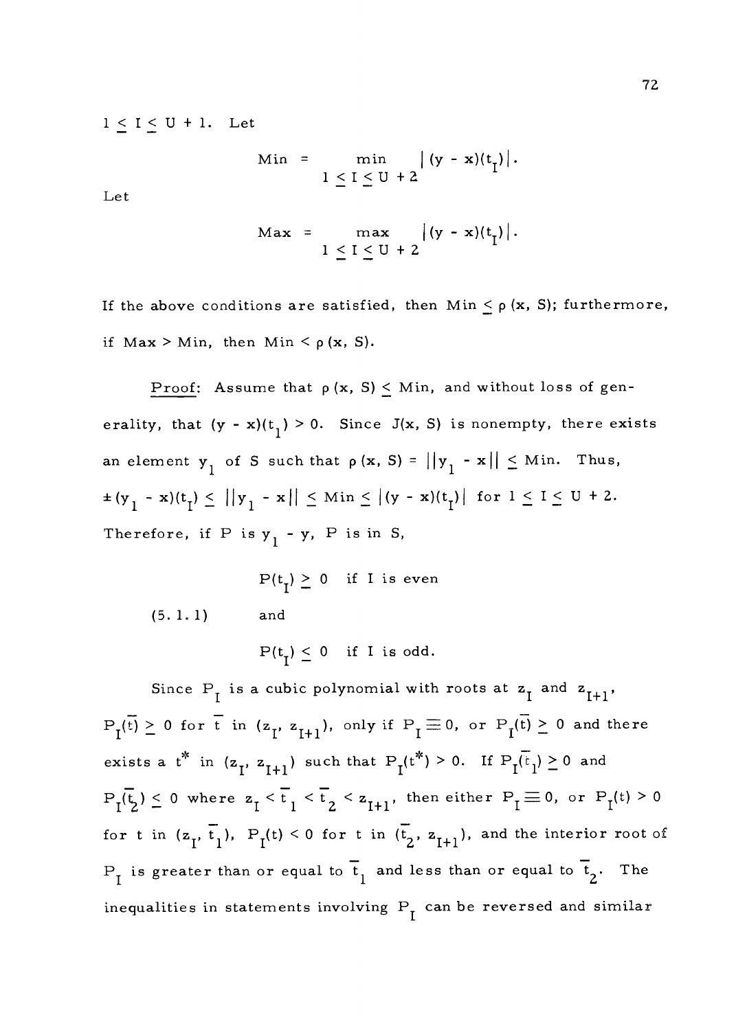$1 \leq I \leq U + 1$. Let

$$\text{Min} = \min_{1 \leq I \leq U+2} |(y - x)(t_I)|.$$

Let

$$\text{Max} = \max_{1 \leq I \leq U+2} |(y - x)(t_I)|.$$

If the above conditions are satisfied, then $\text{Min} \leq \rho(x, S)$; furthermore, if $\text{Max} > \text{Min}$, then $\text{Min} < \rho(x, S)$.

Proof: Assume that $\rho(x, S) \leq \text{Min}$, and without loss of generality, that $(y - x)(t_1) > 0$. Since $J(x, S)$ is nonempty, there exists an element $y_1$ of $S$ such that $\rho(x, S) = ||y_1 - x|| \leq \text{Min}$. Thus, $\pm(y_1 - x)(t_I) \leq ||y_1 - x|| \leq \text{Min} \leq |(y - x)(t_I)|$ for $1 \leq I \leq U + 2$. Therefore, if $P$ is $y_1 - y$, $P$ is in $S$,

$$(5.1.1) \qquad \begin{aligned} &P(t_I) \geq 0 \quad \text{if } I \text{ is even} \\ &\text{and} \\ &P(t_I) \leq 0 \quad \text{if } I \text{ is odd.} \end{aligned}$$

Since $P_I$ is a cubic polynomial with roots at $z_I$ and $z_{I+1}$, $P_I(\bar{t}) \geq 0$ for $\bar{t}$ in $(z_I, z_{I+1})$, only if $P_I \equiv 0$, or $P_I(\bar{t}) \geq 0$ and there exists a $t^*$ in $(z_I, z_{I+1})$ such that $P_I(t^*) > 0$. If $P_I(\bar{t}_1) \geq 0$ and $P_I(\bar{t}_2) \leq 0$ where $z_I < \bar{t}_1 < \bar{t}_2 < z_{I+1}$, then either $P_I \equiv 0$, or $P_I(t) > 0$ for $t$ in $(z_I, \bar{t}_1)$, $P_I(t) < 0$ for $t$ in $(\bar{t}_2, z_{I+1})$, and the interior root of $P_I$ is greater than or equal to $\bar{t}_1$ and less than or equal to $\bar{t}_2$. The inequalities in statements involving $P_I$ can be reversed and similar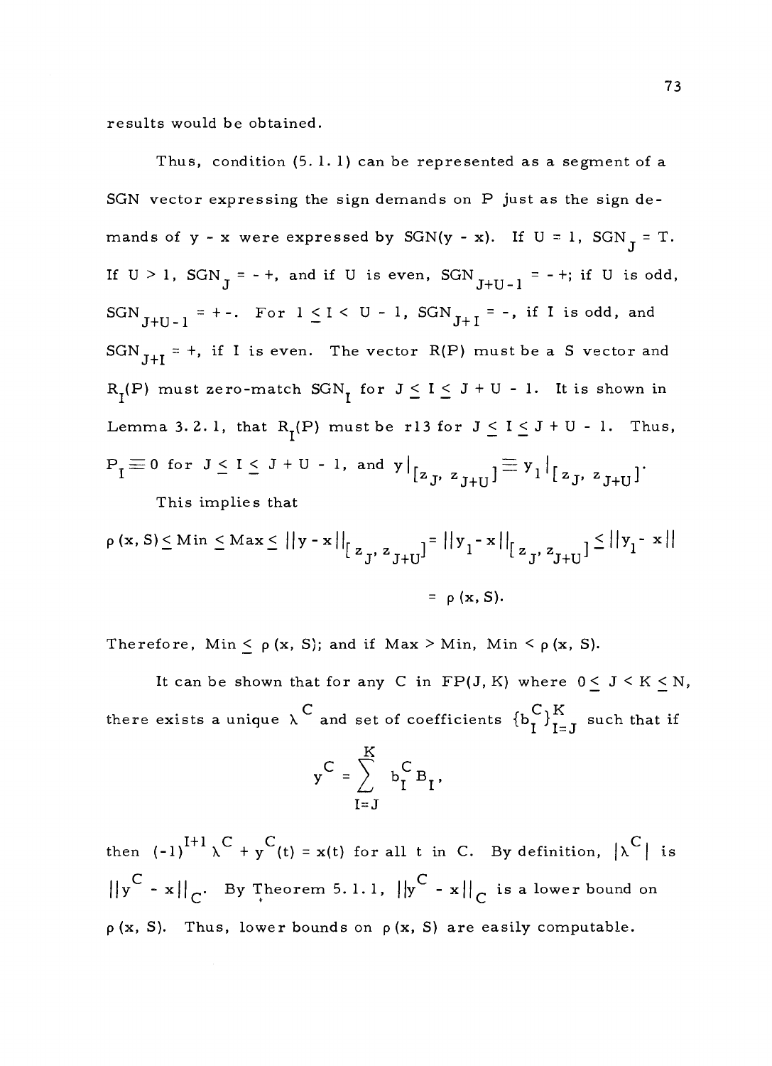results would be obtained.

Thus, condition (5. 1. 1) can be represented as a segment of a SGN vector expressing the sign demands on P just as the sign demands of y - x were expressed by SGN(y - x). If U = 1, $SGN_J = T$. If U > 1, $SGN_J = - +$, and if U is even, $SGN_{J+U-1} = - +$; if U is odd, $SGN_{J+U-1} = + -$. For $1 \leq I < U - 1$, $SGN_{J+I} = -$, if I is odd, and $SGN_{J+I} = +$, if I is even. The vector R(P) must be a S vector and $R_I(P)$ must zero-match $SGN_I$ for $J \leq I \leq J + U - 1$. It is shown in Lemma 3. 2. 1, that $R_I(P)$ must be r13 for $J \leq I \leq J + U - 1$. Thus, $P_I \equiv 0$ for $J \leq I \leq J + U - 1$, and $y|_{[z_J, z_{J+U}]} \equiv y_1|_{[z_J, z_{J+U}]}$.

This implies that

$$\rho(x, S) \leq \text{Min} \leq \text{Max} \leq ||y - x||_{[z_J, z_{J+U}]} = ||y_1 - x||_{[z_J, z_{J+U}]} \leq ||y_1 - x||$$

$$= \rho(x, S).$$

Therefore, Min $\leq \rho(x, S)$; and if Max > Min, Min $< \rho(x, S)$.

It can be shown that for any C in FP(J, K) where $0 \leq J < K \leq N$, there exists a unique $\lambda^C$ and set of coefficients $\{b_I^C\}_{I=J}^K$ such that if

$$y^C = \sum_{I=J}^{K} b_I^C B_I,$$

then $(-1)^{I+1} \lambda^C + y^C(t) = x(t)$ for all t in C. By definition, $|\lambda^C|$ is $||y^C - x||_C$. By Theorem 5. 1. 1, $||y^C - x||_C$ is a lower bound on $\rho(x, S)$. Thus, lower bounds on $\rho(x, S)$ are easily computable.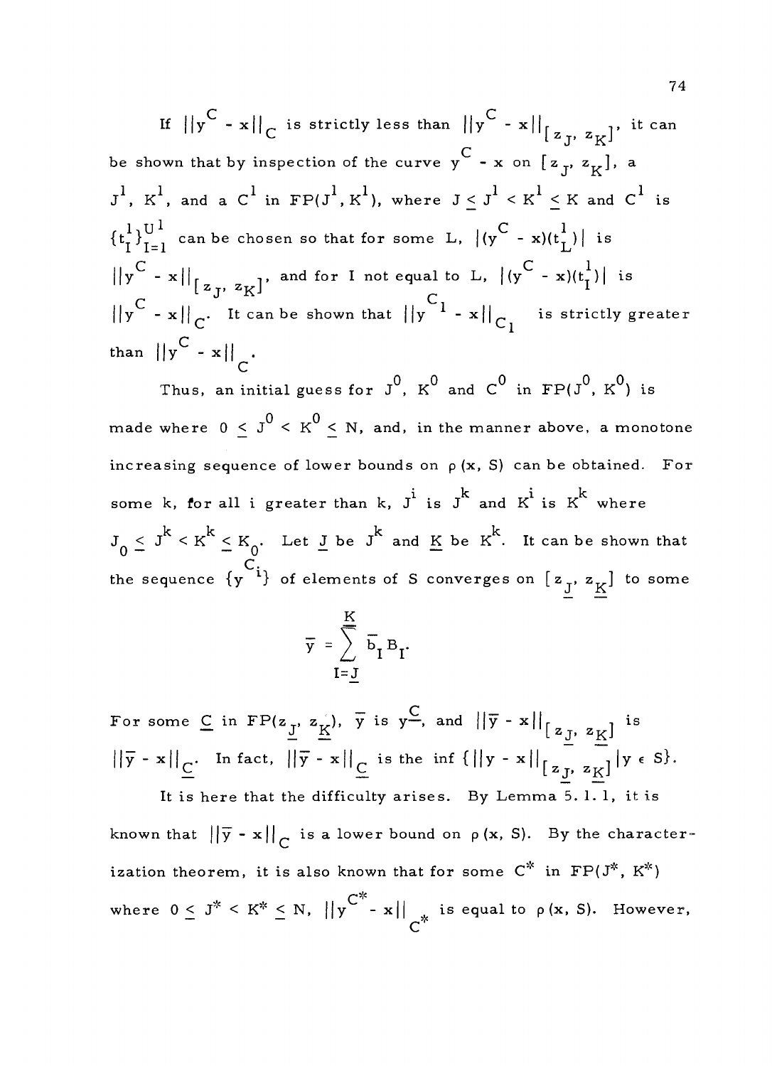If $||y^C - x||_C$ is strictly less than $||y^C - x||_{[z_J, z_K]}$, it can be shown that by inspection of the curve $y^C - x$ on $[z_J, z_K]$, a $J^1$, $K^1$, and a $C^1$ in $FP(J^1, K^1)$, where $J \leq J^1 < K^1 \leq K$ and $C^1$ is $\{t_I^1\}_{I=1}^{U^1}$ can be chosen so that for some L, $|(y^C - x)(t_L^1)|$ is $||y^C - x||_{[z_J, z_K]}$, and for I not equal to L, $|(y^C - x)(t_I^1)|$ is $||y^C - x||_C$. It can be shown that $||y^{C_1} - x||_{C_1}$ is strictly greater than $||y^C - x||_C$.

Thus, an initial guess for $J^0$, $K^0$ and $C^0$ in $FP(J^0, K^0)$ is made where $0 \leq J^0 < K^0 \leq N$, and, in the manner above, a monotone increasing sequence of lower bounds on $\rho(x, S)$ can be obtained. For some k, for all i greater than k, $J^i$ is $J^k$ and $K^i$ is $K^k$ where $J_0 \leq J^k < K^k \leq K_0$. Let $\underline{J}$ be $J^k$ and $\underline{K}$ be $K^k$. It can be shown that the sequence $\{y^{C_i}\}$ of elements of S converges on $[z_{\underline{J}}, z_{\underline{K}}]$ to some

$$\bar{y} = \sum_{I=\underline{J}}^{\underline{K}} \bar{b}_I B_I.$$

For some $\underline{C}$ in $FP(z_{\underline{J}}, z_{\underline{K}})$, $\bar{y}$ is $y^{\underline{C}}$, and $||\bar{y} - x||_{[z_{\underline{J}}, z_{\underline{K}}]}$ is $||\bar{y} - x||_{\underline{C}}$. In fact, $||\bar{y} - x||_{\underline{C}}$ is the $\inf \{||y - x||_{[z_{\underline{J}}, z_{\underline{K}}]} | y \in S\}$.

It is here that the difficulty arises. By Lemma 5.1.1, it is known that $||\bar{y} - x||_C$ is a lower bound on $\rho(x, S)$. By the characterization theorem, it is also known that for some $C^*$ in $FP(J^*, K^*)$ where $0 \leq J^* < K^* \leq N$, $||y^{C^*} - x||_{C^*}$ is equal to $\rho(x, S)$. However,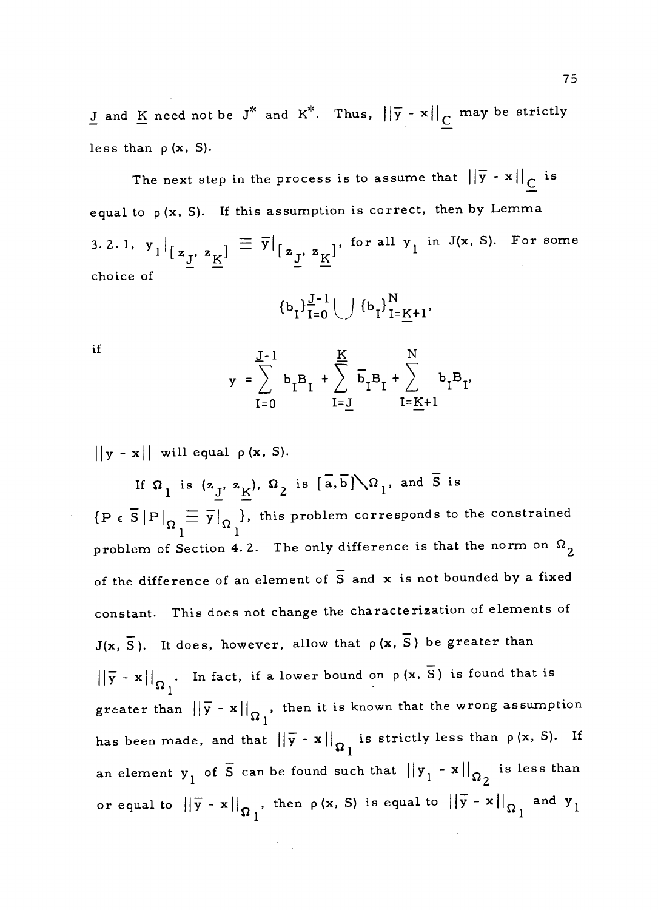$\underline{J}$ and $\underline{K}$ need not be $J^*$ and $K^*$. Thus, $||\bar{y} - x||_{\underline{C}}$ may be strictly less than $\rho(x, S)$.

The next step in the process is to assume that $||\bar{y} - x||_{\underline{C}}$ is equal to $\rho(x, S)$. If this assumption is correct, then by Lemma 3.2.1, $y_1|_{[z_{\underline{J}}, z_{\underline{K}}]} \equiv \bar{y}|_{[z_{\underline{J}}, z_{\underline{K}}]}$, for all $y_1$ in $J(x, S)$. For some choice of

$$\{b_I\}_{I=0}^{\underline{J}-1} \bigcup \{b_I\}_{I=\underline{K}+1}^{N},$$

if

$$y = \sum_{I=0}^{\underline{J}-1} b_I B_I + \sum_{I=\underline{J}}^{\underline{K}} \bar{b}_I B_I + \sum_{I=\underline{K}+1}^{N} b_I B_I,$$

$||y - x||$ will equal $\rho(x, S)$.

If $\Omega_1$ is $(z_{\underline{J}}, z_{\underline{K}})$, $\Omega_2$ is $[\bar{a}, \bar{b}] \setminus \Omega_1$, and $\bar{S}$ is $\{P \in \bar{S} \,|\, P|_{\Omega_1} \equiv \bar{y}|_{\Omega_1}\}$, this problem corresponds to the constrained problem of Section 4.2. The only difference is that the norm on $\Omega_2$ of the difference of an element of $\bar{S}$ and $x$ is not bounded by a fixed constant. This does not change the characterization of elements of $J(x, \bar{S})$. It does, however, allow that $\rho(x, \bar{S})$ be greater than $||\bar{y} - x||_{\Omega_1}$. In fact, if a lower bound on $\rho(x, \bar{S})$ is found that is greater than $||\bar{y} - x||_{\Omega_1}$, then it is known that the wrong assumption has been made, and that $||\bar{y} - x||_{\Omega_1}$ is strictly less than $\rho(x, S)$. If an element $y_1$ of $\bar{S}$ can be found such that $||y_1 - x||_{\Omega_2}$ is less than or equal to $||\bar{y} - x||_{\Omega_1}$, then $\rho(x, S)$ is equal to $||\bar{y} - x||_{\Omega_1}$ and $y_1$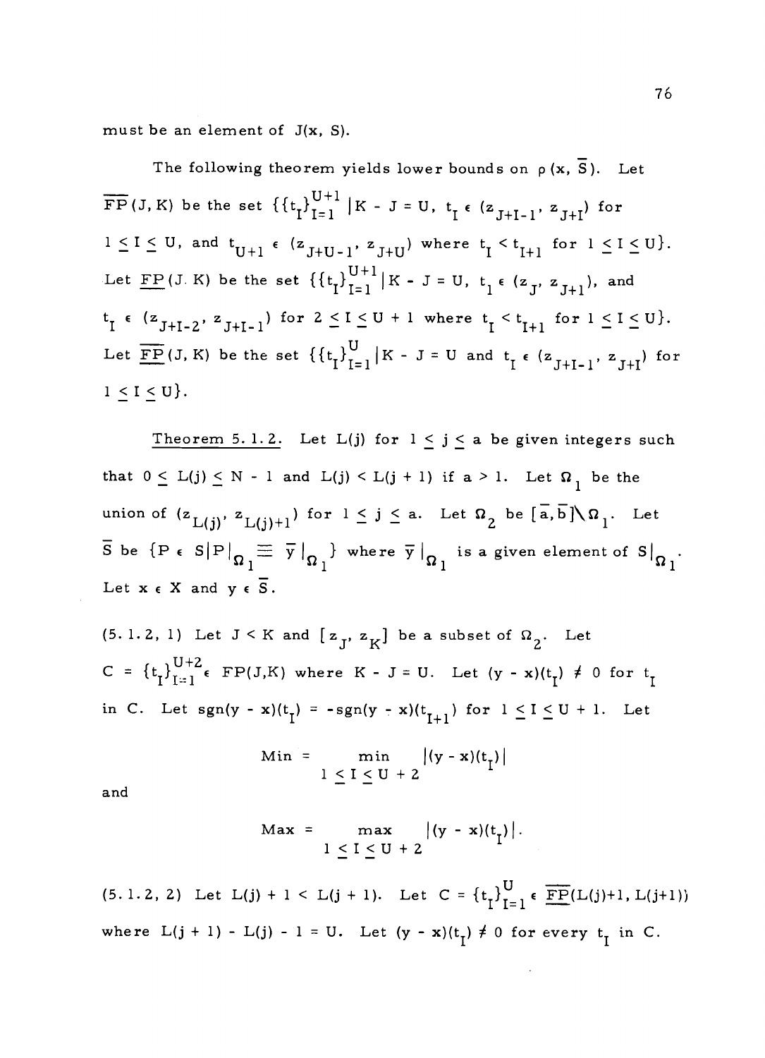must be an element of $J(x, S)$.

The following theorem yields lower bounds on $\rho(x, \overline{S})$. Let $\overline{\overline{FP}}(J, K)$ be the set $\{\{t_I\}_{I=1}^{U+1} \,|\, K - J = U,\ t_I \in (z_{J+I-1}, z_{J+I})$ for $1 \leq I \leq U$, and $t_{U+1} \in (z_{J+U-1}, z_{J+U})$ where $t_I < t_{I+1}$ for $1 \leq I \leq U\}$. Let $\underline{FP}(J. K)$ be the set $\{\{t_I\}_{I=1}^{U+1} \,|\, K - J = U,\ t_1 \in (z_J, z_{J+1})$, and $t_I \in (z_{J+I-2}, z_{J+I-1})$ for $2 \leq I \leq U + 1$ where $t_I < t_{I+1}$ for $1 \leq I \leq U\}$. Let $\overline{\underline{FP}}(J, K)$ be the set $\{\{t_I\}_{I=1}^{U} \,|\, K - J = U$ and $t_I \in (z_{J+I-1}, z_{J+I})$ for $1 \leq I \leq U\}$.

<u>Theorem 5.1.2.</u> Let $L(j)$ for $1 \leq j \leq a$ be given integers such that $0 \leq L(j) \leq N - 1$ and $L(j) < L(j + 1)$ if $a > 1$. Let $\Omega_1$ be the union of $(z_{L(j)}, z_{L(j)+1})$ for $1 \leq j \leq a$. Let $\Omega_2$ be $[\bar{a}, \bar{b}] \setminus \Omega_1$. Let $\overline{S}$ be $\{P \in S \,|\, P|_{\Omega_1} \equiv \bar{y}|_{\Omega_1}\}$ where $\bar{y}|_{\Omega_1}$ is a given element of $S|_{\Omega_1}$. Let $x \in X$ and $y \in \overline{S}$.

(5.1.2, 1) Let $J < K$ and $[z_J, z_K]$ be a subset of $\Omega_2$. Let $C = \{t_I\}_{I=1}^{U+2} \in FP(J,K)$ where $K - J = U$. Let $(y - x)(t_I) \neq 0$ for $t_I$ in $C$. Let $\text{sgn}(y - x)(t_I) = -\text{sgn}(y - x)(t_{I+1})$ for $1 \leq I \leq U + 1$. Let

$$\text{Min} = \min_{1 \leq I \leq U + 2} |(y - x)(t_I)|$$

and

$$\text{Max} = \max_{1 \leq I \leq U + 2} |(y - x)(t_I)|.$$

(5.1.2, 2) Let $L(j) + 1 < L(j + 1)$. Let $C = \{t_I\}_{I=1}^{U} \in \overline{\underline{FP}}(L(j)+1, L(j+1))$ where $L(j + 1) - L(j) - 1 = U$. Let $(y - x)(t_I) \neq 0$ for every $t_I$ in $C$.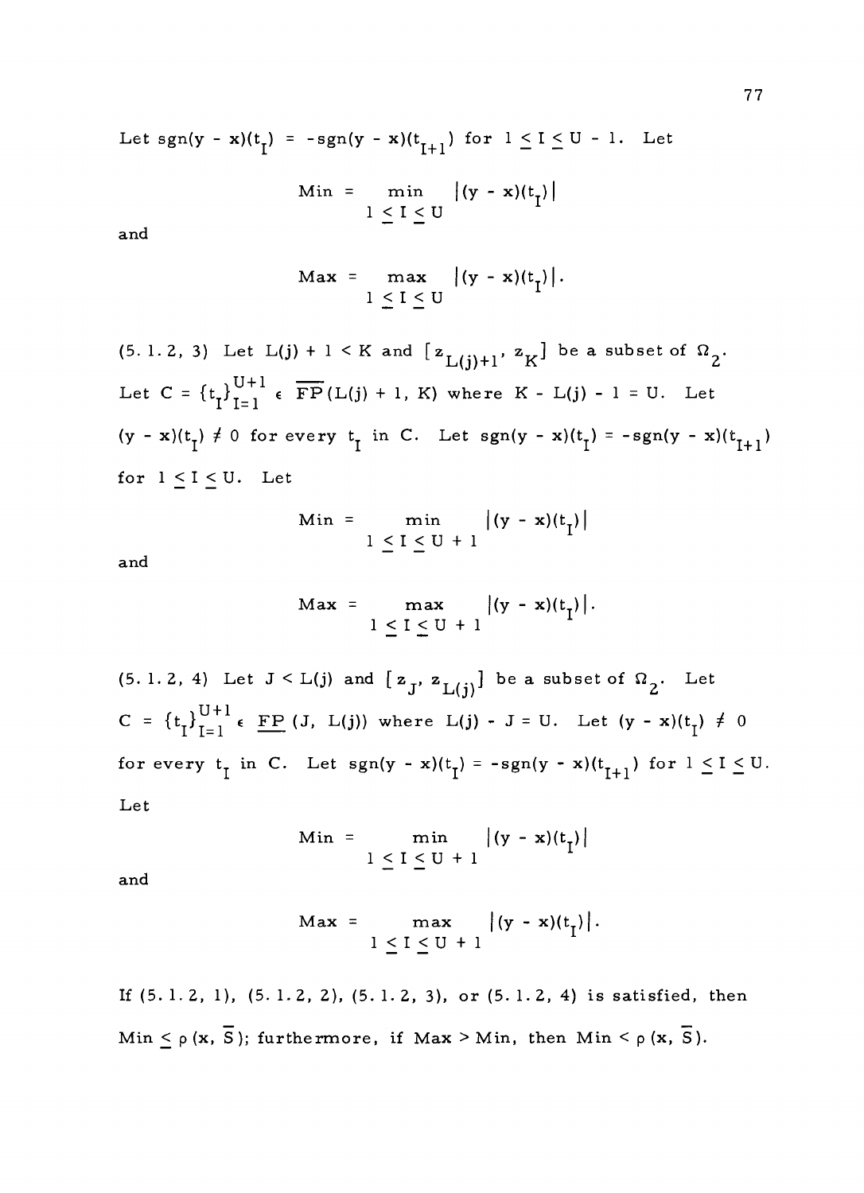Let $\text{sgn}(y - x)(t_I) = -\text{sgn}(y - x)(t_{I+1})$ for $1 \le I \le U - 1$. Let

$$\text{Min} = \min_{1 \le I \le U} |(y - x)(t_I)|$$

and

$$\text{Max} = \max_{1 \le I \le U} |(y - x)(t_I)|.$$

(5.1.2, 3) Let $L(j) + 1 < K$ and $[z_{L(j)+1}, z_K]$ be a subset of $\Omega_2$. Let $C = \{t_I\}_{I=1}^{U+1} \in \overline{FP}(L(j) + 1, K)$ where $K - L(j) - 1 = U$. Let $(y - x)(t_I) \ne 0$ for every $t_I$ in $C$. Let $\text{sgn}(y - x)(t_I) = -\text{sgn}(y - x)(t_{I+1})$ for $1 \le I \le U$. Let

$$\text{Min} = \min_{1 \le I \le U + 1} |(y - x)(t_I)|$$

and

$$\text{Max} = \max_{1 \le I \le U + 1} |(y - x)(t_I)|.$$

(5.1.2, 4) Let $J < L(j)$ and $[z_J, z_{L(j)}]$ be a subset of $\Omega_2$. Let $C = \{t_I\}_{I=1}^{U+1} \in \underline{FP}(J, L(j))$ where $L(j) - J = U$. Let $(y - x)(t_I) \ne 0$ for every $t_I$ in $C$. Let $\text{sgn}(y - x)(t_I) = -\text{sgn}(y - x)(t_{I+1})$ for $1 \le I \le U$.

Let

$$\text{Min} = \min_{1 \le I \le U + 1} |(y - x)(t_I)|$$

and

$$\text{Max} = \max_{1 \le I \le U + 1} |(y - x)(t_I)|.$$

If (5.1.2, 1), (5.1.2, 2), (5.1.2, 3), or (5.1.2, 4) is satisfied, then $\text{Min} \le \rho(x, \overline{S})$; furthermore, if $\text{Max} > \text{Min}$, then $\text{Min} < \rho(x, \overline{S})$.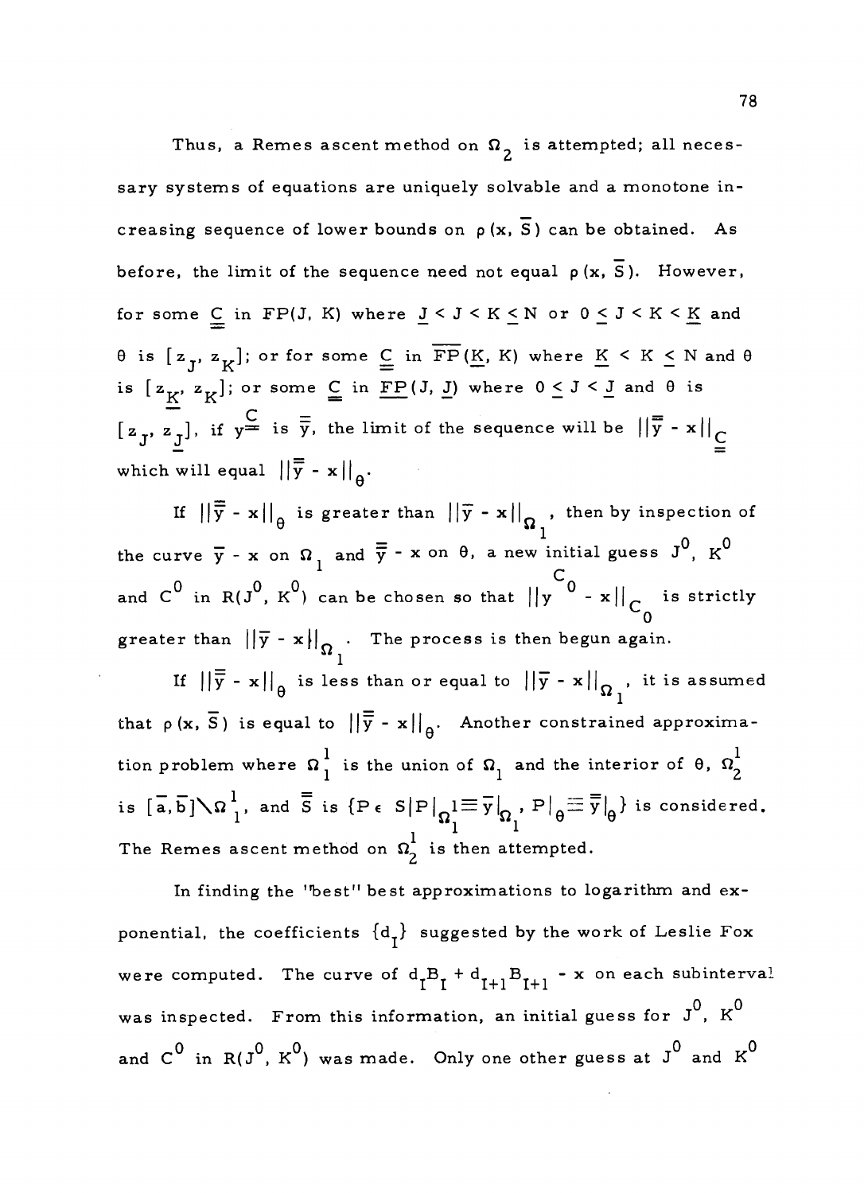Thus, a Remes ascent method on $\Omega_2$ is attempted; all necessary systems of equations are uniquely solvable and a monotone increasing sequence of lower bounds on $\rho(x, \bar{S})$ can be obtained. As before, the limit of the sequence need not equal $\rho(x, \bar{S})$. However, for some $\underline{\underline{C}}$ in FP(J, K) where $\underline{J} < J < K \leq N$ or $0 \leq J < K < \underline{K}$ and $\theta$ is $[z_J, z_K]$; or for some $\underline{\underline{C}}$ in $\overline{\text{FP}}(\underline{K}, K)$ where $\underline{K} < K \leq N$ and $\theta$ is $[z_{\underline{K}}, z_K]$; or some $\underline{\underline{C}}$ in $\underline{\text{FP}}(J, \underline{J})$ where $0 \leq J < \underline{J}$ and $\theta$ is $[z_J, z_{\underline{J}}]$, if $y^{\underline{\underline{C}}}$ is $\bar{\bar{y}}$, the limit of the sequence will be $\|\bar{\bar{y}} - x\|_{\underline{\underline{C}}}$ which will equal $\|\bar{\bar{y}} - x\|_\theta$.

If $\|\bar{\bar{y}} - x\|_\theta$ is greater than $\|\bar{y} - x\|_{\Omega_1}$, then by inspection of the curve $\bar{y} - x$ on $\Omega_1$ and $\bar{\bar{y}} - x$ on $\theta$, a new initial guess $J^0$, $K^0$ and $C^0$ in $R(J^0, K^0)$ can be chosen so that $\|y^{C_0} - x\|_{C_0}$ is strictly greater than $\|\bar{y} - x\|_{\Omega_1}$. The process is then begun again.

If $\|\bar{\bar{y}} - x\|_\theta$ is less than or equal to $\|\bar{y} - x\|_{\Omega_1}$, it is assumed that $\rho(x, \bar{S})$ is equal to $\|\bar{\bar{y}} - x\|_\theta$. Another constrained approximation problem where $\Omega_1^1$ is the union of $\Omega_1$ and the interior of $\theta$, $\Omega_2^1$ is $[\bar{a}, \bar{b}] \setminus \Omega_1^1$, and $\bar{\bar{S}}$ is $\{P \in S \mid P|_{\Omega_1^1} \equiv \bar{y}|_{\Omega_1}, \; P|_\theta \equiv \bar{\bar{y}}|_\theta\}$ is considered. The Remes ascent method on $\Omega_2^1$ is then attempted.

In finding the "best" best approximations to logarithm and exponential, the coefficients $\{d_I\}$ suggested by the work of Leslie Fox were computed. The curve of $d_I B_I + d_{I+1} B_{I+1} - x$ on each subinterval was inspected. From this information, an initial guess for $J^0$, $K^0$ and $C^0$ in $R(J^0, K^0)$ was made. Only one other guess at $J^0$ and $K^0$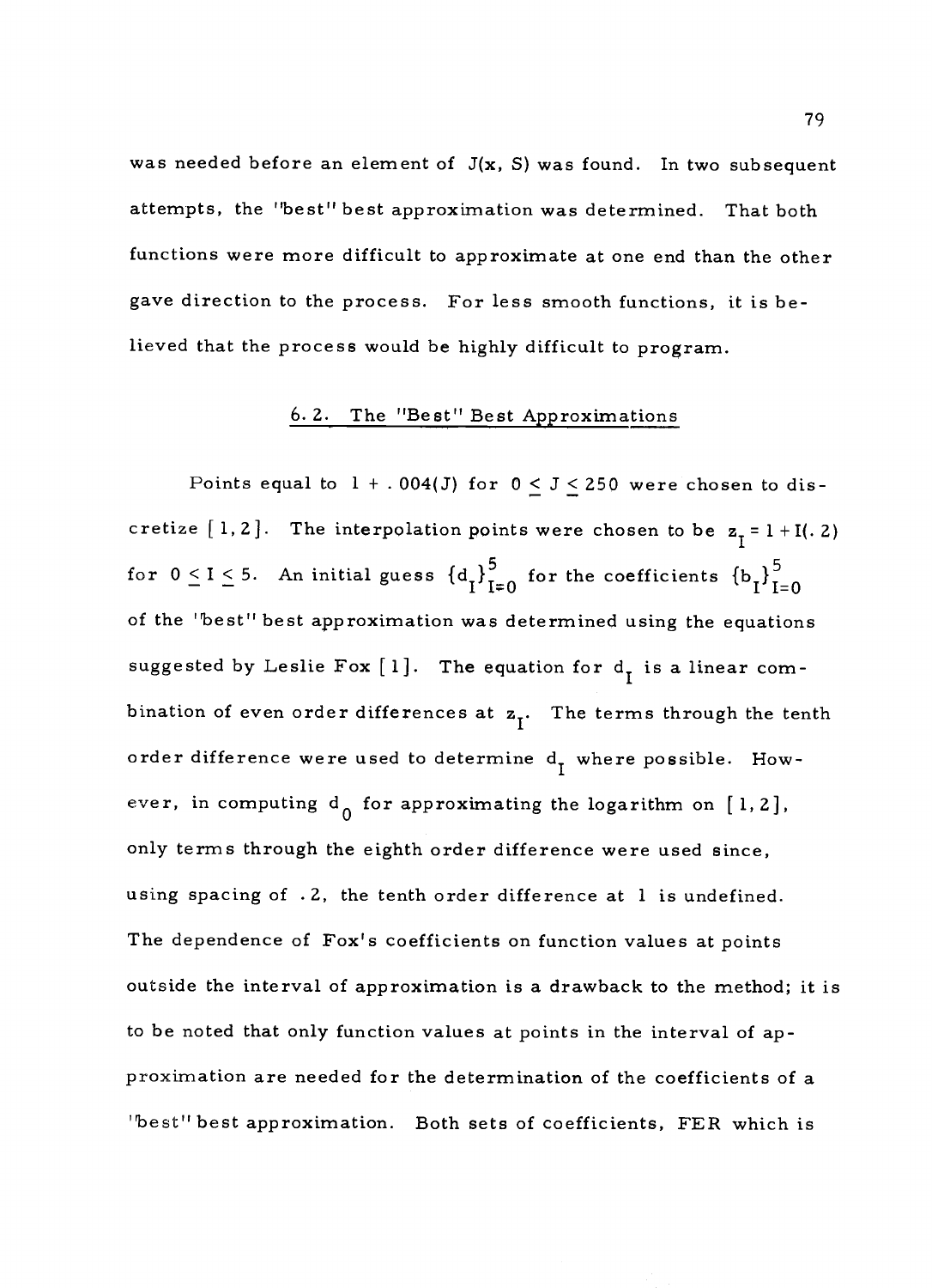was needed before an element of $J(x, S)$ was found. In two subsequent attempts, the "best" best approximation was determined. That both functions were more difficult to approximate at one end than the other gave direction to the process. For less smooth functions, it is believed that the process would be highly difficult to program.

## 6.2. The "Best" Best Approximations

Points equal to $1 + .004(J)$ for $0 \leq J \leq 250$ were chosen to discretize $[1, 2]$. The interpolation points were chosen to be $z_I = 1 + I(.2)$ for $0 \leq I \leq 5$. An initial guess $\{d_I\}_{I=0}^{5}$ for the coefficients $\{b_I\}_{I=0}^{5}$ of the "best" best approximation was determined using the equations suggested by Leslie Fox [1]. The equation for $d_I$ is a linear combination of even order differences at $z_I$. The terms through the tenth order difference were used to determine $d_I$ where possible. However, in computing $d_0$ for approximating the logarithm on $[1, 2]$, only terms through the eighth order difference were used since, using spacing of $.2$, the tenth order difference at $1$ is undefined. The dependence of Fox's coefficients on function values at points outside the interval of approximation is a drawback to the method; it is to be noted that only function values at points in the interval of approximation are needed for the determination of the coefficients of a "best" best approximation. Both sets of coefficients, FER which is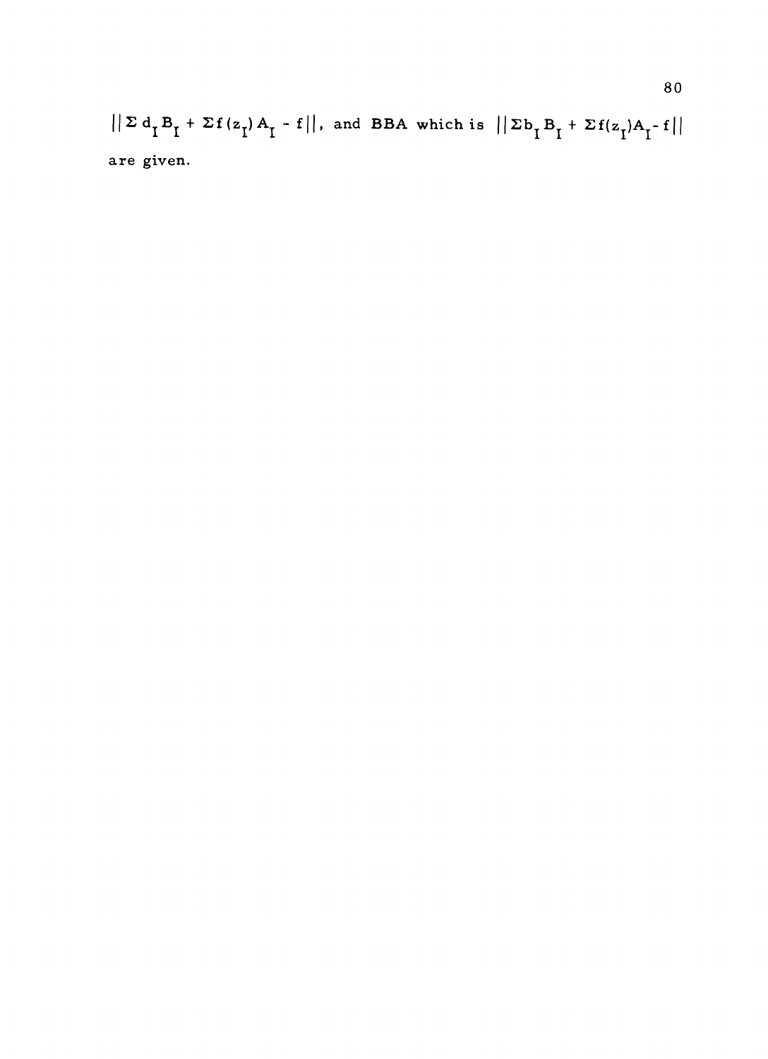$||\Sigma\, d_I B_I + \Sigma f(z_I) A_I - f||$, and BBA which is $||\Sigma b_I B_I + \Sigma f(z_I) A_I - f||$ are given.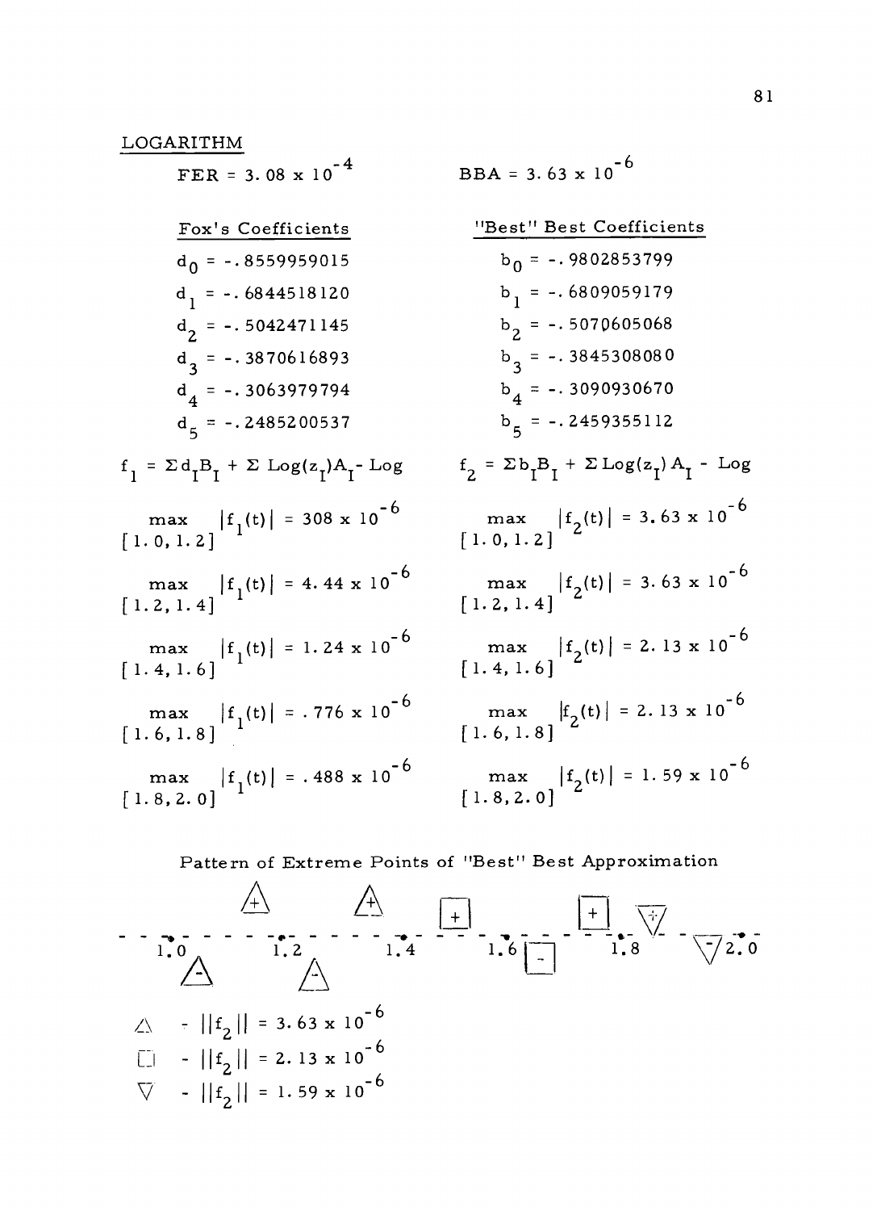## LOGARITHM

$FER = 3.08 \times 10^{-4}$

$BBA = 3.63 \times 10^{-6}$

| Fox's Coefficients | "Best" Best Coefficients |
|---|---|
| $d_0 = -.8559959015$ | $b_0 = -.9802853799$ |
| $d_1 = -.6844518120$ | $b_1 = -.6809059179$ |
| $d_2 = -.5042471145$ | $b_2 = -.5070605068$ |
| $d_3 = -.3870616893$ | $b_3 = -.3845308080$ |
| $d_4 = -.3063979794$ | $b_4 = -.3090930670$ |
| $d_5 = -.2485200537$ | $b_5 = -.2459355112$ |

$f_1 = \Sigma d_I B_I + \Sigma \operatorname{Log}(z_I) A_I - \operatorname{Log}$

$f_2 = \Sigma b_I B_I + \Sigma \operatorname{Log}(z_I) A_I - \operatorname{Log}$

| $f_1$ | $f_2$ |
|---|---|
| $\max\limits_{[1.0,1.2]} \lvert f_1(t)\rvert = 308 \times 10^{-6}$ | $\max\limits_{[1.0,1.2]} \lvert f_2(t)\rvert = 3.63 \times 10^{-6}$ |
| $\max\limits_{[1.2,1.4]} \lvert f_1(t)\rvert = 4.44 \times 10^{-6}$ | $\max\limits_{[1.2,1.4]} \lvert f_2(t)\rvert = 3.63 \times 10^{-6}$ |
| $\max\limits_{[1.4,1.6]} \lvert f_1(t)\rvert = 1.24 \times 10^{-6}$ | $\max\limits_{[1.4,1.6]} \lvert f_2(t)\rvert = 2.13 \times 10^{-6}$ |
| $\max\limits_{[1.6,1.8]} \lvert f_1(t)\rvert = .776 \times 10^{-6}$ | $\max\limits_{[1.6,1.8]} \lvert f_2(t)\rvert = 2.13 \times 10^{-6}$ |
| $\max\limits_{[1.8,2.0]} \lvert f_1(t)\rvert = .488 \times 10^{-6}$ | $\max\limits_{[1.8,2.0]} \lvert f_2(t)\rvert = 1.59 \times 10^{-6}$ |

Pattern of Extreme Points of "Best" Best Approximation

△ - $\|f_2\| = 3.63 \times 10^{-6}$

□ - $\|f_2\| = 2.13 \times 10^{-6}$

▽ - $\|f_2\| = 1.59 \times 10^{-6}$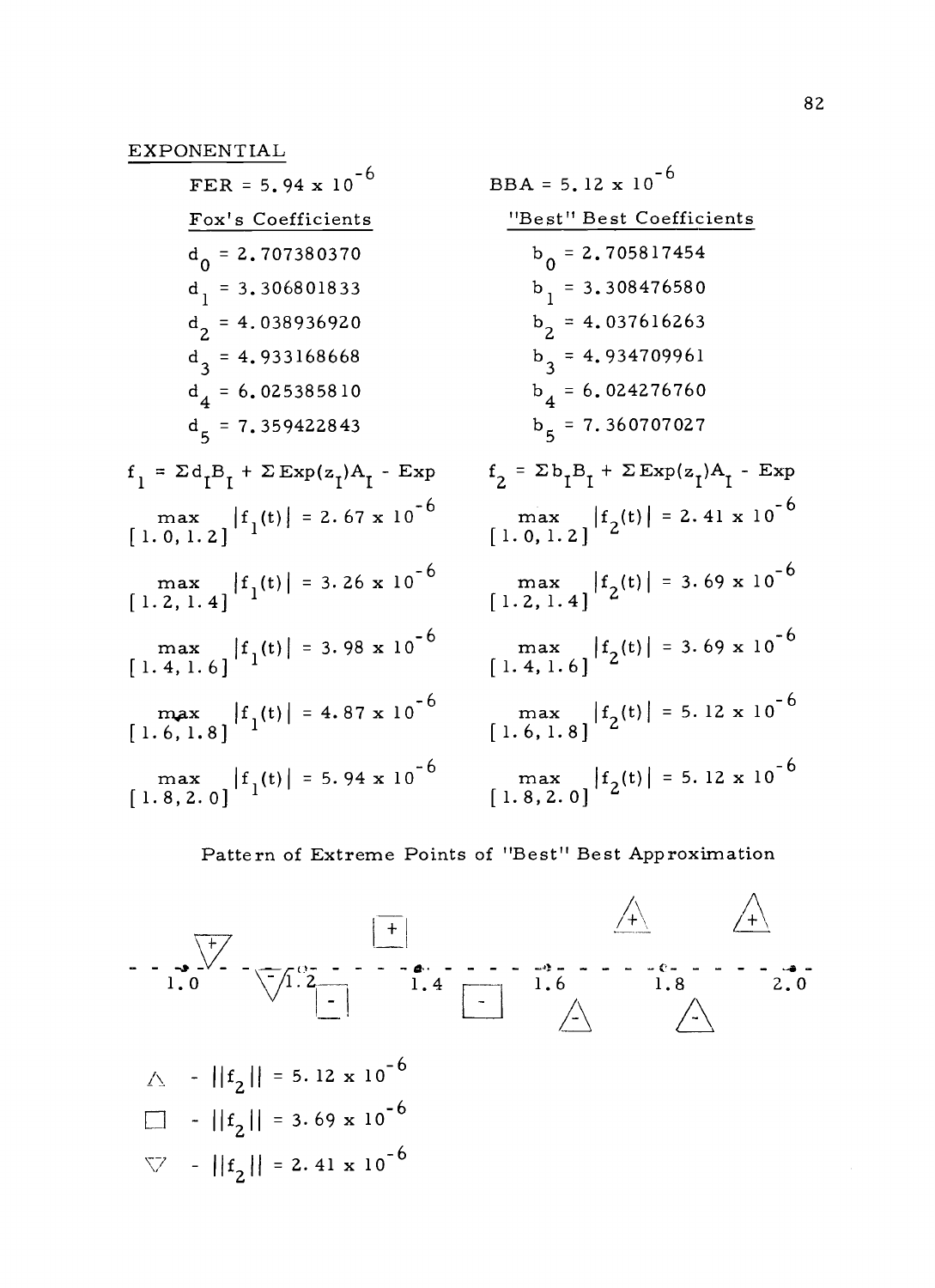EXPONENTIAL

| FER = $5.94 \times 10^{-6}$ | BBA = $5.12 \times 10^{-6}$ |
|---|---|
| Fox's Coefficients | "Best" Best Coefficients |
| $d_0 = 2.707380370$ | $b_0 = 2.705817454$ |
| $d_1 = 3.306801833$ | $b_1 = 3.308476580$ |
| $d_2 = 4.038936920$ | $b_2 = 4.037616263$ |
| $d_3 = 4.933168668$ | $b_3 = 4.934709961$ |
| $d_4 = 6.025385810$ | $b_4 = 6.024276760$ |
| $d_5 = 7.359422843$ | $b_5 = 7.360707027$ |
| $f_1 = \Sigma d_I B_I + \Sigma \text{Exp}(z_I) A_I - \text{Exp}$ | $f_2 = \Sigma b_I B_I + \Sigma \text{Exp}(z_I) A_I - \text{Exp}$ |
| $\max_{[1.0,1.2]} \lvert f_1(t) \rvert = 2.67 \times 10^{-6}$ | $\max_{[1.0,1.2]} \lvert f_2(t) \rvert = 2.41 \times 10^{-6}$ |
| $\max_{[1.2,1.4]} \lvert f_1(t) \rvert = 3.26 \times 10^{-6}$ | $\max_{[1.2,1.4]} \lvert f_2(t) \rvert = 3.69 \times 10^{-6}$ |
| $\max_{[1.4,1.6]} \lvert f_1(t) \rvert = 3.98 \times 10^{-6}$ | $\max_{[1.4,1.6]} \lvert f_2(t) \rvert = 3.69 \times 10^{-6}$ |
| $\max_{[1.6,1.8]} \lvert f_1(t) \rvert = 4.87 \times 10^{-6}$ | $\max_{[1.6,1.8]} \lvert f_2(t) \rvert = 5.12 \times 10^{-6}$ |
| $\max_{[1.8,2.0]} \lvert f_1(t) \rvert = 5.94 \times 10^{-6}$ | $\max_{[1.8,2.0]} \lvert f_2(t) \rvert = 5.12 \times 10^{-6}$ |

Pattern of Extreme Points of "Best" Best Approximation

1.0 &nbsp;&nbsp; 1.2 &nbsp;&nbsp; 1.4 &nbsp;&nbsp; 1.6 &nbsp;&nbsp; 1.8 &nbsp;&nbsp; 2.0

△ - $\|f_2\| = 5.12 \times 10^{-6}$

□ - $\|f_2\| = 3.69 \times 10^{-6}$

▽ - $\|f_2\| = 2.41 \times 10^{-6}$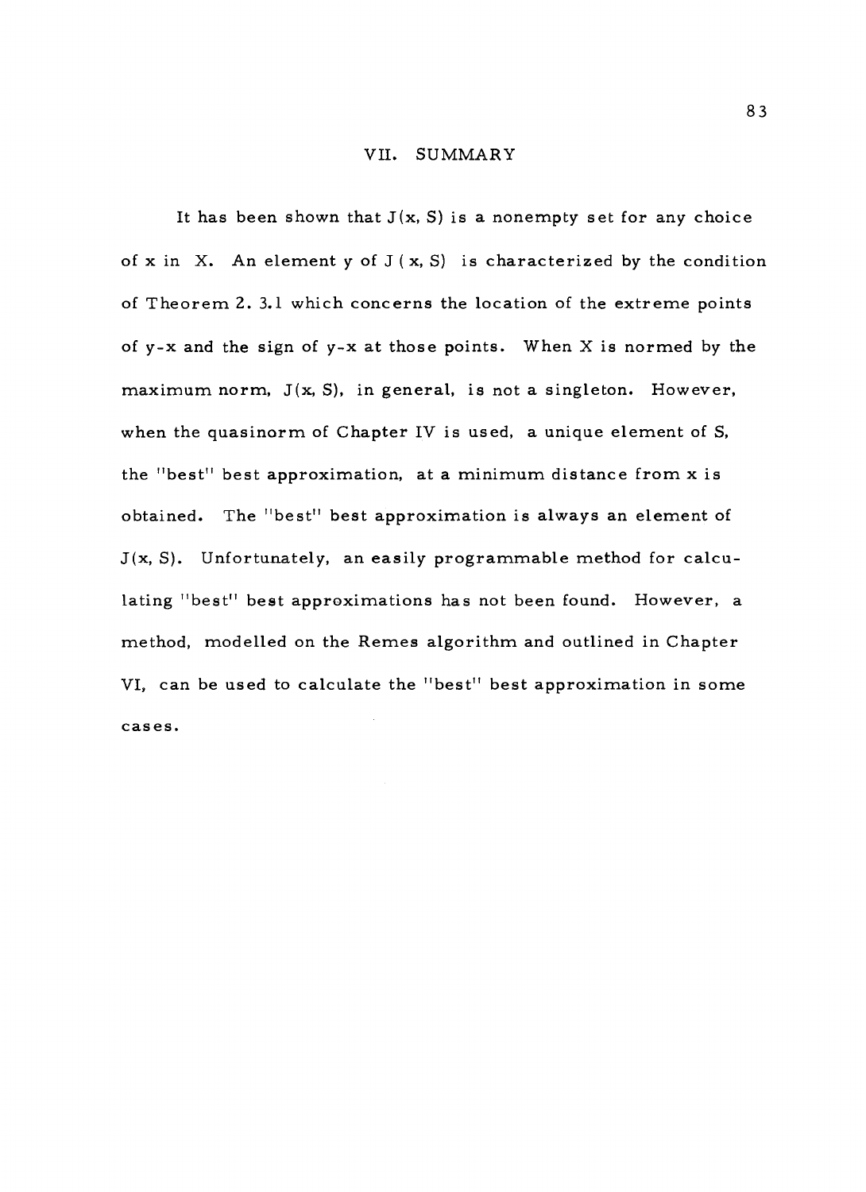# VII. SUMMARY

It has been shown that $J(x, S)$ is a nonempty set for any choice of $x$ in $X$. An element $y$ of $J(x, S)$ is characterized by the condition of Theorem 2.3.1 which concerns the location of the extreme points of $y-x$ and the sign of $y-x$ at those points. When $X$ is normed by the maximum norm, $J(x, S)$, in general, is not a singleton. However, when the quasinorm of Chapter IV is used, a unique element of $S$, the "best" best approximation, at a minimum distance from $x$ is obtained. The "best" best approximation is always an element of $J(x, S)$. Unfortunately, an easily programmable method for calculating "best" best approximations has not been found. However, a method, modelled on the Remes algorithm and outlined in Chapter VI, can be used to calculate the "best" best approximation in some cases.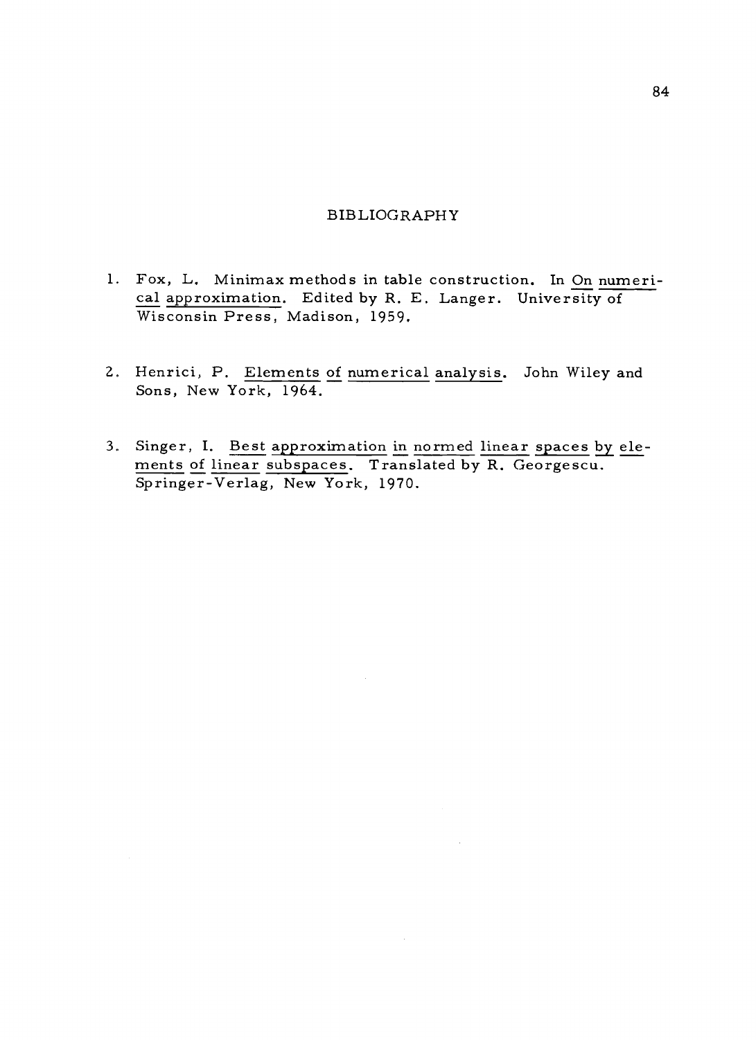# BIBLIOGRAPHY

1. Fox, L. Minimax methods in table construction. In *On numerical approximation*. Edited by R. E. Langer. University of Wisconsin Press, Madison, 1959.

2. Henrici, P. *Elements of numerical analysis*. John Wiley and Sons, New York, 1964.

3. Singer, I. *Best approximation in normed linear spaces by elements of linear subspaces*. Translated by R. Georgescu. Springer-Verlag, New York, 1970.